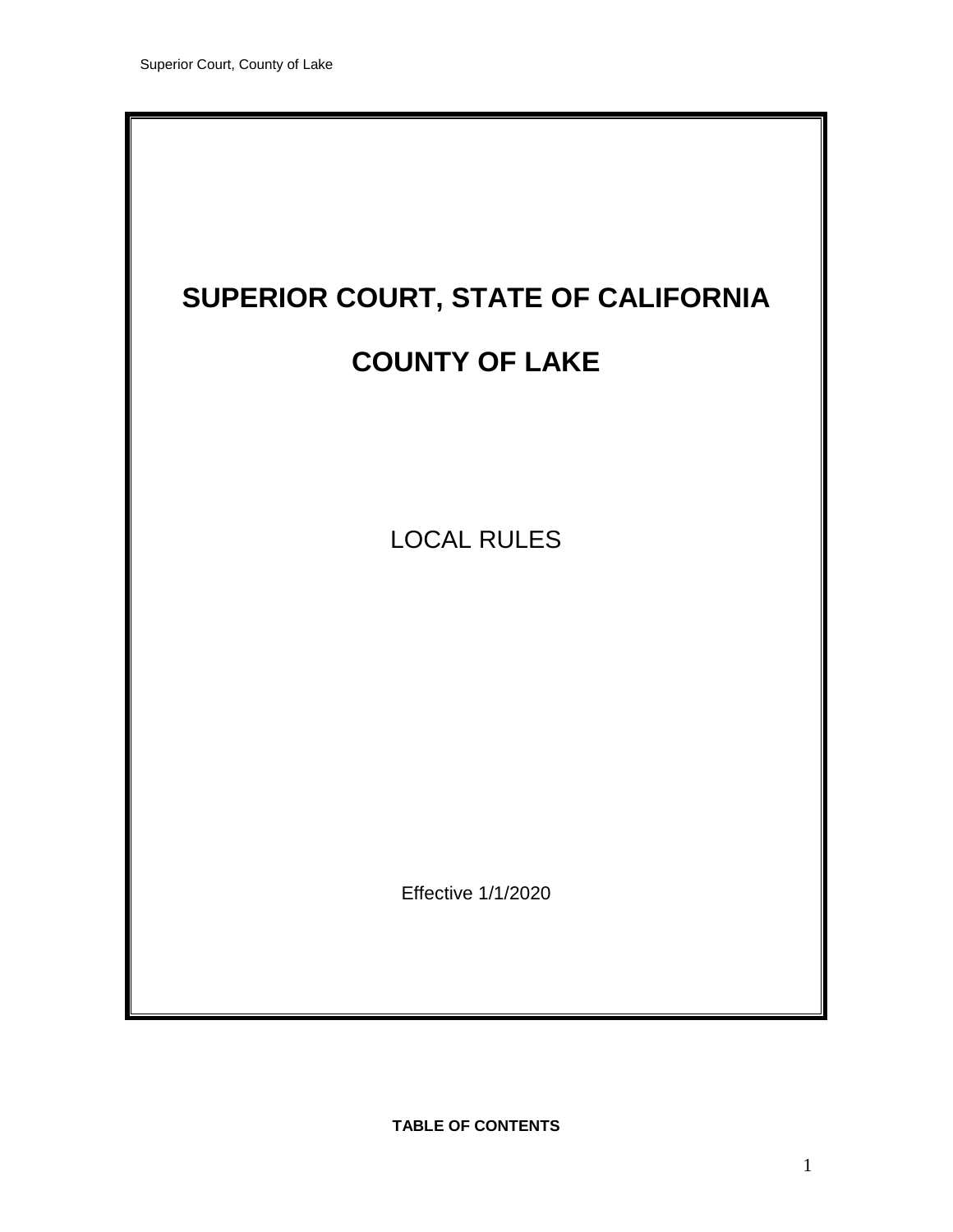# SUPERIOR COURT, STATE OF CALIFORNIA

# COUNTY OF LAKE

LOCAL RULES

Effective 1/1/2020

**TABLE OF CONTENTS**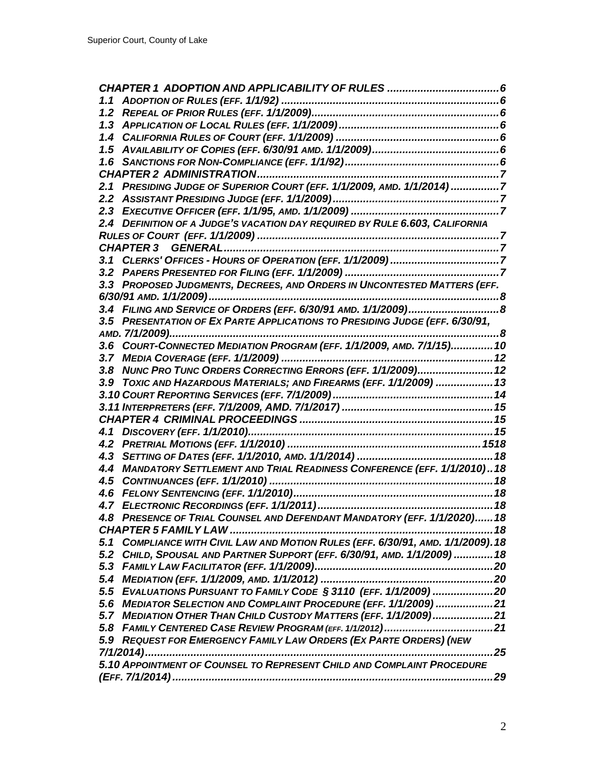CHAPTER 1 ADOPTION AND APPLICABILITY OF RULES ..................................... 6

1.1 ADOPTION OF RULES (EFF. 1/1/92) ....................................................................... 6

1.2 REPEAL OF PRIOR RULES (EFF. 1/1/2009)............................................................. 6

1.3 APPLICATION OF LOCAL RULES (EFF. 1/1/2009).................................................... 6

1.4 CALIFORNIA RULES OF COURT (EFF. 1/1/2009) ..................................................... 6

1.5 AVAILABILITY OF COPIES (EFF. 6/30/91 AMD. 1/1/2009)......................................... 6

1.6 SANCTIONS FOR NON-COMPLIANCE (EFF. 1/1/92).................................................. 6

CHAPTER 2 ADMINISTRATION................................................................................ 7

2.1 PRESIDING JUDGE OF SUPERIOR COURT (EFF. 1/1/2009, AMD. 1/1/2014) ............... 7

2.2 ASSISTANT PRESIDING JUDGE (EFF. 1/1/2009)...................................................... 7

2.3 EXECUTIVE OFFICER (EFF. 1/1/95, AMD. 1/1/2009) ................................................ 7

2.4 DEFINITION OF A JUDGE'S VACATION DAY REQUIRED BY RULE 6.603, CALIFORNIA RULES OF COURT (EFF. 1/1/2009) ............................................................................... 7

CHAPTER 3 GENERAL............................................................................................ 7

3.1 CLERKS' OFFICES - HOURS OF OPERATION (EFF. 1/1/2009) .................................... 7

3.2 PAPERS PRESENTED FOR FILING (EFF. 1/1/2009) .................................................. 7

3.3 PROPOSED JUDGMENTS, DECREES, AND ORDERS IN UNCONTESTED MATTERS (EFF. 6/30/91 AMD. 1/1/2009)............................................................................................... 8

3.4 FILING AND SERVICE OF ORDERS (EFF. 6/30/91 AMD. 1/1/2009)............................. 8

3.5 PRESENTATION OF EX PARTE APPLICATIONS TO PRESIDING JUDGE (EFF. 6/30/91, AMD. 7/1/2009)............................................................................................................ 8

3.6 COURT-CONNECTED MEDIATION PROGRAM (EFF. 1/1/2009, AMD. 7/1/15).............. 10

3.7 MEDIA COVERAGE (EFF. 1/1/2009) ..................................................................... 12

3.8 NUNC PRO TUNC ORDERS CORRECTING ERRORS (EFF. 1/1/2009)......................... 12

3.9 TOXIC AND HAZARDOUS MATERIALS; AND FIREARMS (EFF. 1/1/2009) ................... 13

3.10 COURT REPORTING SERVICES (EFF. 7/1/2009).................................................... 14

3.11 INTERPRETERS (EFF. 7/1/2009, AMD. 7/1/2017) .................................................. 15

CHAPTER 4 CRIMINAL PROCEEDINGS ................................................................ 15

4.1 DISCOVERY (EFF. 1/1/2010)................................................................................ 15

4.2 PRETRIAL MOTIONS (EFF. 1/1/2010) ................................................................. 1518

4.3 SETTING OF DATES (EFF. 1/1/2010, AMD. 1/1/2014) ............................................. 18

4.4 MANDATORY SETTLEMENT AND TRIAL READINESS CONFERENCE (EFF. 1/1/2010) .. 18

4.5 CONTINUANCES (EFF. 1/1/2010) ......................................................................... 18

4.6 FELONY SENTENCING (EFF. 1/1/2010).................................................................. 18

4.7 ELECTRONIC RECORDINGS (EFF. 1/1/2011).......................................................... 18

4.8 PRESENCE OF TRIAL COUNSEL AND DEFENDANT MANDATORY (EFF. 1/1/2020)...... 18

CHAPTER 5 FAMILY LAW ...................................................................................... 18

5.1 COMPLIANCE WITH CIVIL LAW AND MOTION RULES (EFF. 6/30/91, AMD. 1/1/2009). 18

5.2 CHILD, SPOUSAL AND PARTNER SUPPORT (EFF. 6/30/91, AMD. 1/1/2009) ............. 18

5.3 FAMILY LAW FACILITATOR (EFF. 1/1/2009)........................................................... 20

5.4 MEDIATION (EFF. 1/1/2009, AMD. 1/1/2012) ........................................................ 20

5.5 EVALUATIONS PURSUANT TO FAMILY CODE § 3110 (EFF. 1/1/2009) ..................... 20

5.6 MEDIATOR SELECTION AND COMPLAINT PROCEDURE (EFF. 1/1/2009) ................... 21

5.7 MEDIATION OTHER THAN CHILD CUSTODY MATTERS (EFF. 1/1/2009).................... 21

5.8 FAMILY CENTERED CASE REVIEW PROGRAM (EFF. 1/1/2012).................................... 21

5.9 REQUEST FOR EMERGENCY FAMILY LAW ORDERS (EX PARTE ORDERS) (NEW 7/1/2014)................................................................................................................ 25

5.10 APPOINTMENT OF COUNSEL TO REPRESENT CHILD AND COMPLAINT PROCEDURE (EFF. 7/1/2014)........................................................................................................ 29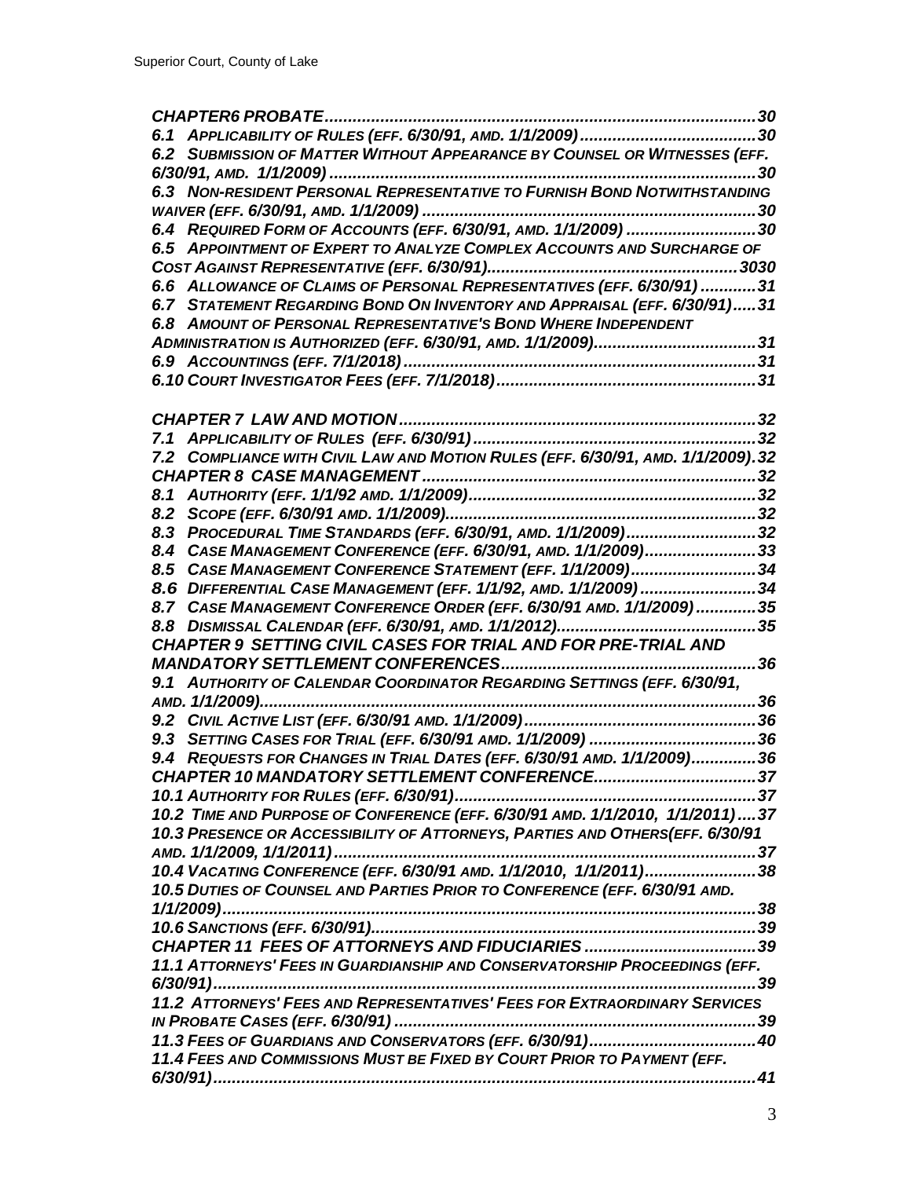***CHAPTER6 PROBATE*** ............................................................................................ 30

*6.1 APPLICABILITY OF RULES (EFF. 6/30/91, AMD. 1/1/2009)* ...................................... 30

*6.2 SUBMISSION OF MATTER WITHOUT APPEARANCE BY COUNSEL OR WITNESSES (EFF. 6/30/91, AMD. 1/1/2009)* ........................................................................................... 30

*6.3 NON-RESIDENT PERSONAL REPRESENTATIVE TO FURNISH BOND NOTWITHSTANDING WAIVER (EFF. 6/30/91, AMD. 1/1/2009)* ....................................................................... 30

*6.4 REQUIRED FORM OF ACCOUNTS (EFF. 6/30/91, AMD. 1/1/2009)* ........................... 30

*6.5 APPOINTMENT OF EXPERT TO ANALYZE COMPLEX ACCOUNTS AND SURCHARGE OF COST AGAINST REPRESENTATIVE (EFF. 6/30/91)*...................................................... 3030

*6.6 ALLOWANCE OF CLAIMS OF PERSONAL REPRESENTATIVES (EFF. 6/30/91)* ............ 31

*6.7 STATEMENT REGARDING BOND ON INVENTORY AND APPRAISAL (EFF. 6/30/91)*..... 31

*6.8 AMOUNT OF PERSONAL REPRESENTATIVE'S BOND WHERE INDEPENDENT ADMINISTRATION IS AUTHORIZED (EFF. 6/30/91, AMD. 1/1/2009)*................................... 31

*6.9 ACCOUNTINGS (EFF. 7/1/2018)* ........................................................................... 31

*6.10 COURT INVESTIGATOR FEES (EFF. 7/1/2018)* ........................................................ 31

***CHAPTER 7 LAW AND MOTION*** ........................................................................... 32

*7.1 APPLICABILITY OF RULES (EFF. 6/30/91)* ............................................................ 32

*7.2 COMPLIANCE WITH CIVIL LAW AND MOTION RULES (EFF. 6/30/91, AMD. 1/1/2009)*. 32

***CHAPTER 8 CASE MANAGEMENT*** ....................................................................... 32

*8.1 AUTHORITY (EFF. 1/1/92 AMD. 1/1/2009)* ............................................................ 32

*8.2 SCOPE (EFF. 6/30/91 AMD. 1/1/2009)*.................................................................. 32

*8.3 PROCEDURAL TIME STANDARDS (EFF. 6/30/91, AMD. 1/1/2009)*............................ 32

*8.4 CASE MANAGEMENT CONFERENCE (EFF. 6/30/91, AMD. 1/1/2009)*........................ 33

*8.5 CASE MANAGEMENT CONFERENCE STATEMENT (EFF. 1/1/2009)*........................... 34

*8.6 DIFFERENTIAL CASE MANAGEMENT (EFF. 1/1/92, AMD. 1/1/2009)* ......................... 34

*8.7 CASE MANAGEMENT CONFERENCE ORDER (EFF. 6/30/91 AMD. 1/1/2009)* ............. 35

*8.8 DISMISSAL CALENDAR (EFF. 6/30/91, AMD. 1/1/2012)*.......................................... 35

***CHAPTER 9 SETTING CIVIL CASES FOR TRIAL AND FOR PRE-TRIAL AND MANDATORY SETTLEMENT CONFERENCES*** ....................................................... 36

*9.1 AUTHORITY OF CALENDAR COORDINATOR REGARDING SETTINGS (EFF. 6/30/91, AMD. 1/1/2009)*.......................................................................................................... 36

*9.2 CIVIL ACTIVE LIST (EFF. 6/30/91 AMD. 1/1/2009)* .................................................. 36

*9.3 SETTING CASES FOR TRIAL (EFF. 6/30/91 AMD. 1/1/2009)* .................................... 36

*9.4 REQUESTS FOR CHANGES IN TRIAL DATES (EFF. 6/30/91 AMD. 1/1/2009)*.............. 36

***CHAPTER 10 MANDATORY SETTLEMENT CONFERENCE***.................................. 37

*10.1 AUTHORITY FOR RULES (EFF. 6/30/91)*................................................................ 37

*10.2 TIME AND PURPOSE OF CONFERENCE (EFF. 6/30/91 AMD. 1/1/2010, 1/1/2011)* .... 37

*10.3 PRESENCE OR ACCESSIBILITY OF ATTORNEYS, PARTIES AND OTHERS(EFF. 6/30/91 AMD. 1/1/2009, 1/1/2011)* .......................................................................................... 37

*10.4 VACATING CONFERENCE (EFF. 6/30/91 AMD. 1/1/2010, 1/1/2011)*........................ 38

*10.5 DUTIES OF COUNSEL AND PARTIES PRIOR TO CONFERENCE (EFF. 6/30/91 AMD. 1/1/2009)*.................................................................................................................. 38

*10.6 SANCTIONS (EFF. 6/30/91)*.................................................................................. 39

***CHAPTER 11 FEES OF ATTORNEYS AND FIDUCIARIES*** ..................................... 39

*11.1 ATTORNEYS' FEES IN GUARDIANSHIP AND CONSERVATORSHIP PROCEEDINGS (EFF. 6/30/91)*.................................................................................................................... 39

*11.2 ATTORNEYS' FEES AND REPRESENTATIVES' FEES FOR EXTRAORDINARY SERVICES IN PROBATE CASES (EFF. 6/30/91)* ............................................................................ 39

*11.3 FEES OF GUARDIANS AND CONSERVATORS (EFF. 6/30/91)*.................................... 40

*11.4 FEES AND COMMISSIONS MUST BE FIXED BY COURT PRIOR TO PAYMENT (EFF. 6/30/91)*.................................................................................................................... 41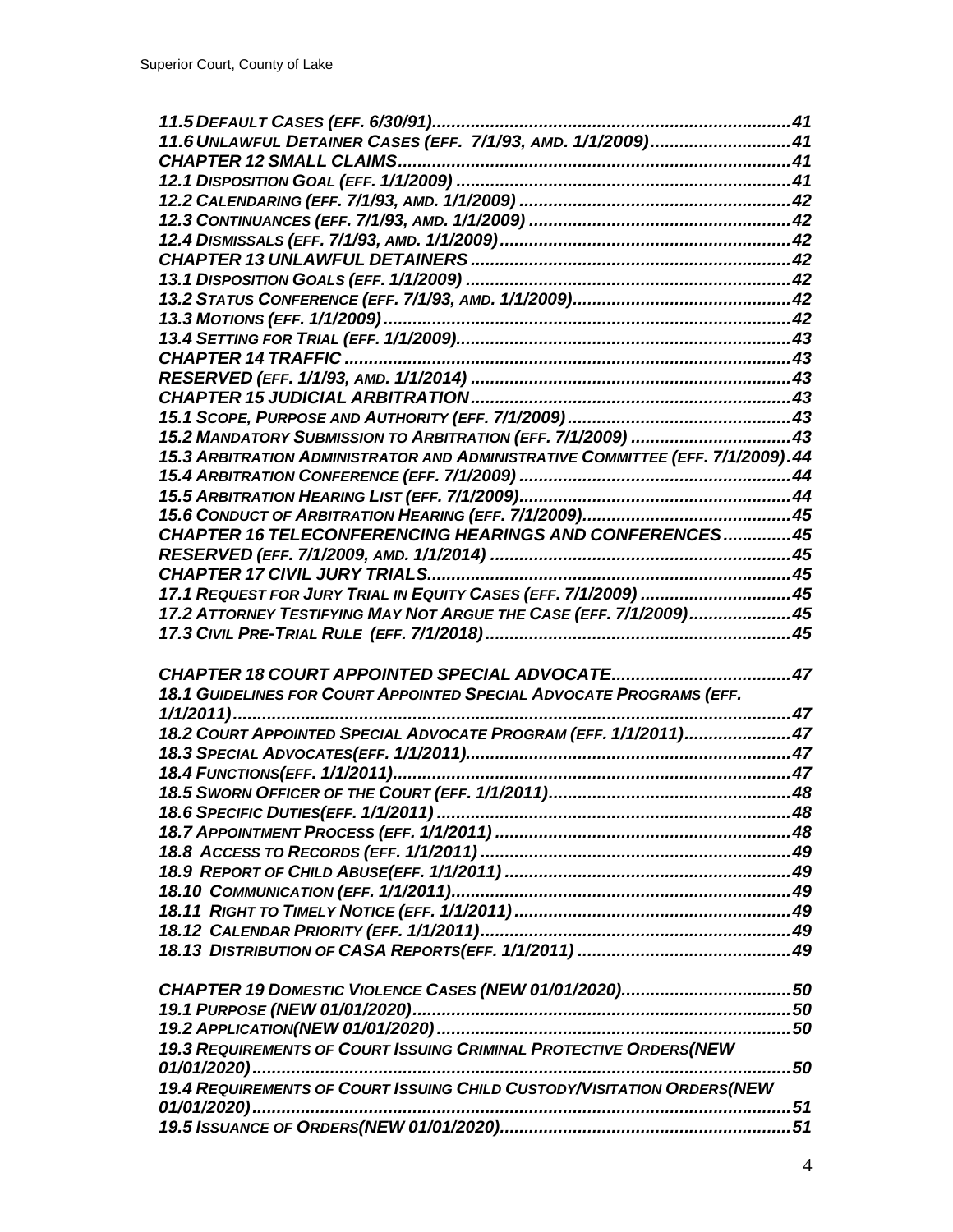*11.5 DEFAULT CASES (EFF. 6/30/91)......................................................................41*
*11.6 UNLAWFUL DETAINER CASES (EFF. 7/1/93, AMD. 1/1/2009)............................41*
*CHAPTER 12 SMALL CLAIMS...............................................................................41*
*12.1 DISPOSITION GOAL (EFF. 1/1/2009) ....................................................................41*
*12.2 CALENDARING (EFF. 7/1/93, AMD. 1/1/2009) .......................................................42*
*12.3 CONTINUANCES (EFF. 7/1/93, AMD. 1/1/2009) .....................................................42*
*12.4 DISMISSALS (EFF. 7/1/93, AMD. 1/1/2009)...........................................................42*
*CHAPTER 13 UNLAWFUL DETAINERS.................................................................42*
*13.1 DISPOSITION GOALS (EFF. 1/1/2009) ..................................................................42*
*13.2 STATUS CONFERENCE (EFF. 7/1/93, AMD. 1/1/2009)...........................................42*
*13.3 MOTIONS (EFF. 1/1/2009)...................................................................................42*
*13.4 SETTING FOR TRIAL (EFF. 1/1/2009)...................................................................43*
*CHAPTER 14 TRAFFIC ..........................................................................................43*
*RESERVED (EFF. 1/1/93, AMD. 1/1/2014) ................................................................43*
*CHAPTER 15 JUDICIAL ARBITRATION..................................................................43*
*15.1 SCOPE, PURPOSE AND AUTHORITY (EFF. 7/1/2009).............................................43*
*15.2 MANDATORY SUBMISSION TO ARBITRATION (EFF. 7/1/2009) ................................43*
*15.3 ARBITRATION ADMINISTRATOR AND ADMINISTRATIVE COMMITTEE (EFF. 7/1/2009).44*
*15.4 ARBITRATION CONFERENCE (EFF. 7/1/2009) .......................................................44*
*15.5 ARBITRATION HEARING LIST (EFF. 7/1/2009).......................................................44*
*15.6 CONDUCT OF ARBITRATION HEARING (EFF. 7/1/2009)..........................................45*
*CHAPTER 16 TELECONFERENCING HEARINGS AND CONFERENCES..............45*
*RESERVED (EFF. 7/1/2009, AMD. 1/1/2014) .............................................................45*
*CHAPTER 17 CIVIL JURY TRIALS.........................................................................45*
*17.1 REQUEST FOR JURY TRIAL IN EQUITY CASES (EFF. 7/1/2009) ..............................45*
*17.2 ATTORNEY TESTIFYING MAY NOT ARGUE THE CASE (EFF. 7/1/2009).....................45*
*17.3 CIVIL PRE-TRIAL RULE (EFF. 7/1/2018)............................................................45*

*CHAPTER 18 COURT APPOINTED SPECIAL ADVOCATE.....................................47*
*18.1 GUIDELINES FOR COURT APPOINTED SPECIAL ADVOCATE PROGRAMS (EFF. 1/1/2011)...........................................................................................................47*
*18.2 COURT APPOINTED SPECIAL ADVOCATE PROGRAM (EFF. 1/1/2011)......................47*
*18.3 SPECIAL ADVOCATES(EFF. 1/1/2011)..................................................................47*
*18.4 FUNCTIONS(EFF. 1/1/2011).................................................................................47*
*18.5 SWORN OFFICER OF THE COURT (EFF. 1/1/2011).................................................48*
*18.6 SPECIFIC DUTIES(EFF. 1/1/2011) ........................................................................48*
*18.7 APPOINTMENT PROCESS (EFF. 1/1/2011) ............................................................48*
*18.8 ACCESS TO RECORDS (EFF. 1/1/2011) ..............................................................49*
*18.9 REPORT OF CHILD ABUSE(EFF. 1/1/2011) ..........................................................49*
*18.10 COMMUNICATION (EFF. 1/1/2011)....................................................................49*
*18.11 RIGHT TO TIMELY NOTICE (EFF. 1/1/2011) ........................................................49*
*18.12 CALENDAR PRIORITY (EFF. 1/1/2011)..............................................................49*
*18.13 DISTRIBUTION OF CASA REPORTS(EFF. 1/1/2011) ............................................49*

*CHAPTER 19 DOMESTIC VIOLENCE CASES (NEW 01/01/2020)..................................50*
*19.1 PURPOSE (NEW 01/01/2020).............................................................................50*
*19.2 APPLICATION(NEW 01/01/2020) ........................................................................50*
*19.3 REQUIREMENTS OF COURT ISSUING CRIMINAL PROTECTIVE ORDERS(NEW 01/01/2020)............................................................................................................50*
*19.4 REQUIREMENTS OF COURT ISSUING CHILD CUSTODY/VISITATION ORDERS(NEW 01/01/2020)............................................................................................................51*
*19.5 ISSUANCE OF ORDERS(NEW 01/01/2020)...........................................................51*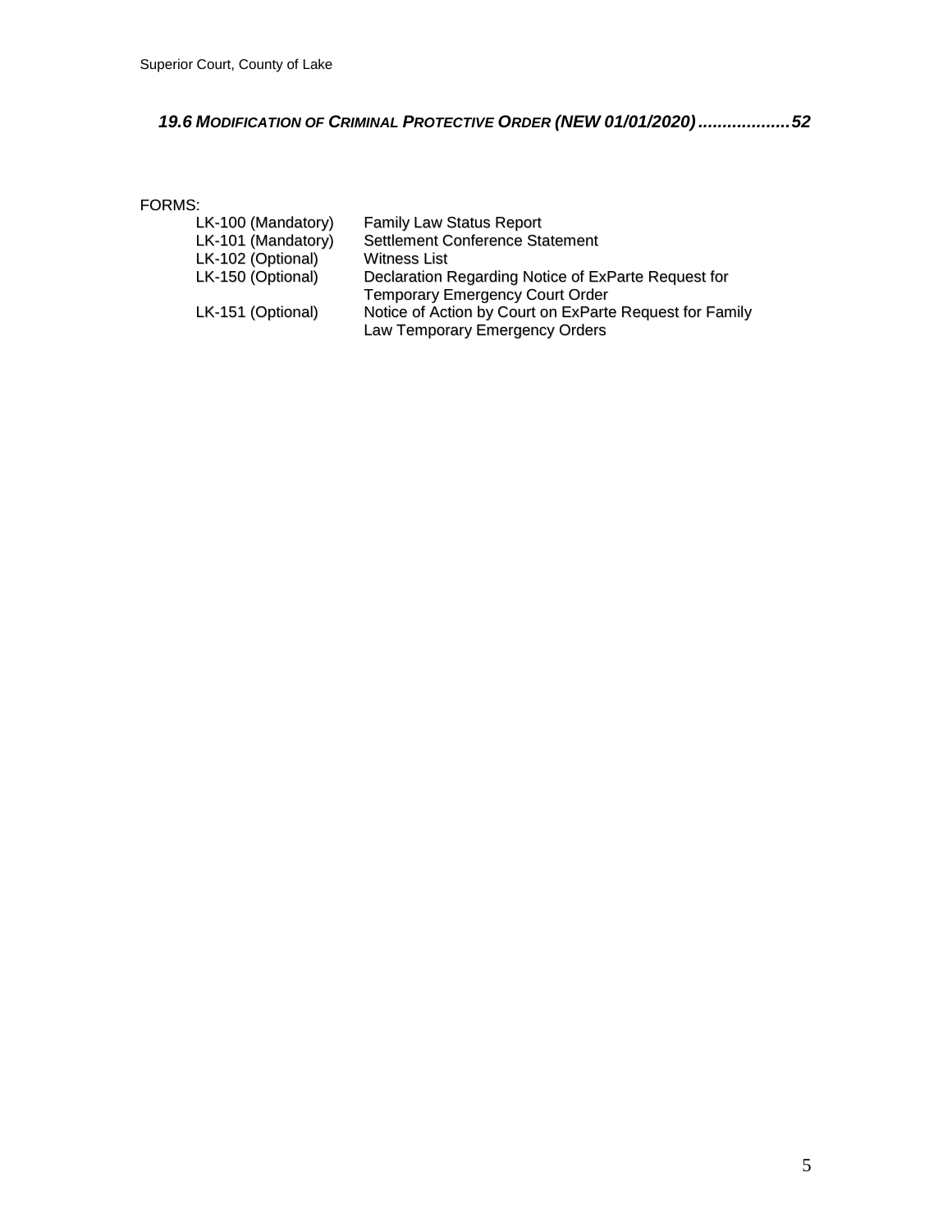***19.6 MODIFICATION OF CRIMINAL PROTECTIVE ORDER (NEW 01/01/2020)...................52***

FORMS:

| | |
|---|---|
| LK-100 (Mandatory) | Family Law Status Report |
| LK-101 (Mandatory) | Settlement Conference Statement |
| LK-102 (Optional) | Witness List |
| LK-150 (Optional) | Declaration Regarding Notice of ExParte Request for Temporary Emergency Court Order |
| LK-151 (Optional) | Notice of Action by Court on ExParte Request for Family Law Temporary Emergency Orders |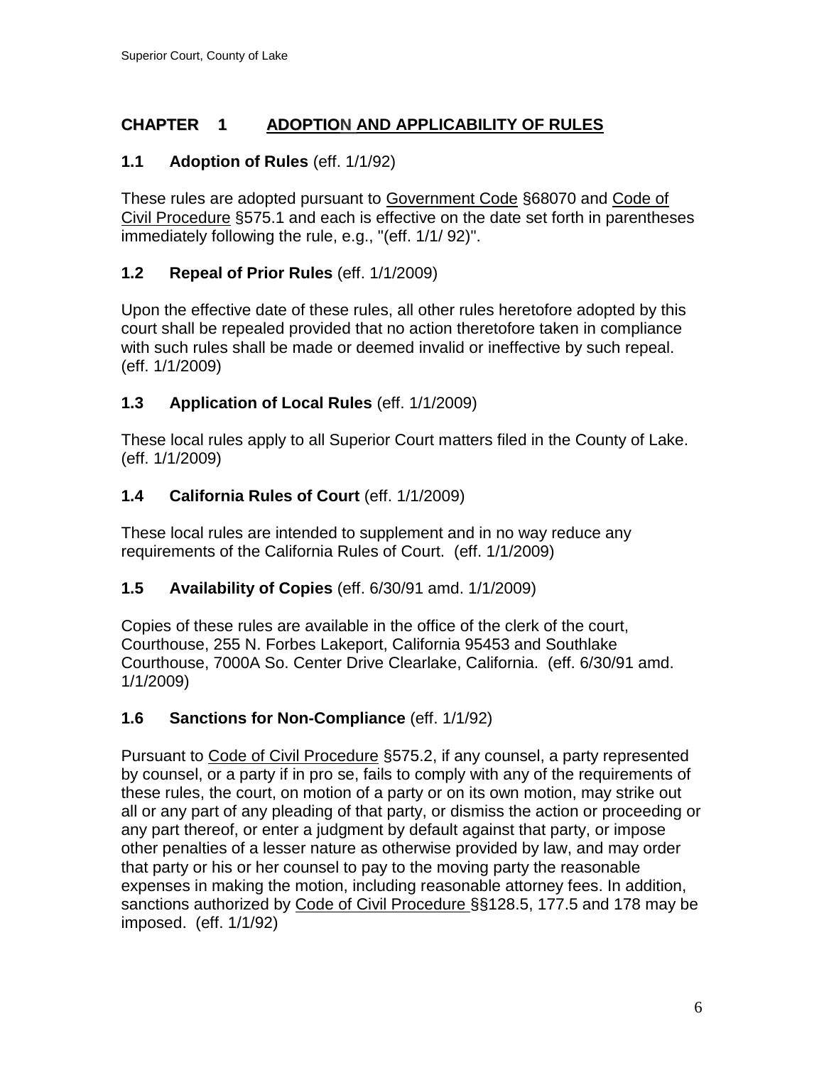## CHAPTER 1 ADOPTION AND APPLICABILITY OF RULES

### 1.1 Adoption of Rules (eff. 1/1/92)

These rules are adopted pursuant to Government Code §68070 and Code of Civil Procedure §575.1 and each is effective on the date set forth in parentheses immediately following the rule, e.g., "(eff. 1/1/ 92)".

### 1.2 Repeal of Prior Rules (eff. 1/1/2009)

Upon the effective date of these rules, all other rules heretofore adopted by this court shall be repealed provided that no action theretofore taken in compliance with such rules shall be made or deemed invalid or ineffective by such repeal. (eff. 1/1/2009)

### 1.3 Application of Local Rules (eff. 1/1/2009)

These local rules apply to all Superior Court matters filed in the County of Lake. (eff. 1/1/2009)

### 1.4 California Rules of Court (eff. 1/1/2009)

These local rules are intended to supplement and in no way reduce any requirements of the California Rules of Court. (eff. 1/1/2009)

### 1.5 Availability of Copies (eff. 6/30/91 amd. 1/1/2009)

Copies of these rules are available in the office of the clerk of the court, Courthouse, 255 N. Forbes Lakeport, California 95453 and Southlake Courthouse, 7000A So. Center Drive Clearlake, California. (eff. 6/30/91 amd. 1/1/2009)

### 1.6 Sanctions for Non-Compliance (eff. 1/1/92)

Pursuant to Code of Civil Procedure §575.2, if any counsel, a party represented by counsel, or a party if in pro se, fails to comply with any of the requirements of these rules, the court, on motion of a party or on its own motion, may strike out all or any part of any pleading of that party, or dismiss the action or proceeding or any part thereof, or enter a judgment by default against that party, or impose other penalties of a lesser nature as otherwise provided by law, and may order that party or his or her counsel to pay to the moving party the reasonable expenses in making the motion, including reasonable attorney fees. In addition, sanctions authorized by Code of Civil Procedure §§128.5, 177.5 and 178 may be imposed. (eff. 1/1/92)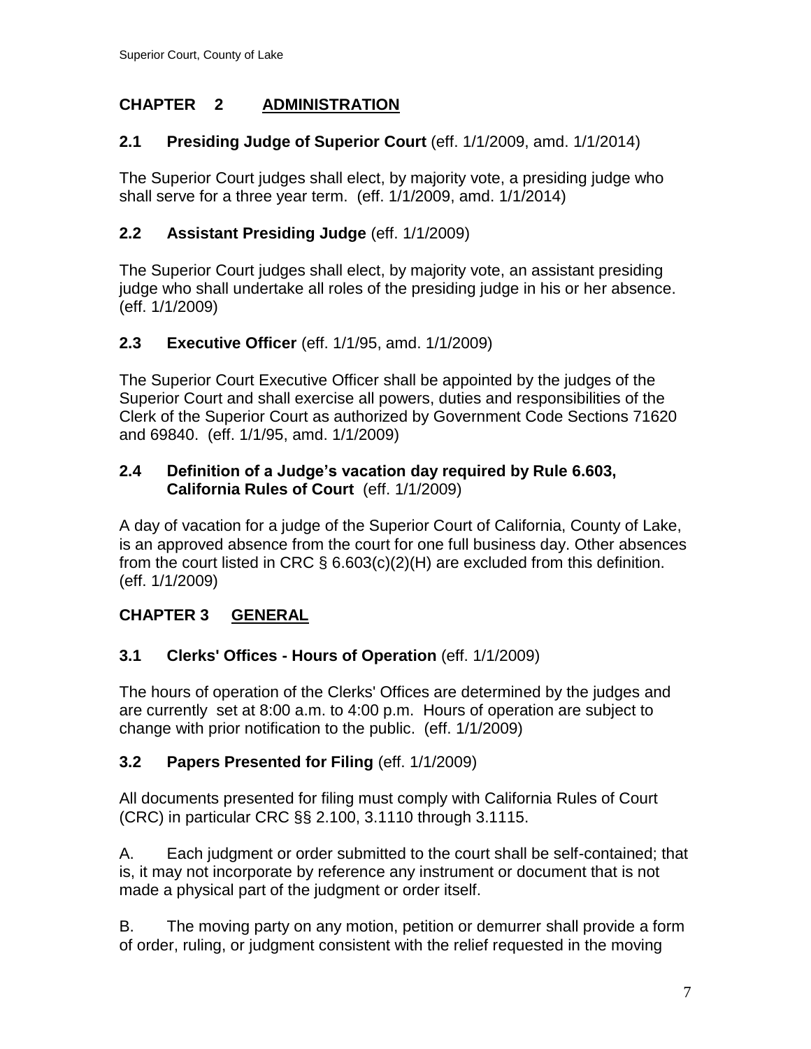## CHAPTER 2 ADMINISTRATION

### 2.1 Presiding Judge of Superior Court (eff. 1/1/2009, amd. 1/1/2014)

The Superior Court judges shall elect, by majority vote, a presiding judge who shall serve for a three year term. (eff. 1/1/2009, amd. 1/1/2014)

### 2.2 Assistant Presiding Judge (eff. 1/1/2009)

The Superior Court judges shall elect, by majority vote, an assistant presiding judge who shall undertake all roles of the presiding judge in his or her absence. (eff. 1/1/2009)

### 2.3 Executive Officer (eff. 1/1/95, amd. 1/1/2009)

The Superior Court Executive Officer shall be appointed by the judges of the Superior Court and shall exercise all powers, duties and responsibilities of the Clerk of the Superior Court as authorized by Government Code Sections 71620 and 69840. (eff. 1/1/95, amd. 1/1/2009)

### 2.4 Definition of a Judge's vacation day required by Rule 6.603, California Rules of Court (eff. 1/1/2009)

A day of vacation for a judge of the Superior Court of California, County of Lake, is an approved absence from the court for one full business day. Other absences from the court listed in CRC § 6.603(c)(2)(H) are excluded from this definition. (eff. 1/1/2009)

## CHAPTER 3 GENERAL

### 3.1 Clerks' Offices - Hours of Operation (eff. 1/1/2009)

The hours of operation of the Clerks' Offices are determined by the judges and are currently set at 8:00 a.m. to 4:00 p.m. Hours of operation are subject to change with prior notification to the public. (eff. 1/1/2009)

### 3.2 Papers Presented for Filing (eff. 1/1/2009)

All documents presented for filing must comply with California Rules of Court (CRC) in particular CRC §§ 2.100, 3.1110 through 3.1115.

A. Each judgment or order submitted to the court shall be self-contained; that is, it may not incorporate by reference any instrument or document that is not made a physical part of the judgment or order itself.

B. The moving party on any motion, petition or demurrer shall provide a form of order, ruling, or judgment consistent with the relief requested in the moving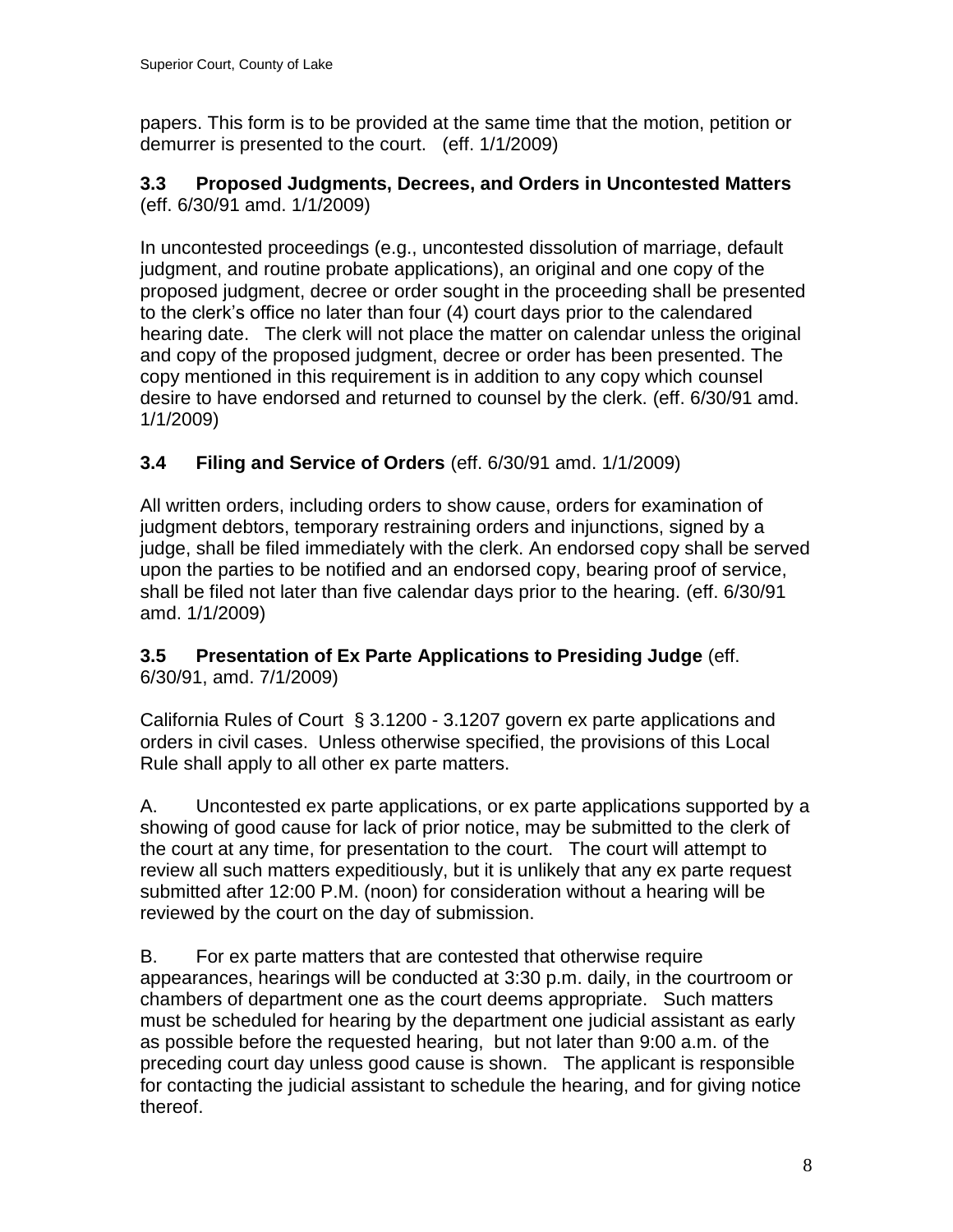papers. This form is to be provided at the same time that the motion, petition or demurrer is presented to the court. (eff. 1/1/2009)

**3.3 Proposed Judgments, Decrees, and Orders in Uncontested Matters** (eff. 6/30/91 amd. 1/1/2009)

In uncontested proceedings (e.g., uncontested dissolution of marriage, default judgment, and routine probate applications), an original and one copy of the proposed judgment, decree or order sought in the proceeding shall be presented to the clerk's office no later than four (4) court days prior to the calendared hearing date. The clerk will not place the matter on calendar unless the original and copy of the proposed judgment, decree or order has been presented. The copy mentioned in this requirement is in addition to any copy which counsel desire to have endorsed and returned to counsel by the clerk. (eff. 6/30/91 amd. 1/1/2009)

**3.4 Filing and Service of Orders** (eff. 6/30/91 amd. 1/1/2009)

All written orders, including orders to show cause, orders for examination of judgment debtors, temporary restraining orders and injunctions, signed by a judge, shall be filed immediately with the clerk. An endorsed copy shall be served upon the parties to be notified and an endorsed copy, bearing proof of service, shall be filed not later than five calendar days prior to the hearing. (eff. 6/30/91 amd. 1/1/2009)

**3.5 Presentation of Ex Parte Applications to Presiding Judge** (eff. 6/30/91, amd. 7/1/2009)

California Rules of Court § 3.1200 - 3.1207 govern ex parte applications and orders in civil cases. Unless otherwise specified, the provisions of this Local Rule shall apply to all other ex parte matters.

A. Uncontested ex parte applications, or ex parte applications supported by a showing of good cause for lack of prior notice, may be submitted to the clerk of the court at any time, for presentation to the court. The court will attempt to review all such matters expeditiously, but it is unlikely that any ex parte request submitted after 12:00 P.M. (noon) for consideration without a hearing will be reviewed by the court on the day of submission.

B. For ex parte matters that are contested that otherwise require appearances, hearings will be conducted at 3:30 p.m. daily, in the courtroom or chambers of department one as the court deems appropriate. Such matters must be scheduled for hearing by the department one judicial assistant as early as possible before the requested hearing, but not later than 9:00 a.m. of the preceding court day unless good cause is shown. The applicant is responsible for contacting the judicial assistant to schedule the hearing, and for giving notice thereof.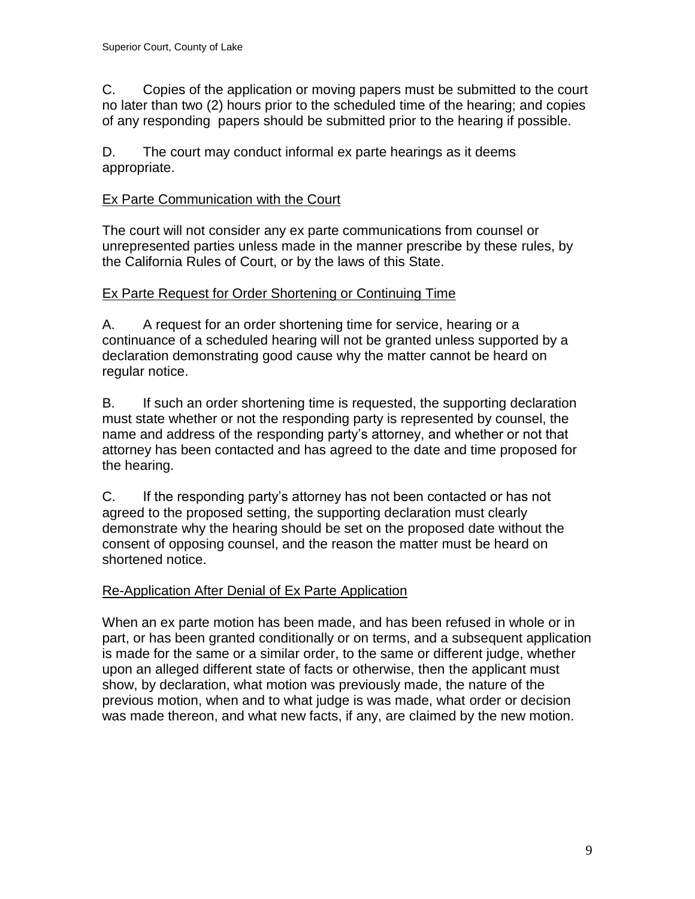C. Copies of the application or moving papers must be submitted to the court no later than two (2) hours prior to the scheduled time of the hearing; and copies of any responding papers should be submitted prior to the hearing if possible.

D. The court may conduct informal ex parte hearings as it deems appropriate.

<u>Ex Parte Communication with the Court</u>

The court will not consider any ex parte communications from counsel or unrepresented parties unless made in the manner prescribe by these rules, by the California Rules of Court, or by the laws of this State.

<u>Ex Parte Request for Order Shortening or Continuing Time</u>

A. A request for an order shortening time for service, hearing or a continuance of a scheduled hearing will not be granted unless supported by a declaration demonstrating good cause why the matter cannot be heard on regular notice.

B. If such an order shortening time is requested, the supporting declaration must state whether or not the responding party is represented by counsel, the name and address of the responding party's attorney, and whether or not that attorney has been contacted and has agreed to the date and time proposed for the hearing.

C. If the responding party's attorney has not been contacted or has not agreed to the proposed setting, the supporting declaration must clearly demonstrate why the hearing should be set on the proposed date without the consent of opposing counsel, and the reason the matter must be heard on shortened notice.

<u>Re-Application After Denial of Ex Parte Application</u>

When an ex parte motion has been made, and has been refused in whole or in part, or has been granted conditionally or on terms, and a subsequent application is made for the same or a similar order, to the same or different judge, whether upon an alleged different state of facts or otherwise, then the applicant must show, by declaration, what motion was previously made, the nature of the previous motion, when and to what judge is was made, what order or decision was made thereon, and what new facts, if any, are claimed by the new motion.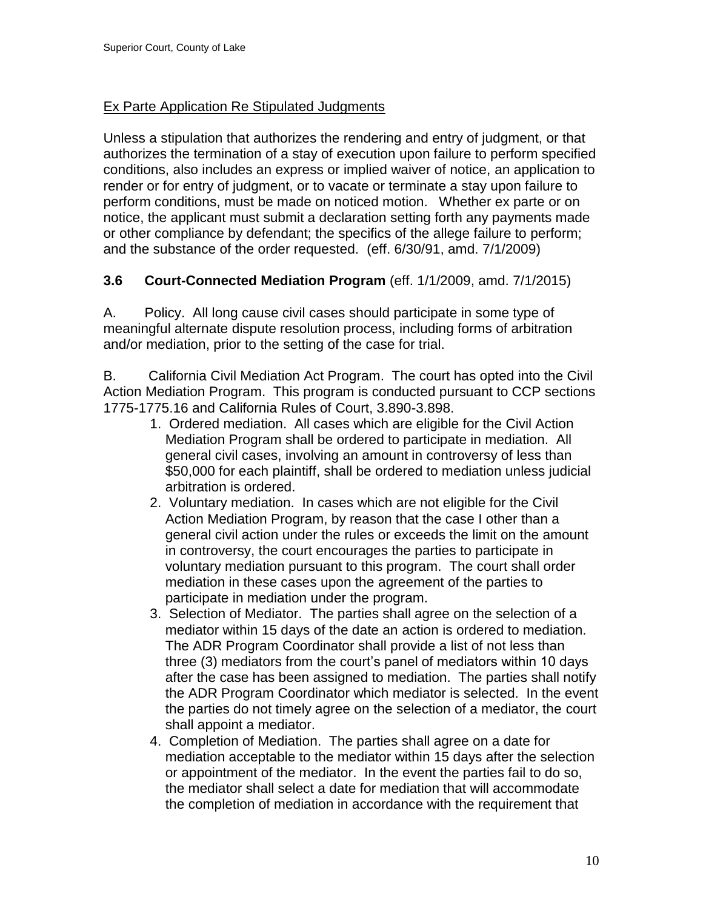Ex Parte Application Re Stipulated Judgments

Unless a stipulation that authorizes the rendering and entry of judgment, or that authorizes the termination of a stay of execution upon failure to perform specified conditions, also includes an express or implied waiver of notice, an application to render or for entry of judgment, or to vacate or terminate a stay upon failure to perform conditions, must be made on noticed motion. Whether ex parte or on notice, the applicant must submit a declaration setting forth any payments made or other compliance by defendant; the specifics of the allege failure to perform; and the substance of the order requested. (eff. 6/30/91, amd. 7/1/2009)

**3.6 Court-Connected Mediation Program** (eff. 1/1/2009, amd. 7/1/2015)

A. Policy. All long cause civil cases should participate in some type of meaningful alternate dispute resolution process, including forms of arbitration and/or mediation, prior to the setting of the case for trial.

B. California Civil Mediation Act Program. The court has opted into the Civil Action Mediation Program. This program is conducted pursuant to CCP sections 1775-1775.16 and California Rules of Court, 3.890-3.898.

1. Ordered mediation. All cases which are eligible for the Civil Action Mediation Program shall be ordered to participate in mediation. All general civil cases, involving an amount in controversy of less than $50,000 for each plaintiff, shall be ordered to mediation unless judicial arbitration is ordered.
2. Voluntary mediation. In cases which are not eligible for the Civil Action Mediation Program, by reason that the case I other than a general civil action under the rules or exceeds the limit on the amount in controversy, the court encourages the parties to participate in voluntary mediation pursuant to this program. The court shall order mediation in these cases upon the agreement of the parties to participate in mediation under the program.
3. Selection of Mediator. The parties shall agree on the selection of a mediator within 15 days of the date an action is ordered to mediation. The ADR Program Coordinator shall provide a list of not less than three (3) mediators from the court's panel of mediators within 10 days after the case has been assigned to mediation. The parties shall notify the ADR Program Coordinator which mediator is selected. In the event the parties do not timely agree on the selection of a mediator, the court shall appoint a mediator.
4. Completion of Mediation. The parties shall agree on a date for mediation acceptable to the mediator within 15 days after the selection or appointment of the mediator. In the event the parties fail to do so, the mediator shall select a date for mediation that will accommodate the completion of mediation in accordance with the requirement that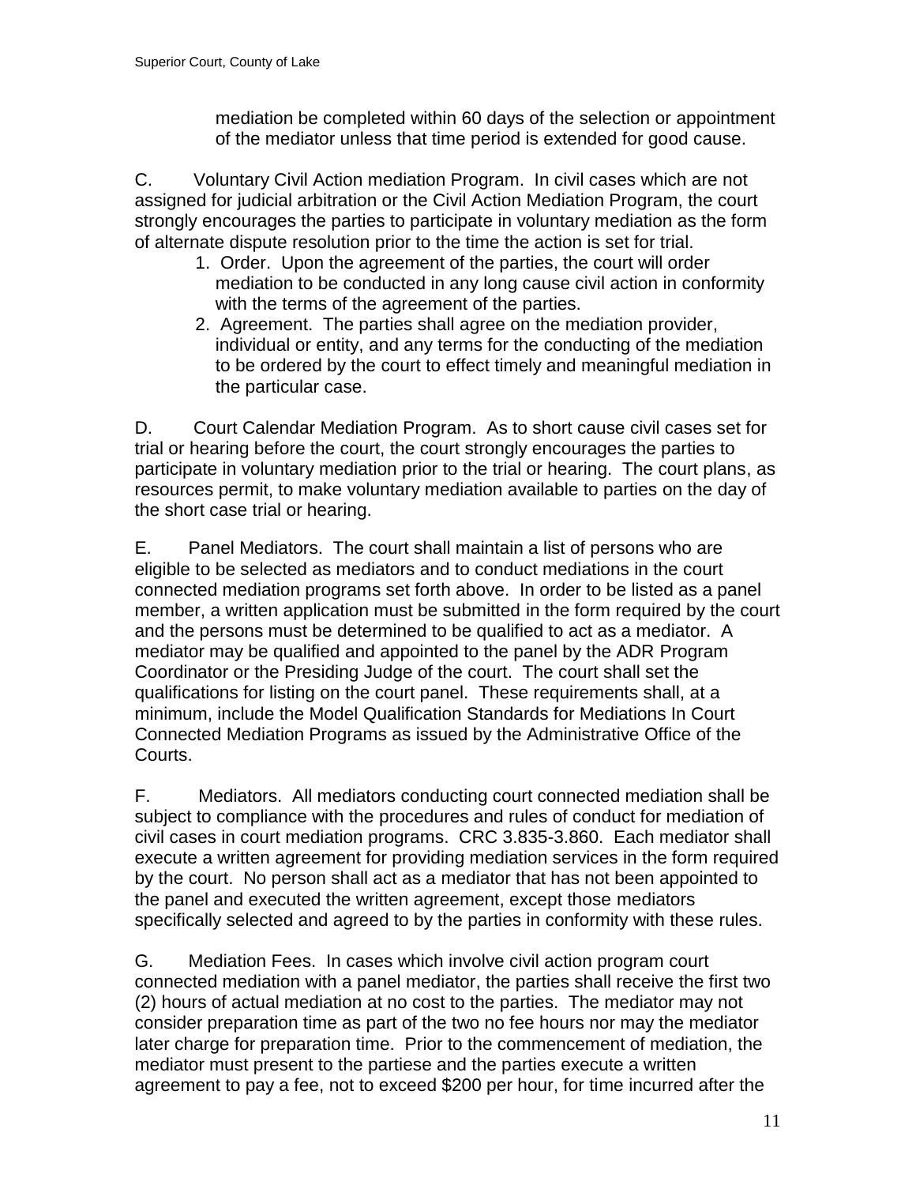mediation be completed within 60 days of the selection or appointment of the mediator unless that time period is extended for good cause.

C. Voluntary Civil Action mediation Program. In civil cases which are not assigned for judicial arbitration or the Civil Action Mediation Program, the court strongly encourages the parties to participate in voluntary mediation as the form of alternate dispute resolution prior to the time the action is set for trial.

1. Order. Upon the agreement of the parties, the court will order mediation to be conducted in any long cause civil action in conformity with the terms of the agreement of the parties.
2. Agreement. The parties shall agree on the mediation provider, individual or entity, and any terms for the conducting of the mediation to be ordered by the court to effect timely and meaningful mediation in the particular case.

D. Court Calendar Mediation Program. As to short cause civil cases set for trial or hearing before the court, the court strongly encourages the parties to participate in voluntary mediation prior to the trial or hearing. The court plans, as resources permit, to make voluntary mediation available to parties on the day of the short case trial or hearing.

E. Panel Mediators. The court shall maintain a list of persons who are eligible to be selected as mediators and to conduct mediations in the court connected mediation programs set forth above. In order to be listed as a panel member, a written application must be submitted in the form required by the court and the persons must be determined to be qualified to act as a mediator. A mediator may be qualified and appointed to the panel by the ADR Program Coordinator or the Presiding Judge of the court. The court shall set the qualifications for listing on the court panel. These requirements shall, at a minimum, include the Model Qualification Standards for Mediations In Court Connected Mediation Programs as issued by the Administrative Office of the Courts.

F. Mediators. All mediators conducting court connected mediation shall be subject to compliance with the procedures and rules of conduct for mediation of civil cases in court mediation programs. CRC 3.835-3.860. Each mediator shall execute a written agreement for providing mediation services in the form required by the court. No person shall act as a mediator that has not been appointed to the panel and executed the written agreement, except those mediators specifically selected and agreed to by the parties in conformity with these rules.

G. Mediation Fees. In cases which involve civil action program court connected mediation with a panel mediator, the parties shall receive the first two (2) hours of actual mediation at no cost to the parties. The mediator may not consider preparation time as part of the two no fee hours nor may the mediator later charge for preparation time. Prior to the commencement of mediation, the mediator must present to the partiese and the parties execute a written agreement to pay a fee, not to exceed $200 per hour, for time incurred after the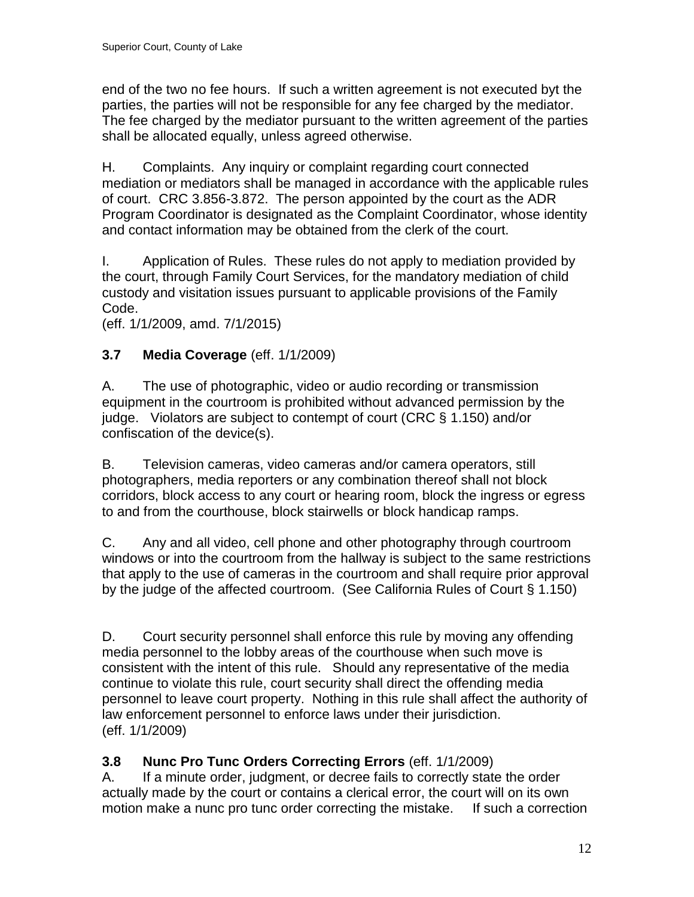end of the two no fee hours. If such a written agreement is not executed byt the parties, the parties will not be responsible for any fee charged by the mediator. The fee charged by the mediator pursuant to the written agreement of the parties shall be allocated equally, unless agreed otherwise.

H. Complaints. Any inquiry or complaint regarding court connected mediation or mediators shall be managed in accordance with the applicable rules of court. CRC 3.856-3.872. The person appointed by the court as the ADR Program Coordinator is designated as the Complaint Coordinator, whose identity and contact information may be obtained from the clerk of the court.

I. Application of Rules. These rules do not apply to mediation provided by the court, through Family Court Services, for the mandatory mediation of child custody and visitation issues pursuant to applicable provisions of the Family Code.
(eff. 1/1/2009, amd. 7/1/2015)

### 3.7 **Media Coverage** (eff. 1/1/2009)

A. The use of photographic, video or audio recording or transmission equipment in the courtroom is prohibited without advanced permission by the judge. Violators are subject to contempt of court (CRC § 1.150) and/or confiscation of the device(s).

B. Television cameras, video cameras and/or camera operators, still photographers, media reporters or any combination thereof shall not block corridors, block access to any court or hearing room, block the ingress or egress to and from the courthouse, block stairwells or block handicap ramps.

C. Any and all video, cell phone and other photography through courtroom windows or into the courtroom from the hallway is subject to the same restrictions that apply to the use of cameras in the courtroom and shall require prior approval by the judge of the affected courtroom. (See California Rules of Court § 1.150)

D. Court security personnel shall enforce this rule by moving any offending media personnel to the lobby areas of the courthouse when such move is consistent with the intent of this rule. Should any representative of the media continue to violate this rule, court security shall direct the offending media personnel to leave court property. Nothing in this rule shall affect the authority of law enforcement personnel to enforce laws under their jurisdiction.
(eff. 1/1/2009)

### 3.8 **Nunc Pro Tunc Orders Correcting Errors** (eff. 1/1/2009)

A. If a minute order, judgment, or decree fails to correctly state the order actually made by the court or contains a clerical error, the court will on its own motion make a nunc pro tunc order correcting the mistake. If such a correction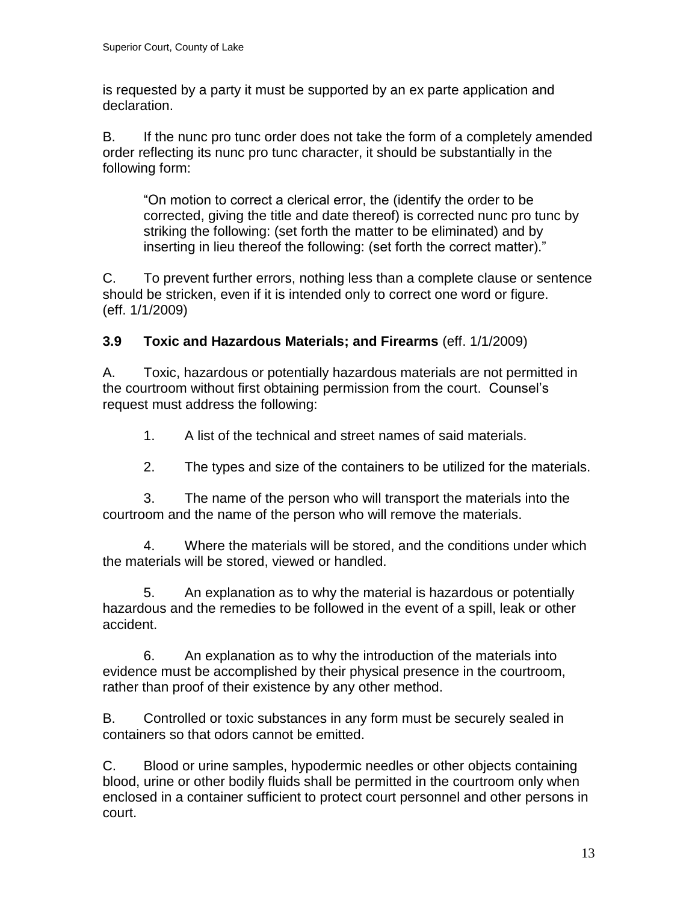is requested by a party it must be supported by an ex parte application and declaration.

B. If the nunc pro tunc order does not take the form of a completely amended order reflecting its nunc pro tunc character, it should be substantially in the following form:

> "On motion to correct a clerical error, the (identify the order to be corrected, giving the title and date thereof) is corrected nunc pro tunc by striking the following: (set forth the matter to be eliminated) and by inserting in lieu thereof the following: (set forth the correct matter)."

C. To prevent further errors, nothing less than a complete clause or sentence should be stricken, even if it is intended only to correct one word or figure. (eff. 1/1/2009)

**3.9 Toxic and Hazardous Materials; and Firearms** (eff. 1/1/2009)

A. Toxic, hazardous or potentially hazardous materials are not permitted in the courtroom without first obtaining permission from the court. Counsel's request must address the following:

1. A list of the technical and street names of said materials.

2. The types and size of the containers to be utilized for the materials.

3. The name of the person who will transport the materials into the courtroom and the name of the person who will remove the materials.

4. Where the materials will be stored, and the conditions under which the materials will be stored, viewed or handled.

5. An explanation as to why the material is hazardous or potentially hazardous and the remedies to be followed in the event of a spill, leak or other accident.

6. An explanation as to why the introduction of the materials into evidence must be accomplished by their physical presence in the courtroom, rather than proof of their existence by any other method.

B. Controlled or toxic substances in any form must be securely sealed in containers so that odors cannot be emitted.

C. Blood or urine samples, hypodermic needles or other objects containing blood, urine or other bodily fluids shall be permitted in the courtroom only when enclosed in a container sufficient to protect court personnel and other persons in court.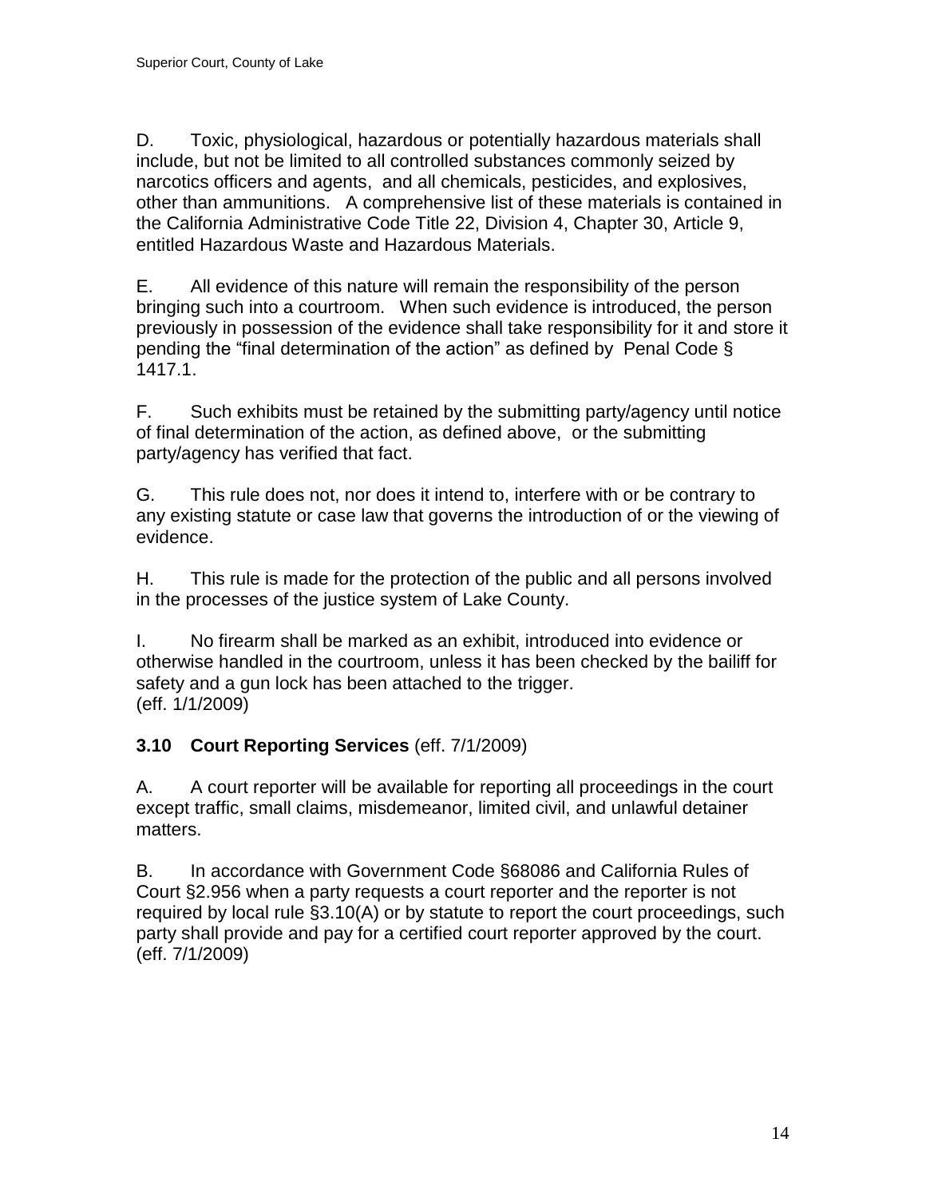D. Toxic, physiological, hazardous or potentially hazardous materials shall include, but not be limited to all controlled substances commonly seized by narcotics officers and agents, and all chemicals, pesticides, and explosives, other than ammunitions. A comprehensive list of these materials is contained in the California Administrative Code Title 22, Division 4, Chapter 30, Article 9, entitled Hazardous Waste and Hazardous Materials.

E. All evidence of this nature will remain the responsibility of the person bringing such into a courtroom. When such evidence is introduced, the person previously in possession of the evidence shall take responsibility for it and store it pending the "final determination of the action" as defined by Penal Code § 1417.1.

F. Such exhibits must be retained by the submitting party/agency until notice of final determination of the action, as defined above, or the submitting party/agency has verified that fact.

G. This rule does not, nor does it intend to, interfere with or be contrary to any existing statute or case law that governs the introduction of or the viewing of evidence.

H. This rule is made for the protection of the public and all persons involved in the processes of the justice system of Lake County.

I. No firearm shall be marked as an exhibit, introduced into evidence or otherwise handled in the courtroom, unless it has been checked by the bailiff for safety and a gun lock has been attached to the trigger.
(eff. 1/1/2009)

### 3.10 Court Reporting Services (eff. 7/1/2009)

A. A court reporter will be available for reporting all proceedings in the court except traffic, small claims, misdemeanor, limited civil, and unlawful detainer matters.

B. In accordance with Government Code §68086 and California Rules of Court §2.956 when a party requests a court reporter and the reporter is not required by local rule §3.10(A) or by statute to report the court proceedings, such party shall provide and pay for a certified court reporter approved by the court.
(eff. 7/1/2009)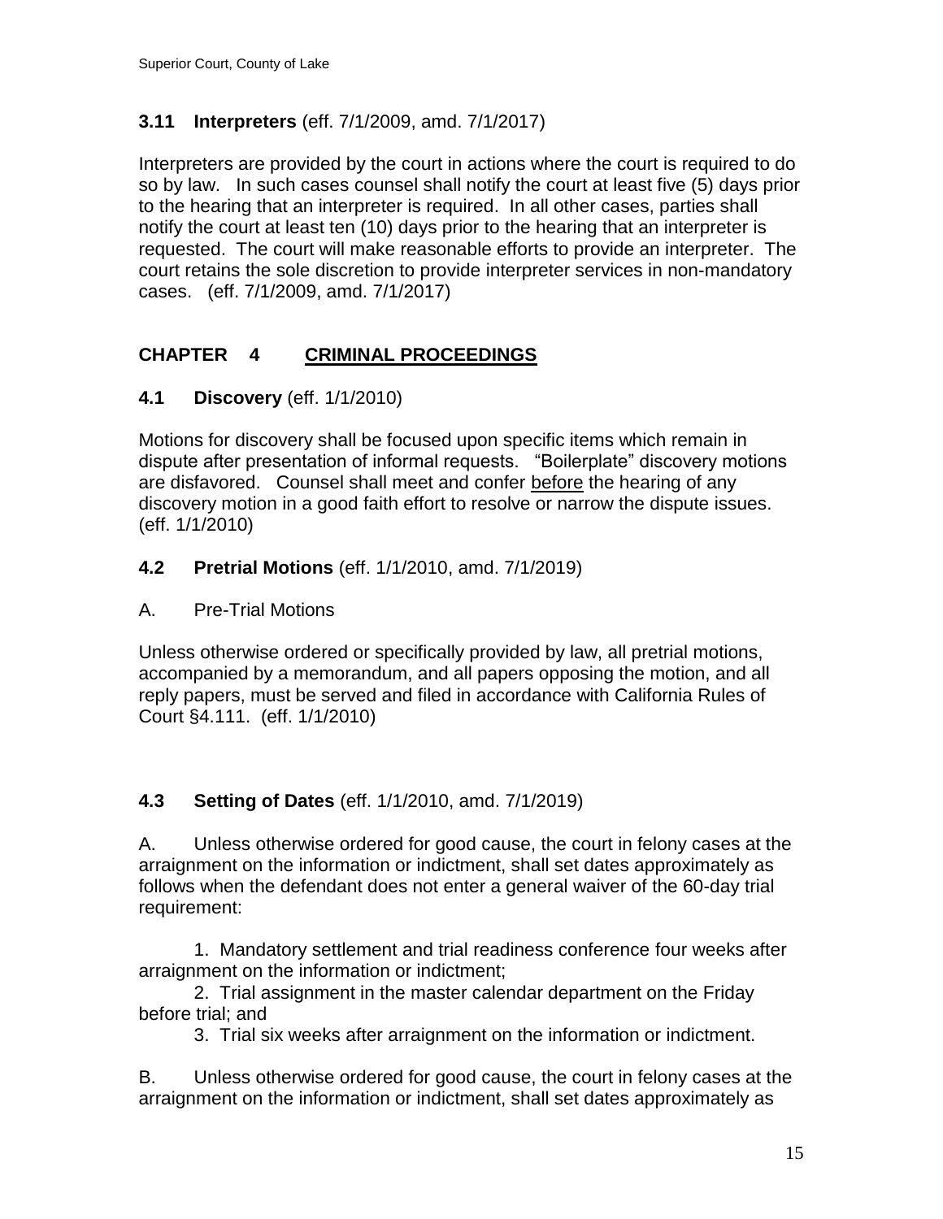### 3.11 Interpreters (eff. 7/1/2009, amd. 7/1/2017)

Interpreters are provided by the court in actions where the court is required to do so by law. In such cases counsel shall notify the court at least five (5) days prior to the hearing that an interpreter is required. In all other cases, parties shall notify the court at least ten (10) days prior to the hearing that an interpreter is requested. The court will make reasonable efforts to provide an interpreter. The court retains the sole discretion to provide interpreter services in non-mandatory cases. (eff. 7/1/2009, amd. 7/1/2017)

## CHAPTER 4 CRIMINAL PROCEEDINGS

### 4.1 Discovery (eff. 1/1/2010)

Motions for discovery shall be focused upon specific items which remain in dispute after presentation of informal requests. "Boilerplate" discovery motions are disfavored. Counsel shall meet and confer before the hearing of any discovery motion in a good faith effort to resolve or narrow the dispute issues. (eff. 1/1/2010)

### 4.2 Pretrial Motions (eff. 1/1/2010, amd. 7/1/2019)

A. Pre-Trial Motions

Unless otherwise ordered or specifically provided by law, all pretrial motions, accompanied by a memorandum, and all papers opposing the motion, and all reply papers, must be served and filed in accordance with California Rules of Court §4.111. (eff. 1/1/2010)

### 4.3 Setting of Dates (eff. 1/1/2010, amd. 7/1/2019)

A. Unless otherwise ordered for good cause, the court in felony cases at the arraignment on the information or indictment, shall set dates approximately as follows when the defendant does not enter a general waiver of the 60-day trial requirement:

1. Mandatory settlement and trial readiness conference four weeks after arraignment on the information or indictment;
2. Trial assignment in the master calendar department on the Friday before trial; and
3. Trial six weeks after arraignment on the information or indictment.

B. Unless otherwise ordered for good cause, the court in felony cases at the arraignment on the information or indictment, shall set dates approximately as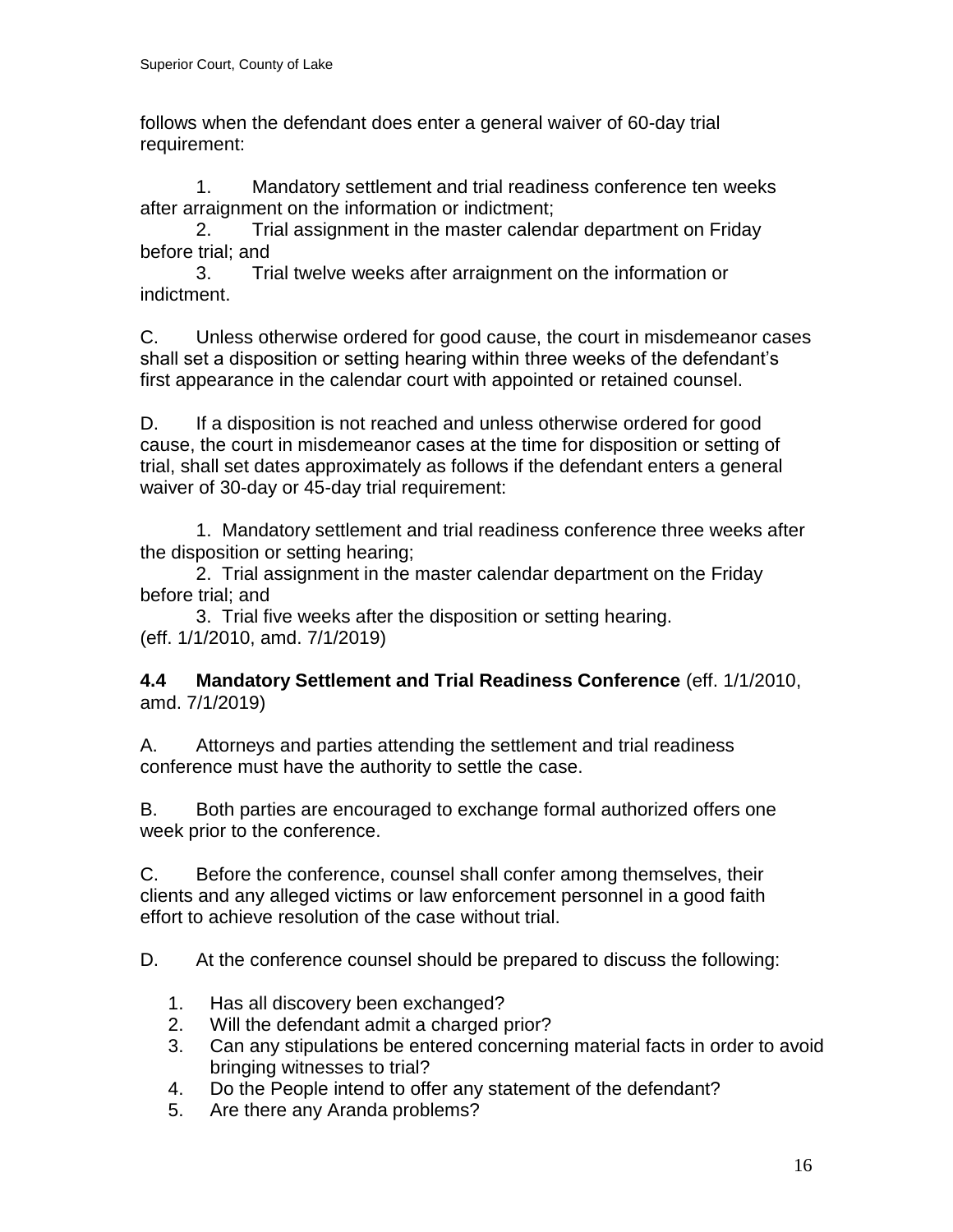follows when the defendant does enter a general waiver of 60-day trial requirement:

1. Mandatory settlement and trial readiness conference ten weeks after arraignment on the information or indictment;
2. Trial assignment in the master calendar department on Friday before trial; and
3. Trial twelve weeks after arraignment on the information or indictment.

C. Unless otherwise ordered for good cause, the court in misdemeanor cases shall set a disposition or setting hearing within three weeks of the defendant's first appearance in the calendar court with appointed or retained counsel.

D. If a disposition is not reached and unless otherwise ordered for good cause, the court in misdemeanor cases at the time for disposition or setting of trial, shall set dates approximately as follows if the defendant enters a general waiver of 30-day or 45-day trial requirement:

1. Mandatory settlement and trial readiness conference three weeks after the disposition or setting hearing;
2. Trial assignment in the master calendar department on the Friday before trial; and
3. Trial five weeks after the disposition or setting hearing.

(eff. 1/1/2010, amd. 7/1/2019)

**4.4 Mandatory Settlement and Trial Readiness Conference** (eff. 1/1/2010, amd. 7/1/2019)

A. Attorneys and parties attending the settlement and trial readiness conference must have the authority to settle the case.

B. Both parties are encouraged to exchange formal authorized offers one week prior to the conference.

C. Before the conference, counsel shall confer among themselves, their clients and any alleged victims or law enforcement personnel in a good faith effort to achieve resolution of the case without trial.

D. At the conference counsel should be prepared to discuss the following:

1. Has all discovery been exchanged?
2. Will the defendant admit a charged prior?
3. Can any stipulations be entered concerning material facts in order to avoid bringing witnesses to trial?
4. Do the People intend to offer any statement of the defendant?
5. Are there any Aranda problems?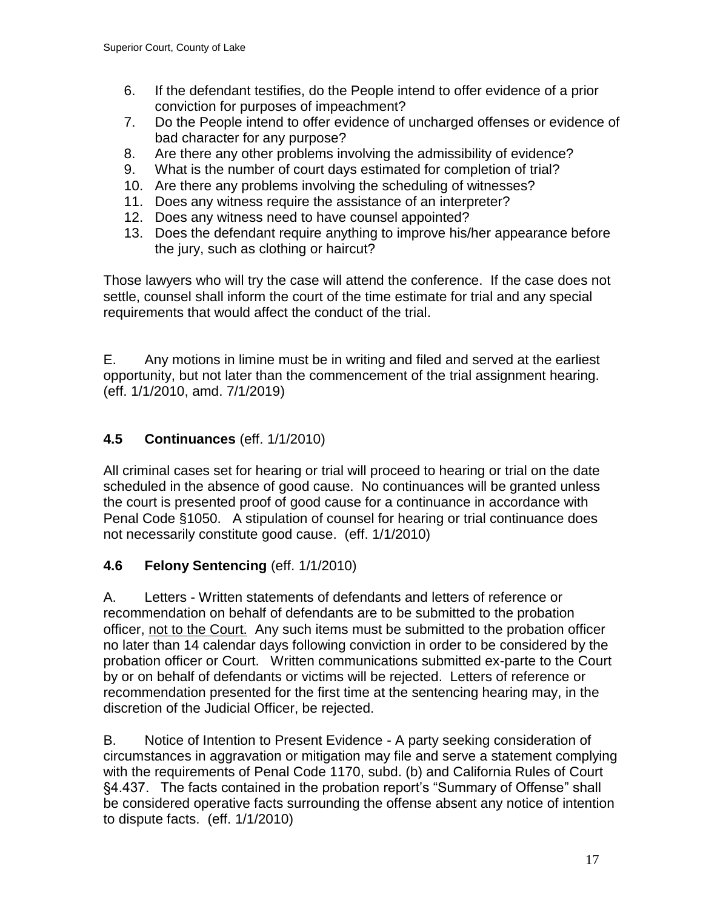6. If the defendant testifies, do the People intend to offer evidence of a prior conviction for purposes of impeachment?
7. Do the People intend to offer evidence of uncharged offenses or evidence of bad character for any purpose?
8. Are there any other problems involving the admissibility of evidence?
9. What is the number of court days estimated for completion of trial?
10. Are there any problems involving the scheduling of witnesses?
11. Does any witness require the assistance of an interpreter?
12. Does any witness need to have counsel appointed?
13. Does the defendant require anything to improve his/her appearance before the jury, such as clothing or haircut?

Those lawyers who will try the case will attend the conference. If the case does not settle, counsel shall inform the court of the time estimate for trial and any special requirements that would affect the conduct of the trial.

E. Any motions in limine must be in writing and filed and served at the earliest opportunity, but not later than the commencement of the trial assignment hearing. (eff. 1/1/2010, amd. 7/1/2019)

## 4.5 Continuances (eff. 1/1/2010)

All criminal cases set for hearing or trial will proceed to hearing or trial on the date scheduled in the absence of good cause. No continuances will be granted unless the court is presented proof of good cause for a continuance in accordance with Penal Code §1050. A stipulation of counsel for hearing or trial continuance does not necessarily constitute good cause. (eff. 1/1/2010)

## 4.6 Felony Sentencing (eff. 1/1/2010)

A. Letters - Written statements of defendants and letters of reference or recommendation on behalf of defendants are to be submitted to the probation officer, <u>not to the Court.</u> Any such items must be submitted to the probation officer no later than 14 calendar days following conviction in order to be considered by the probation officer or Court. Written communications submitted ex-parte to the Court by or on behalf of defendants or victims will be rejected. Letters of reference or recommendation presented for the first time at the sentencing hearing may, in the discretion of the Judicial Officer, be rejected.

B. Notice of Intention to Present Evidence - A party seeking consideration of circumstances in aggravation or mitigation may file and serve a statement complying with the requirements of Penal Code 1170, subd. (b) and California Rules of Court §4.437. The facts contained in the probation report's "Summary of Offense" shall be considered operative facts surrounding the offense absent any notice of intention to dispute facts. (eff. 1/1/2010)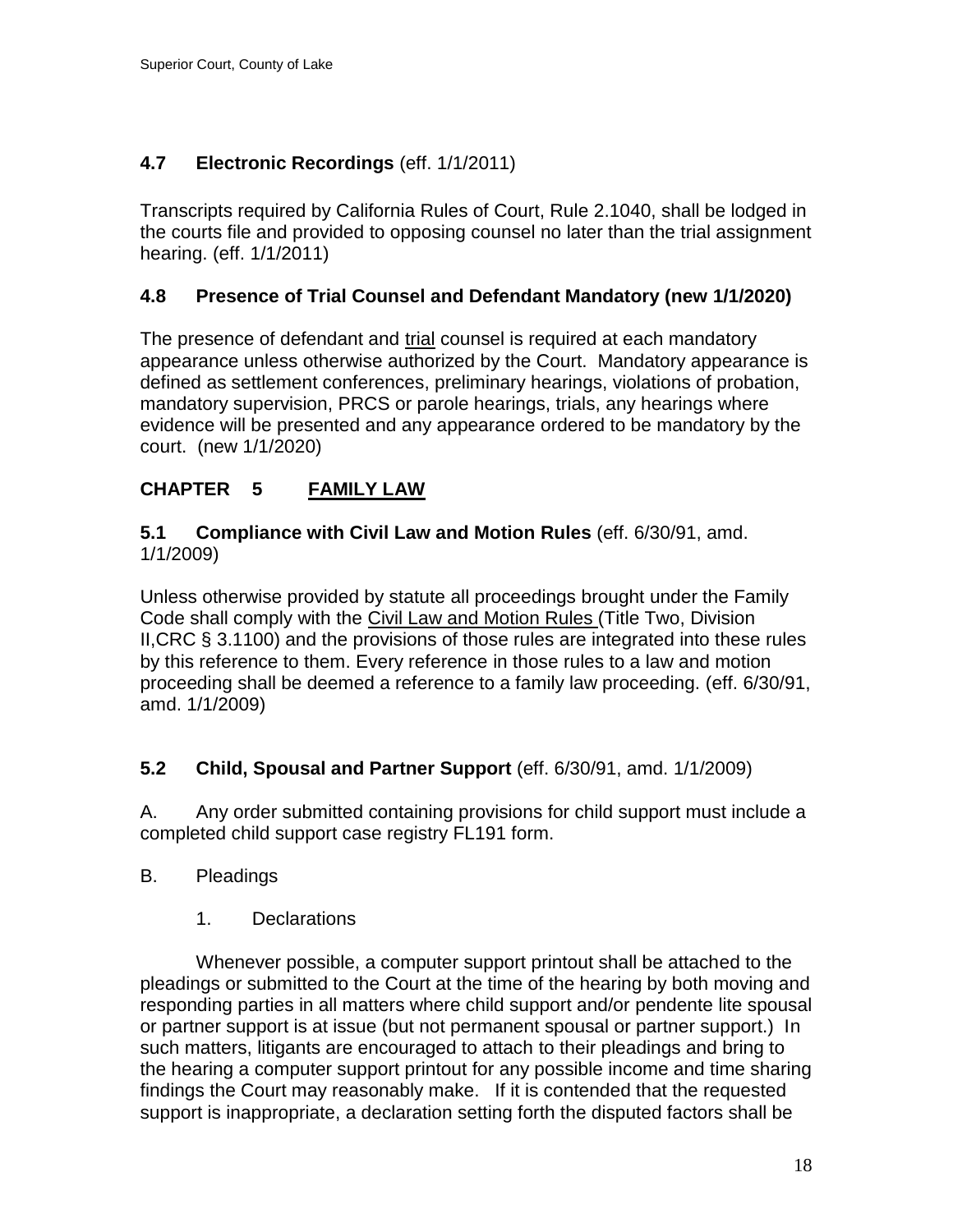### 4.7 Electronic Recordings (eff. 1/1/2011)

Transcripts required by California Rules of Court, Rule 2.1040, shall be lodged in the courts file and provided to opposing counsel no later than the trial assignment hearing. (eff. 1/1/2011)

### 4.8 Presence of Trial Counsel and Defendant Mandatory (new 1/1/2020)

The presence of defendant and <u>trial</u> counsel is required at each mandatory appearance unless otherwise authorized by the Court. Mandatory appearance is defined as settlement conferences, preliminary hearings, violations of probation, mandatory supervision, PRCS or parole hearings, trials, any hearings where evidence will be presented and any appearance ordered to be mandatory by the court. (new 1/1/2020)

## CHAPTER 5 FAMILY LAW

### 5.1 Compliance with Civil Law and Motion Rules (eff. 6/30/91, amd. 1/1/2009)

Unless otherwise provided by statute all proceedings brought under the Family Code shall comply with the <u>Civil Law and Motion Rules</u> (Title Two, Division II,CRC § 3.1100) and the provisions of those rules are integrated into these rules by this reference to them. Every reference in those rules to a law and motion proceeding shall be deemed a reference to a family law proceeding. (eff. 6/30/91, amd. 1/1/2009)

### 5.2 Child, Spousal and Partner Support (eff. 6/30/91, amd. 1/1/2009)

A. Any order submitted containing provisions for child support must include a completed child support case registry FL191 form.

B. Pleadings

1. Declarations

Whenever possible, a computer support printout shall be attached to the pleadings or submitted to the Court at the time of the hearing by both moving and responding parties in all matters where child support and/or pendente lite spousal or partner support is at issue (but not permanent spousal or partner support.) In such matters, litigants are encouraged to attach to their pleadings and bring to the hearing a computer support printout for any possible income and time sharing findings the Court may reasonably make. If it is contended that the requested support is inappropriate, a declaration setting forth the disputed factors shall be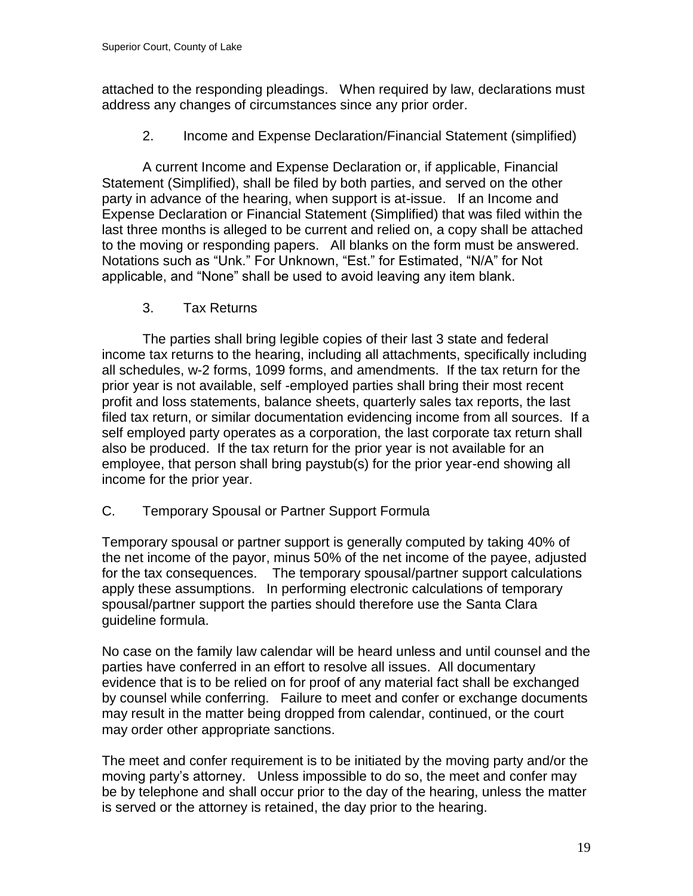attached to the responding pleadings. When required by law, declarations must address any changes of circumstances since any prior order.

### 2. Income and Expense Declaration/Financial Statement (simplified)

A current Income and Expense Declaration or, if applicable, Financial Statement (Simplified), shall be filed by both parties, and served on the other party in advance of the hearing, when support is at-issue. If an Income and Expense Declaration or Financial Statement (Simplified) that was filed within the last three months is alleged to be current and relied on, a copy shall be attached to the moving or responding papers. All blanks on the form must be answered. Notations such as "Unk." For Unknown, "Est." for Estimated, "N/A" for Not applicable, and "None" shall be used to avoid leaving any item blank.

### 3. Tax Returns

The parties shall bring legible copies of their last 3 state and federal income tax returns to the hearing, including all attachments, specifically including all schedules, w-2 forms, 1099 forms, and amendments. If the tax return for the prior year is not available, self -employed parties shall bring their most recent profit and loss statements, balance sheets, quarterly sales tax reports, the last filed tax return, or similar documentation evidencing income from all sources. If a self employed party operates as a corporation, the last corporate tax return shall also be produced. If the tax return for the prior year is not available for an employee, that person shall bring paystub(s) for the prior year-end showing all income for the prior year.

## C. Temporary Spousal or Partner Support Formula

Temporary spousal or partner support is generally computed by taking 40% of the net income of the payor, minus 50% of the net income of the payee, adjusted for the tax consequences. The temporary spousal/partner support calculations apply these assumptions. In performing electronic calculations of temporary spousal/partner support the parties should therefore use the Santa Clara guideline formula.

No case on the family law calendar will be heard unless and until counsel and the parties have conferred in an effort to resolve all issues. All documentary evidence that is to be relied on for proof of any material fact shall be exchanged by counsel while conferring. Failure to meet and confer or exchange documents may result in the matter being dropped from calendar, continued, or the court may order other appropriate sanctions.

The meet and confer requirement is to be initiated by the moving party and/or the moving party's attorney. Unless impossible to do so, the meet and confer may be by telephone and shall occur prior to the day of the hearing, unless the matter is served or the attorney is retained, the day prior to the hearing.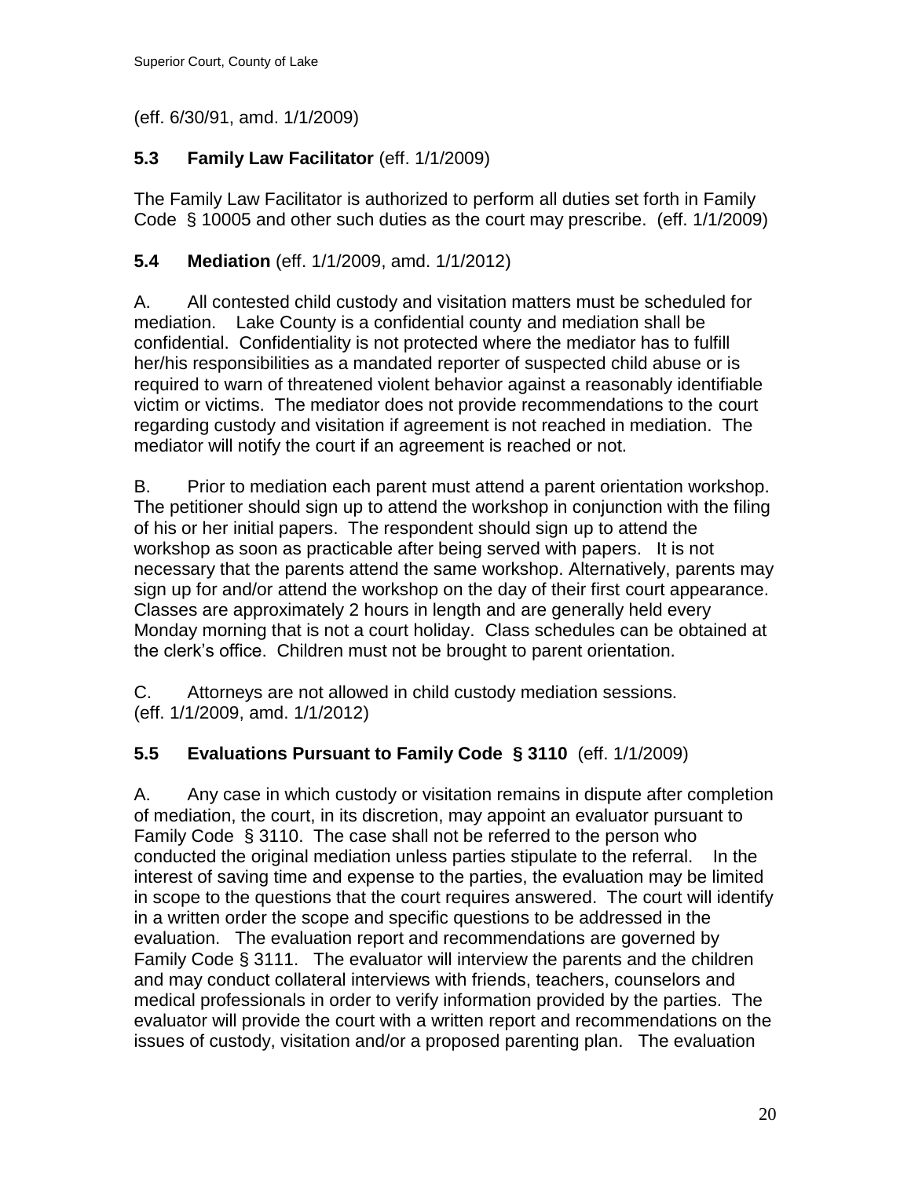(eff. 6/30/91, amd. 1/1/2009)

### 5.3 Family Law Facilitator (eff. 1/1/2009)

The Family Law Facilitator is authorized to perform all duties set forth in Family Code § 10005 and other such duties as the court may prescribe. (eff. 1/1/2009)

### 5.4 Mediation (eff. 1/1/2009, amd. 1/1/2012)

A. All contested child custody and visitation matters must be scheduled for mediation. Lake County is a confidential county and mediation shall be confidential. Confidentiality is not protected where the mediator has to fulfill her/his responsibilities as a mandated reporter of suspected child abuse or is required to warn of threatened violent behavior against a reasonably identifiable victim or victims. The mediator does not provide recommendations to the court regarding custody and visitation if agreement is not reached in mediation. The mediator will notify the court if an agreement is reached or not.

B. Prior to mediation each parent must attend a parent orientation workshop. The petitioner should sign up to attend the workshop in conjunction with the filing of his or her initial papers. The respondent should sign up to attend the workshop as soon as practicable after being served with papers. It is not necessary that the parents attend the same workshop. Alternatively, parents may sign up for and/or attend the workshop on the day of their first court appearance. Classes are approximately 2 hours in length and are generally held every Monday morning that is not a court holiday. Class schedules can be obtained at the clerk's office. Children must not be brought to parent orientation.

C. Attorneys are not allowed in child custody mediation sessions. (eff. 1/1/2009, amd. 1/1/2012)

### 5.5 Evaluations Pursuant to Family Code § 3110 (eff. 1/1/2009)

A. Any case in which custody or visitation remains in dispute after completion of mediation, the court, in its discretion, may appoint an evaluator pursuant to Family Code § 3110. The case shall not be referred to the person who conducted the original mediation unless parties stipulate to the referral. In the interest of saving time and expense to the parties, the evaluation may be limited in scope to the questions that the court requires answered. The court will identify in a written order the scope and specific questions to be addressed in the evaluation. The evaluation report and recommendations are governed by Family Code § 3111. The evaluator will interview the parents and the children and may conduct collateral interviews with friends, teachers, counselors and medical professionals in order to verify information provided by the parties. The evaluator will provide the court with a written report and recommendations on the issues of custody, visitation and/or a proposed parenting plan. The evaluation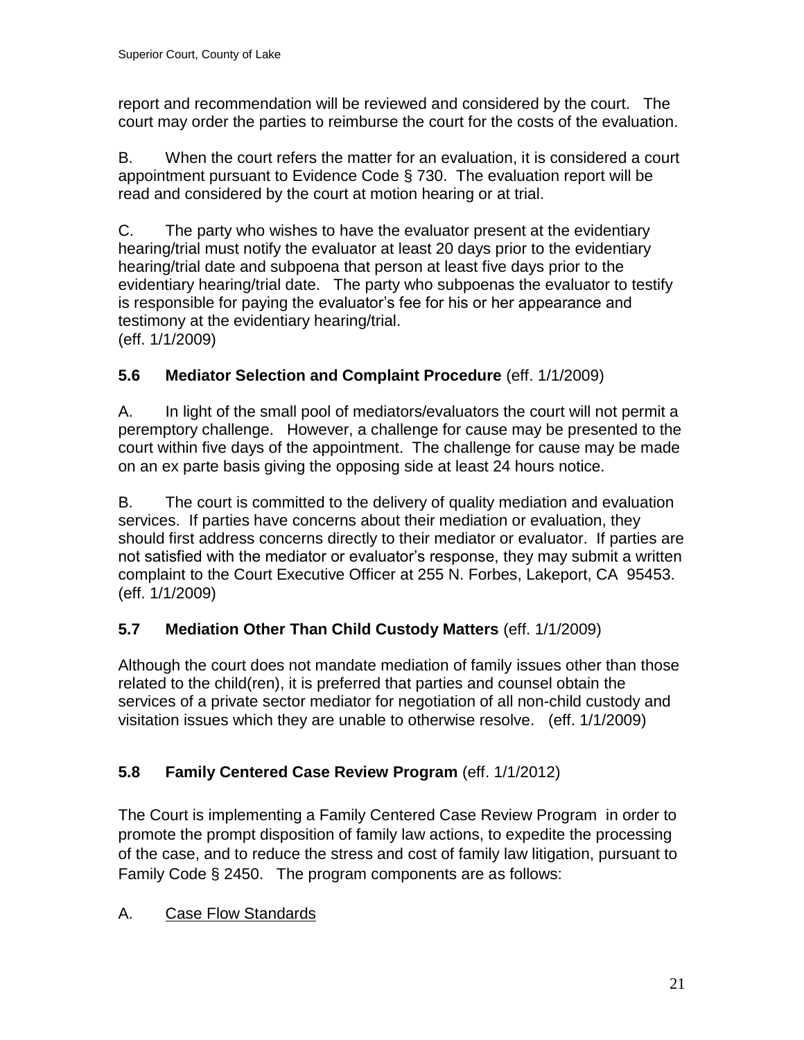report and recommendation will be reviewed and considered by the court. The court may order the parties to reimburse the court for the costs of the evaluation.

B. When the court refers the matter for an evaluation, it is considered a court appointment pursuant to Evidence Code § 730. The evaluation report will be read and considered by the court at motion hearing or at trial.

C. The party who wishes to have the evaluator present at the evidentiary hearing/trial must notify the evaluator at least 20 days prior to the evidentiary hearing/trial date and subpoena that person at least five days prior to the evidentiary hearing/trial date. The party who subpoenas the evaluator to testify is responsible for paying the evaluator's fee for his or her appearance and testimony at the evidentiary hearing/trial.
(eff. 1/1/2009)

### **5.6 Mediator Selection and Complaint Procedure** (eff. 1/1/2009)

A. In light of the small pool of mediators/evaluators the court will not permit a peremptory challenge. However, a challenge for cause may be presented to the court within five days of the appointment. The challenge for cause may be made on an ex parte basis giving the opposing side at least 24 hours notice.

B. The court is committed to the delivery of quality mediation and evaluation services. If parties have concerns about their mediation or evaluation, they should first address concerns directly to their mediator or evaluator. If parties are not satisfied with the mediator or evaluator's response, they may submit a written complaint to the Court Executive Officer at 255 N. Forbes, Lakeport, CA 95453.
(eff. 1/1/2009)

### **5.7 Mediation Other Than Child Custody Matters** (eff. 1/1/2009)

Although the court does not mandate mediation of family issues other than those related to the child(ren), it is preferred that parties and counsel obtain the services of a private sector mediator for negotiation of all non-child custody and visitation issues which they are unable to otherwise resolve. (eff. 1/1/2009)

### **5.8 Family Centered Case Review Program** (eff. 1/1/2012)

The Court is implementing a Family Centered Case Review Program in order to promote the prompt disposition of family law actions, to expedite the processing of the case, and to reduce the stress and cost of family law litigation, pursuant to Family Code § 2450. The program components are as follows:

A. <u>Case Flow Standards</u>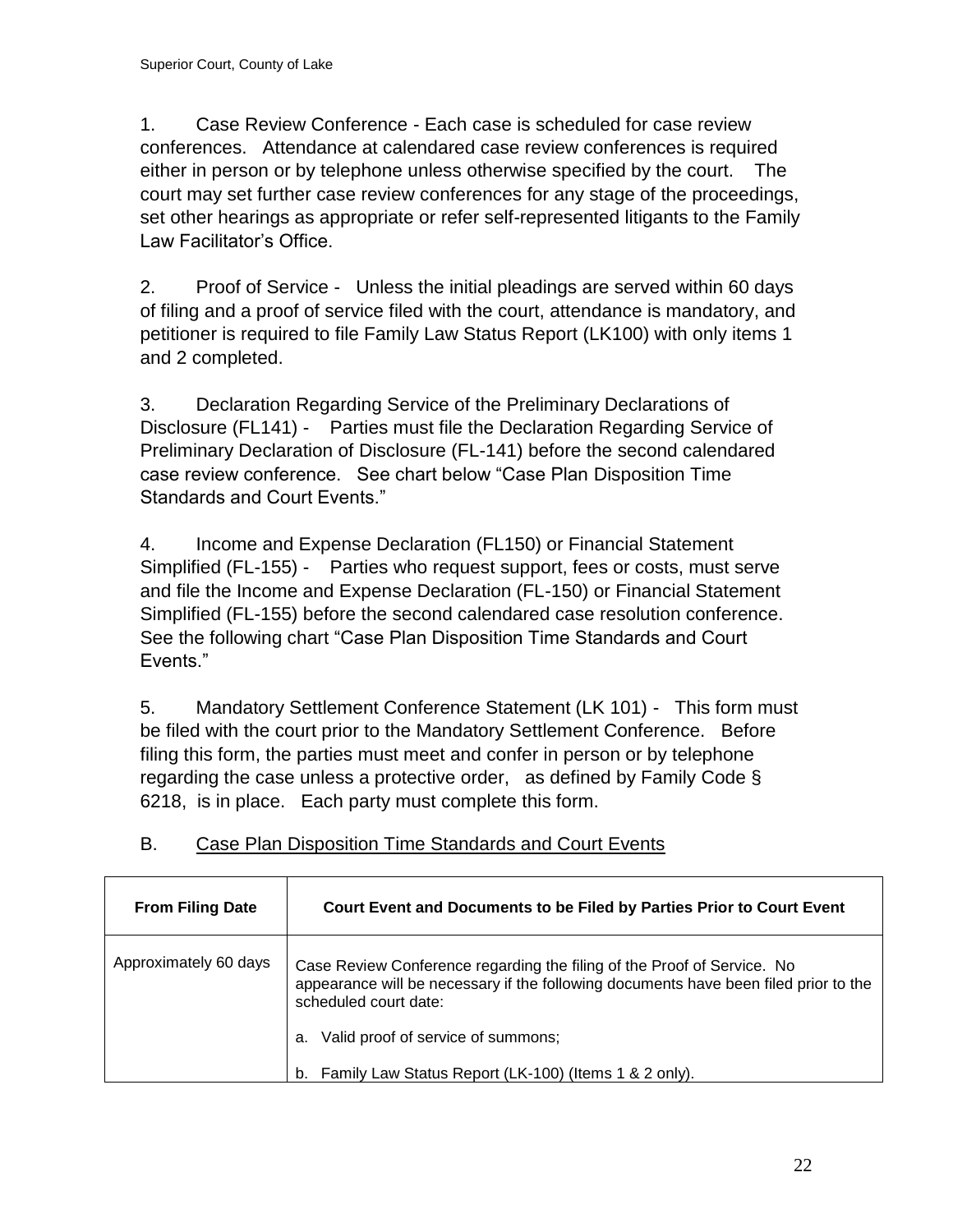1. Case Review Conference - Each case is scheduled for case review conferences. Attendance at calendared case review conferences is required either in person or by telephone unless otherwise specified by the court. The court may set further case review conferences for any stage of the proceedings, set other hearings as appropriate or refer self-represented litigants to the Family Law Facilitator's Office.

2. Proof of Service - Unless the initial pleadings are served within 60 days of filing and a proof of service filed with the court, attendance is mandatory, and petitioner is required to file Family Law Status Report (LK100) with only items 1 and 2 completed.

3. Declaration Regarding Service of the Preliminary Declarations of Disclosure (FL141) - Parties must file the Declaration Regarding Service of Preliminary Declaration of Disclosure (FL-141) before the second calendared case review conference. See chart below "Case Plan Disposition Time Standards and Court Events."

4. Income and Expense Declaration (FL150) or Financial Statement Simplified (FL-155) - Parties who request support, fees or costs, must serve and file the Income and Expense Declaration (FL-150) or Financial Statement Simplified (FL-155) before the second calendared case resolution conference. See the following chart "Case Plan Disposition Time Standards and Court Events."

5. Mandatory Settlement Conference Statement (LK 101) - This form must be filed with the court prior to the Mandatory Settlement Conference. Before filing this form, the parties must meet and confer in person or by telephone regarding the case unless a protective order, as defined by Family Code § 6218, is in place. Each party must complete this form.

## B. Case Plan Disposition Time Standards and Court Events

| From Filing Date | Court Event and Documents to be Filed by Parties Prior to Court Event |
|---|---|
| Approximately 60 days | Case Review Conference regarding the filing of the Proof of Service. No appearance will be necessary if the following documents have been filed prior to the scheduled court date:<br><br>a. Valid proof of service of summons;<br><br>b. Family Law Status Report (LK-100) (Items 1 & 2 only). |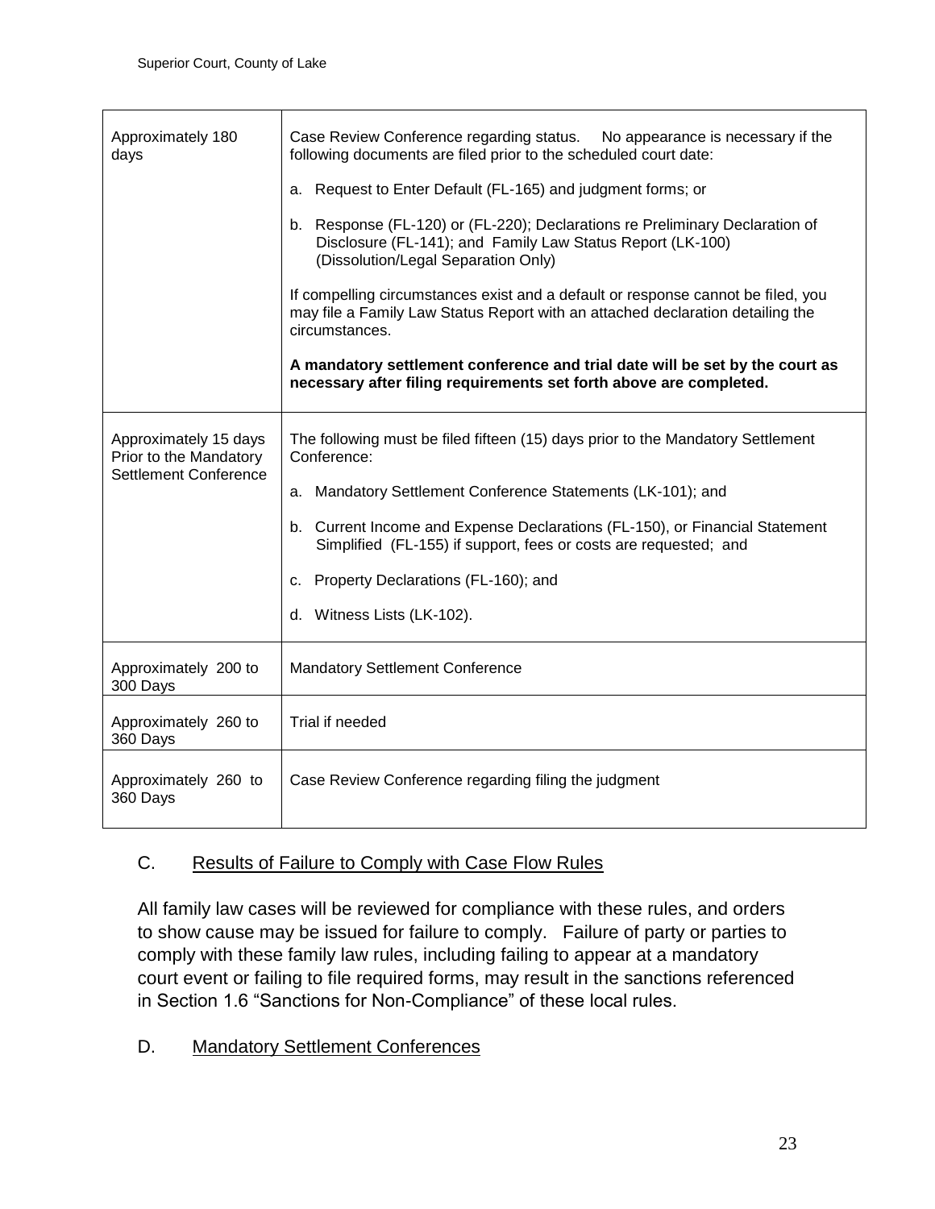| | |
|---|---|
| Approximately 180 days | Case Review Conference regarding status. No appearance is necessary if the following documents are filed prior to the scheduled court date:<br><br>a. Request to Enter Default (FL-165) and judgment forms; or<br><br>b. Response (FL-120) or (FL-220); Declarations re Preliminary Declaration of Disclosure (FL-141); and Family Law Status Report (LK-100) (Dissolution/Legal Separation Only)<br><br>If compelling circumstances exist and a default or response cannot be filed, you may file a Family Law Status Report with an attached declaration detailing the circumstances.<br><br>**A mandatory settlement conference and trial date will be set by the court as necessary after filing requirements set forth above are completed.** |
| Approximately 15 days Prior to the Mandatory Settlement Conference | The following must be filed fifteen (15) days prior to the Mandatory Settlement Conference:<br><br>a. Mandatory Settlement Conference Statements (LK-101); and<br><br>b. Current Income and Expense Declarations (FL-150), or Financial Statement Simplified (FL-155) if support, fees or costs are requested; and<br><br>c. Property Declarations (FL-160); and<br><br>d. Witness Lists (LK-102). |
| Approximately 200 to 300 Days | Mandatory Settlement Conference |
| Approximately 260 to 360 Days | Trial if needed |
| Approximately 260 to 360 Days | Case Review Conference regarding filing the judgment |

## C. Results of Failure to Comply with Case Flow Rules

All family law cases will be reviewed for compliance with these rules, and orders to show cause may be issued for failure to comply. Failure of party or parties to comply with these family law rules, including failing to appear at a mandatory court event or failing to file required forms, may result in the sanctions referenced in Section 1.6 "Sanctions for Non-Compliance" of these local rules.

## D. Mandatory Settlement Conferences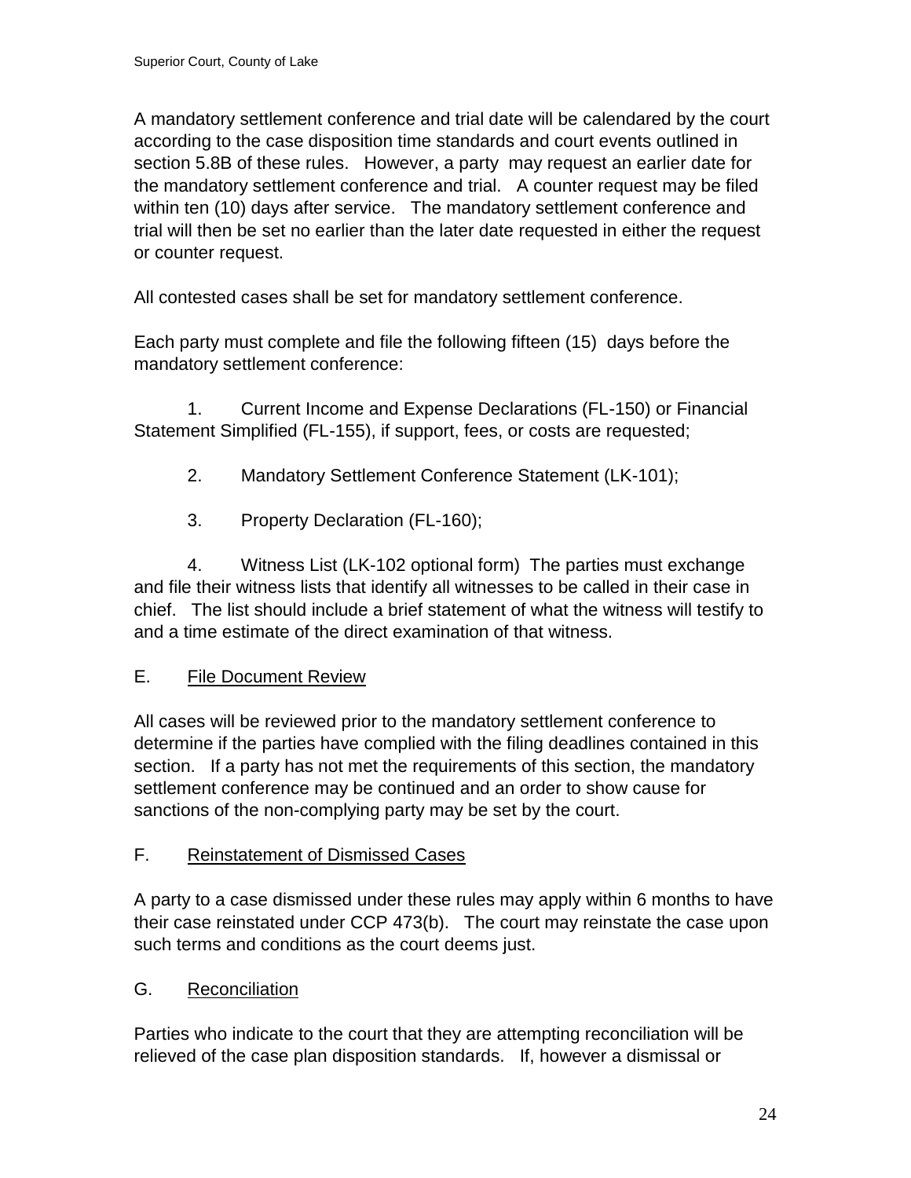A mandatory settlement conference and trial date will be calendared by the court according to the case disposition time standards and court events outlined in section 5.8B of these rules. However, a party may request an earlier date for the mandatory settlement conference and trial. A counter request may be filed within ten (10) days after service. The mandatory settlement conference and trial will then be set no earlier than the later date requested in either the request or counter request.

All contested cases shall be set for mandatory settlement conference.

Each party must complete and file the following fifteen (15) days before the mandatory settlement conference:

1. Current Income and Expense Declarations (FL-150) or Financial Statement Simplified (FL-155), if support, fees, or costs are requested;

2. Mandatory Settlement Conference Statement (LK-101);

3. Property Declaration (FL-160);

4. Witness List (LK-102 optional form) The parties must exchange and file their witness lists that identify all witnesses to be called in their case in chief. The list should include a brief statement of what the witness will testify to and a time estimate of the direct examination of that witness.

E. File Document Review

All cases will be reviewed prior to the mandatory settlement conference to determine if the parties have complied with the filing deadlines contained in this section. If a party has not met the requirements of this section, the mandatory settlement conference may be continued and an order to show cause for sanctions of the non-complying party may be set by the court.

F. Reinstatement of Dismissed Cases

A party to a case dismissed under these rules may apply within 6 months to have their case reinstated under CCP 473(b). The court may reinstate the case upon such terms and conditions as the court deems just.

G. Reconciliation

Parties who indicate to the court that they are attempting reconciliation will be relieved of the case plan disposition standards. If, however a dismissal or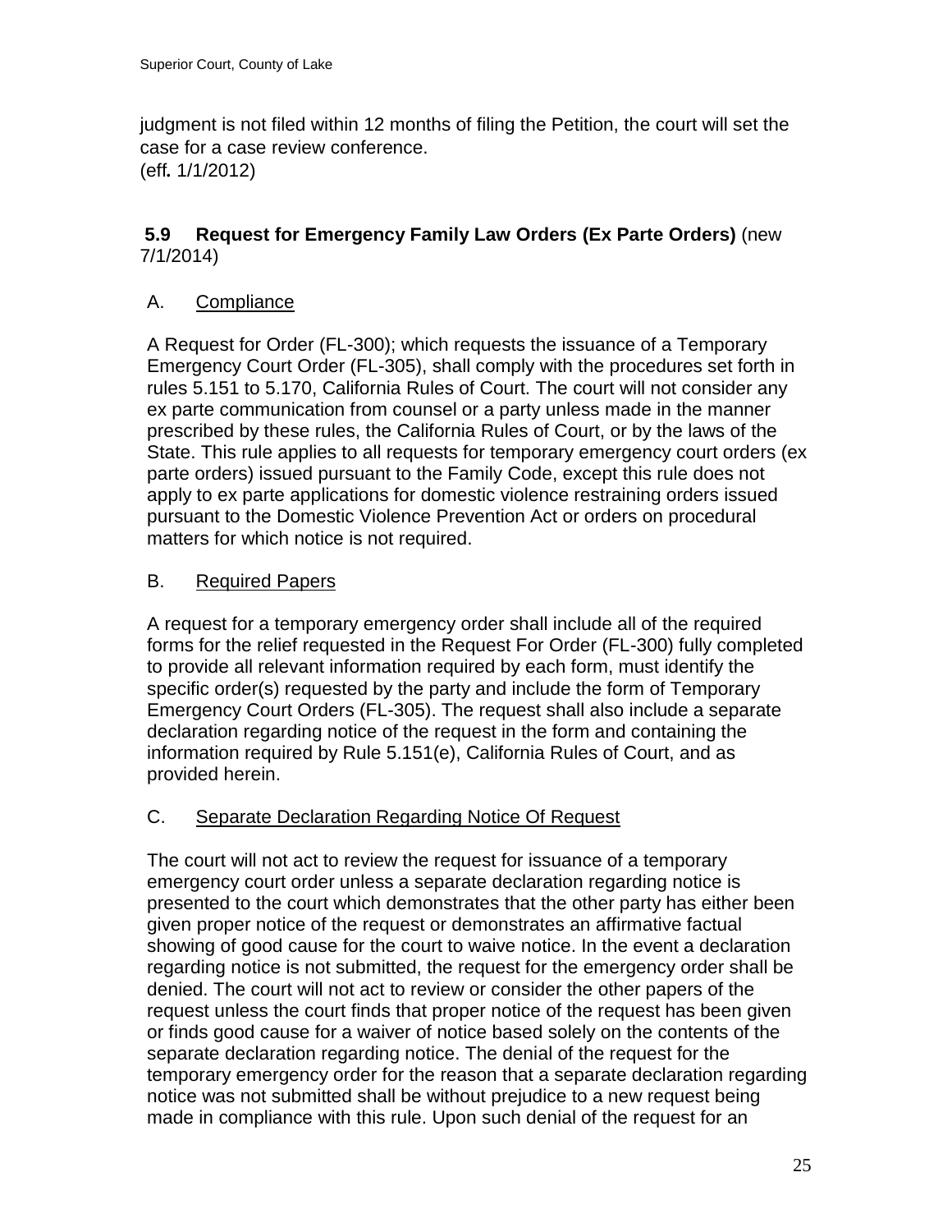judgment is not filed within 12 months of filing the Petition, the court will set the case for a case review conference.
(eff**.** 1/1/2012)

### **5.9 Request for Emergency Family Law Orders (Ex Parte Orders)** (new 7/1/2014)

A. Compliance

A Request for Order (FL-300); which requests the issuance of a Temporary Emergency Court Order (FL-305), shall comply with the procedures set forth in rules 5.151 to 5.170, California Rules of Court. The court will not consider any ex parte communication from counsel or a party unless made in the manner prescribed by these rules, the California Rules of Court, or by the laws of the State. This rule applies to all requests for temporary emergency court orders (ex parte orders) issued pursuant to the Family Code, except this rule does not apply to ex parte applications for domestic violence restraining orders issued pursuant to the Domestic Violence Prevention Act or orders on procedural matters for which notice is not required.

B. Required Papers

A request for a temporary emergency order shall include all of the required forms for the relief requested in the Request For Order (FL-300) fully completed to provide all relevant information required by each form, must identify the specific order(s) requested by the party and include the form of Temporary Emergency Court Orders (FL-305). The request shall also include a separate declaration regarding notice of the request in the form and containing the information required by Rule 5.151(e), California Rules of Court, and as provided herein.

C. Separate Declaration Regarding Notice Of Request

The court will not act to review the request for issuance of a temporary emergency court order unless a separate declaration regarding notice is presented to the court which demonstrates that the other party has either been given proper notice of the request or demonstrates an affirmative factual showing of good cause for the court to waive notice. In the event a declaration regarding notice is not submitted, the request for the emergency order shall be denied. The court will not act to review or consider the other papers of the request unless the court finds that proper notice of the request has been given or finds good cause for a waiver of notice based solely on the contents of the separate declaration regarding notice. The denial of the request for the temporary emergency order for the reason that a separate declaration regarding notice was not submitted shall be without prejudice to a new request being made in compliance with this rule. Upon such denial of the request for an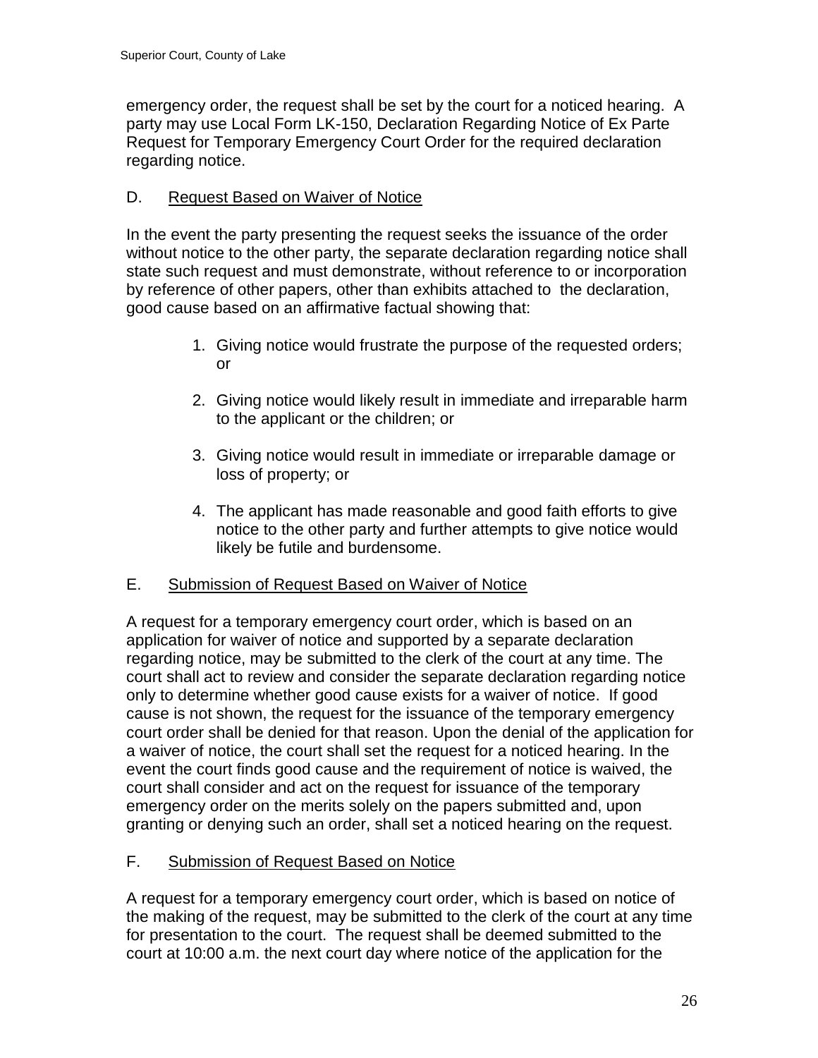emergency order, the request shall be set by the court for a noticed hearing. A party may use Local Form LK-150, Declaration Regarding Notice of Ex Parte Request for Temporary Emergency Court Order for the required declaration regarding notice.

D. Request Based on Waiver of Notice

In the event the party presenting the request seeks the issuance of the order without notice to the other party, the separate declaration regarding notice shall state such request and must demonstrate, without reference to or incorporation by reference of other papers, other than exhibits attached to the declaration, good cause based on an affirmative factual showing that:

1. Giving notice would frustrate the purpose of the requested orders; or

2. Giving notice would likely result in immediate and irreparable harm to the applicant or the children; or

3. Giving notice would result in immediate or irreparable damage or loss of property; or

4. The applicant has made reasonable and good faith efforts to give notice to the other party and further attempts to give notice would likely be futile and burdensome.

E. Submission of Request Based on Waiver of Notice

A request for a temporary emergency court order, which is based on an application for waiver of notice and supported by a separate declaration regarding notice, may be submitted to the clerk of the court at any time. The court shall act to review and consider the separate declaration regarding notice only to determine whether good cause exists for a waiver of notice. If good cause is not shown, the request for the issuance of the temporary emergency court order shall be denied for that reason. Upon the denial of the application for a waiver of notice, the court shall set the request for a noticed hearing. In the event the court finds good cause and the requirement of notice is waived, the court shall consider and act on the request for issuance of the temporary emergency order on the merits solely on the papers submitted and, upon granting or denying such an order, shall set a noticed hearing on the request.

F. Submission of Request Based on Notice

A request for a temporary emergency court order, which is based on notice of the making of the request, may be submitted to the clerk of the court at any time for presentation to the court. The request shall be deemed submitted to the court at 10:00 a.m. the next court day where notice of the application for the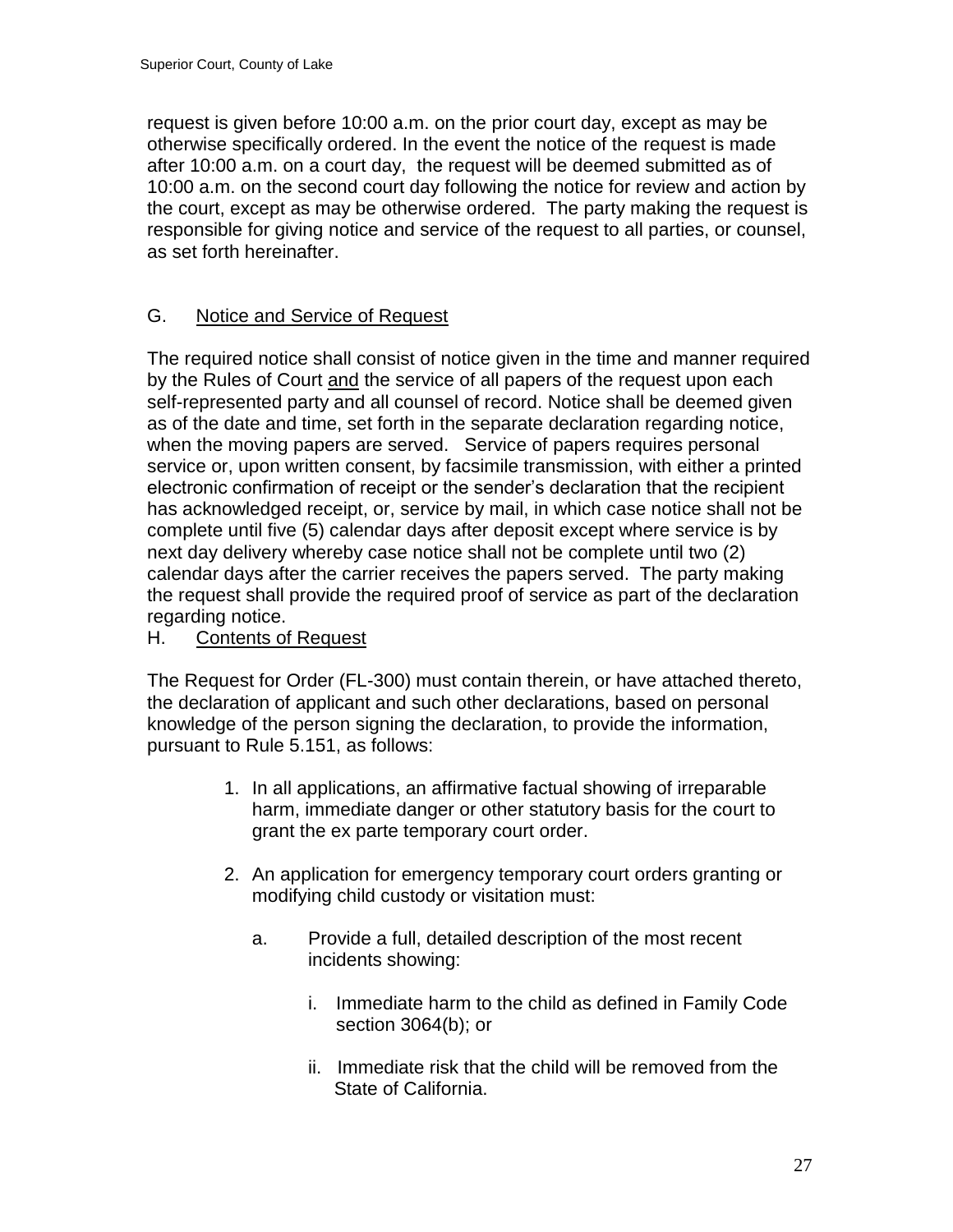request is given before 10:00 a.m. on the prior court day, except as may be otherwise specifically ordered. In the event the notice of the request is made after 10:00 a.m. on a court day, the request will be deemed submitted as of 10:00 a.m. on the second court day following the notice for review and action by the court, except as may be otherwise ordered. The party making the request is responsible for giving notice and service of the request to all parties, or counsel, as set forth hereinafter.

G. Notice and Service of Request

The required notice shall consist of notice given in the time and manner required by the Rules of Court and the service of all papers of the request upon each self-represented party and all counsel of record. Notice shall be deemed given as of the date and time, set forth in the separate declaration regarding notice, when the moving papers are served. Service of papers requires personal service or, upon written consent, by facsimile transmission, with either a printed electronic confirmation of receipt or the sender's declaration that the recipient has acknowledged receipt, or, service by mail, in which case notice shall not be complete until five (5) calendar days after deposit except where service is by next day delivery whereby case notice shall not be complete until two (2) calendar days after the carrier receives the papers served. The party making the request shall provide the required proof of service as part of the declaration regarding notice.

H. Contents of Request

The Request for Order (FL-300) must contain therein, or have attached thereto, the declaration of applicant and such other declarations, based on personal knowledge of the person signing the declaration, to provide the information, pursuant to Rule 5.151, as follows:

1. In all applications, an affirmative factual showing of irreparable harm, immediate danger or other statutory basis for the court to grant the ex parte temporary court order.

2. An application for emergency temporary court orders granting or modifying child custody or visitation must:

   a. Provide a full, detailed description of the most recent incidents showing:

      i. Immediate harm to the child as defined in Family Code section 3064(b); or

      ii. Immediate risk that the child will be removed from the State of California.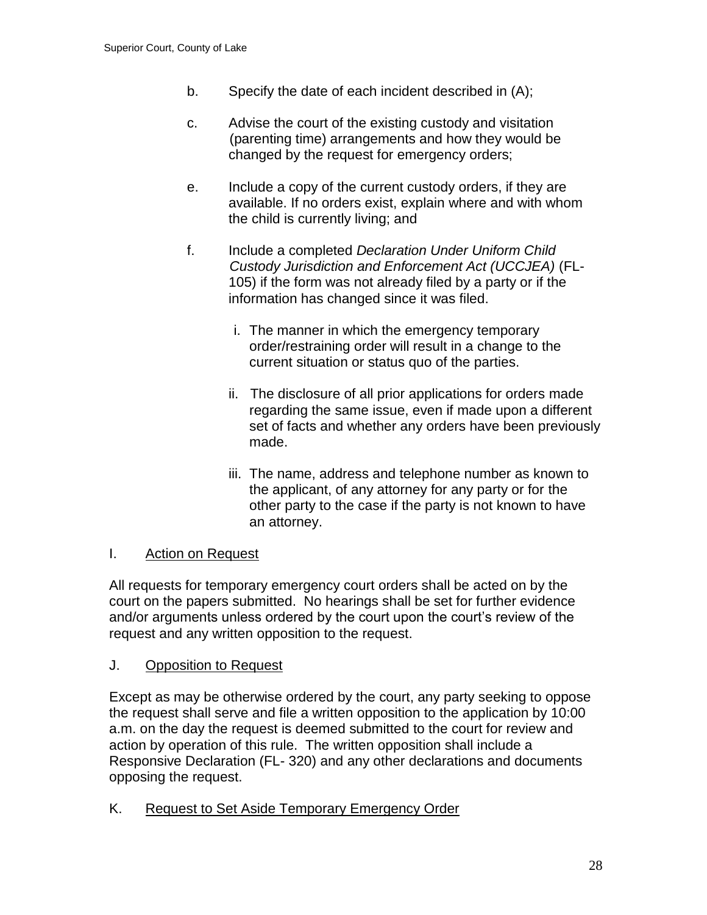b. Specify the date of each incident described in (A);

c. Advise the court of the existing custody and visitation (parenting time) arrangements and how they would be changed by the request for emergency orders;

e. Include a copy of the current custody orders, if they are available. If no orders exist, explain where and with whom the child is currently living; and

f. Include a completed *Declaration Under Uniform Child Custody Jurisdiction and Enforcement Act (UCCJEA)* (FL-105) if the form was not already filed by a party or if the information has changed since it was filed.

   i. The manner in which the emergency temporary order/restraining order will result in a change to the current situation or status quo of the parties.

   ii. The disclosure of all prior applications for orders made regarding the same issue, even if made upon a different set of facts and whether any orders have been previously made.

   iii. The name, address and telephone number as known to the applicant, of any attorney for any party or for the other party to the case if the party is not known to have an attorney.

I. Action on Request

All requests for temporary emergency court orders shall be acted on by the court on the papers submitted. No hearings shall be set for further evidence and/or arguments unless ordered by the court upon the court's review of the request and any written opposition to the request.

J. Opposition to Request

Except as may be otherwise ordered by the court, any party seeking to oppose the request shall serve and file a written opposition to the application by 10:00 a.m. on the day the request is deemed submitted to the court for review and action by operation of this rule. The written opposition shall include a Responsive Declaration (FL- 320) and any other declarations and documents opposing the request.

K. Request to Set Aside Temporary Emergency Order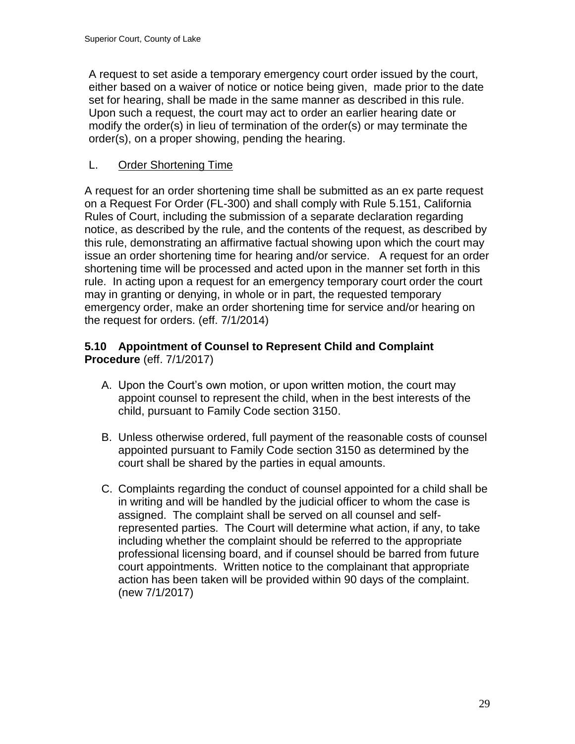A request to set aside a temporary emergency court order issued by the court, either based on a waiver of notice or notice being given, made prior to the date set for hearing, shall be made in the same manner as described in this rule. Upon such a request, the court may act to order an earlier hearing date or modify the order(s) in lieu of termination of the order(s) or may terminate the order(s), on a proper showing, pending the hearing.

L. Order Shortening Time

A request for an order shortening time shall be submitted as an ex parte request on a Request For Order (FL-300) and shall comply with Rule 5.151, California Rules of Court, including the submission of a separate declaration regarding notice, as described by the rule, and the contents of the request, as described by this rule, demonstrating an affirmative factual showing upon which the court may issue an order shortening time for hearing and/or service. A request for an order shortening time will be processed and acted upon in the manner set forth in this rule. In acting upon a request for an emergency temporary court order the court may in granting or denying, in whole or in part, the requested temporary emergency order, make an order shortening time for service and/or hearing on the request for orders. (eff. 7/1/2014)

### 5.10 Appointment of Counsel to Represent Child and Complaint Procedure (eff. 7/1/2017)

A. Upon the Court's own motion, or upon written motion, the court may appoint counsel to represent the child, when in the best interests of the child, pursuant to Family Code section 3150.

B. Unless otherwise ordered, full payment of the reasonable costs of counsel appointed pursuant to Family Code section 3150 as determined by the court shall be shared by the parties in equal amounts.

C. Complaints regarding the conduct of counsel appointed for a child shall be in writing and will be handled by the judicial officer to whom the case is assigned. The complaint shall be served on all counsel and self-represented parties. The Court will determine what action, if any, to take including whether the complaint should be referred to the appropriate professional licensing board, and if counsel should be barred from future court appointments. Written notice to the complainant that appropriate action has been taken will be provided within 90 days of the complaint. (new 7/1/2017)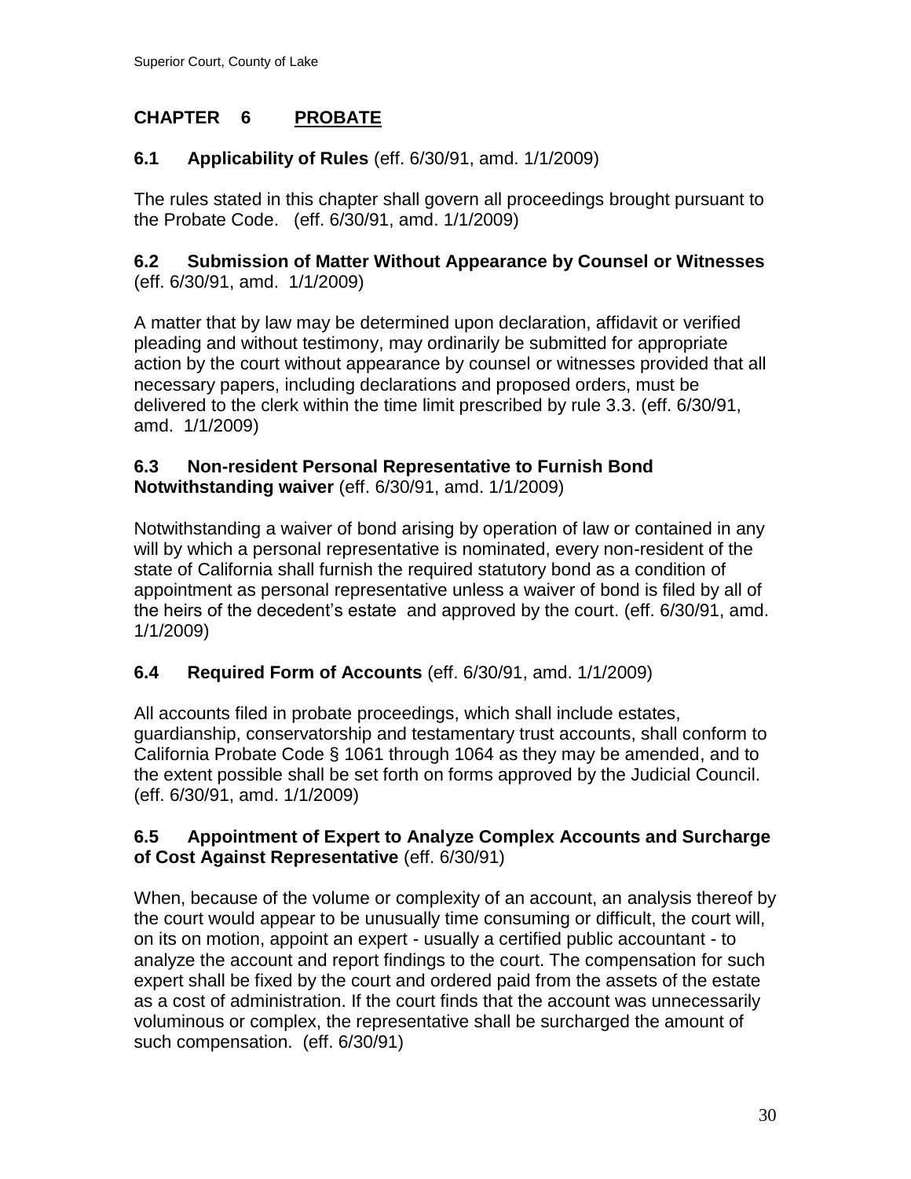# CHAPTER 6 PROBATE

## 6.1 Applicability of Rules (eff. 6/30/91, amd. 1/1/2009)

The rules stated in this chapter shall govern all proceedings brought pursuant to the Probate Code. (eff. 6/30/91, amd. 1/1/2009)

## 6.2 Submission of Matter Without Appearance by Counsel or Witnesses (eff. 6/30/91, amd. 1/1/2009)

A matter that by law may be determined upon declaration, affidavit or verified pleading and without testimony, may ordinarily be submitted for appropriate action by the court without appearance by counsel or witnesses provided that all necessary papers, including declarations and proposed orders, must be delivered to the clerk within the time limit prescribed by rule 3.3. (eff. 6/30/91, amd. 1/1/2009)

## 6.3 Non-resident Personal Representative to Furnish Bond Notwithstanding waiver (eff. 6/30/91, amd. 1/1/2009)

Notwithstanding a waiver of bond arising by operation of law or contained in any will by which a personal representative is nominated, every non-resident of the state of California shall furnish the required statutory bond as a condition of appointment as personal representative unless a waiver of bond is filed by all of the heirs of the decedent's estate and approved by the court. (eff. 6/30/91, amd. 1/1/2009)

## 6.4 Required Form of Accounts (eff. 6/30/91, amd. 1/1/2009)

All accounts filed in probate proceedings, which shall include estates, guardianship, conservatorship and testamentary trust accounts, shall conform to California Probate Code § 1061 through 1064 as they may be amended, and to the extent possible shall be set forth on forms approved by the Judicial Council. (eff. 6/30/91, amd. 1/1/2009)

## 6.5 Appointment of Expert to Analyze Complex Accounts and Surcharge of Cost Against Representative (eff. 6/30/91)

When, because of the volume or complexity of an account, an analysis thereof by the court would appear to be unusually time consuming or difficult, the court will, on its on motion, appoint an expert - usually a certified public accountant - to analyze the account and report findings to the court. The compensation for such expert shall be fixed by the court and ordered paid from the assets of the estate as a cost of administration. If the court finds that the account was unnecessarily voluminous or complex, the representative shall be surcharged the amount of such compensation. (eff. 6/30/91)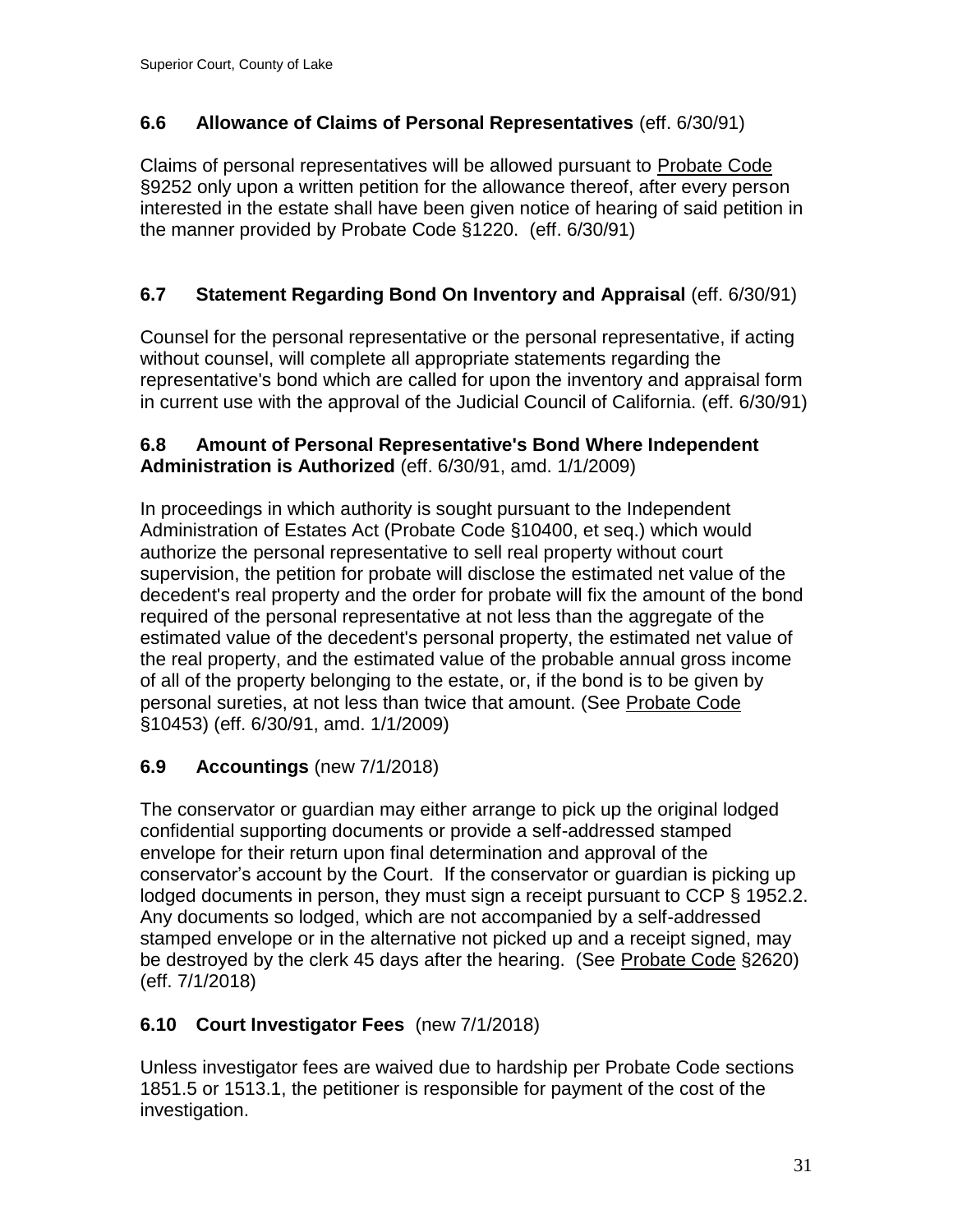### 6.6 Allowance of Claims of Personal Representatives (eff. 6/30/91)

Claims of personal representatives will be allowed pursuant to Probate Code §9252 only upon a written petition for the allowance thereof, after every person interested in the estate shall have been given notice of hearing of said petition in the manner provided by Probate Code §1220. (eff. 6/30/91)

### 6.7 Statement Regarding Bond On Inventory and Appraisal (eff. 6/30/91)

Counsel for the personal representative or the personal representative, if acting without counsel, will complete all appropriate statements regarding the representative's bond which are called for upon the inventory and appraisal form in current use with the approval of the Judicial Council of California. (eff. 6/30/91)

### 6.8 Amount of Personal Representative's Bond Where Independent Administration is Authorized (eff. 6/30/91, amd. 1/1/2009)

In proceedings in which authority is sought pursuant to the Independent Administration of Estates Act (Probate Code §10400, et seq.) which would authorize the personal representative to sell real property without court supervision, the petition for probate will disclose the estimated net value of the decedent's real property and the order for probate will fix the amount of the bond required of the personal representative at not less than the aggregate of the estimated value of the decedent's personal property, the estimated net value of the real property, and the estimated value of the probable annual gross income of all of the property belonging to the estate, or, if the bond is to be given by personal sureties, at not less than twice that amount. (See Probate Code §10453) (eff. 6/30/91, amd. 1/1/2009)

### 6.9 Accountings (new 7/1/2018)

The conservator or guardian may either arrange to pick up the original lodged confidential supporting documents or provide a self-addressed stamped envelope for their return upon final determination and approval of the conservator's account by the Court. If the conservator or guardian is picking up lodged documents in person, they must sign a receipt pursuant to CCP § 1952.2. Any documents so lodged, which are not accompanied by a self-addressed stamped envelope or in the alternative not picked up and a receipt signed, may be destroyed by the clerk 45 days after the hearing. (See Probate Code §2620) (eff. 7/1/2018)

### 6.10 Court Investigator Fees (new 7/1/2018)

Unless investigator fees are waived due to hardship per Probate Code sections 1851.5 or 1513.1, the petitioner is responsible for payment of the cost of the investigation.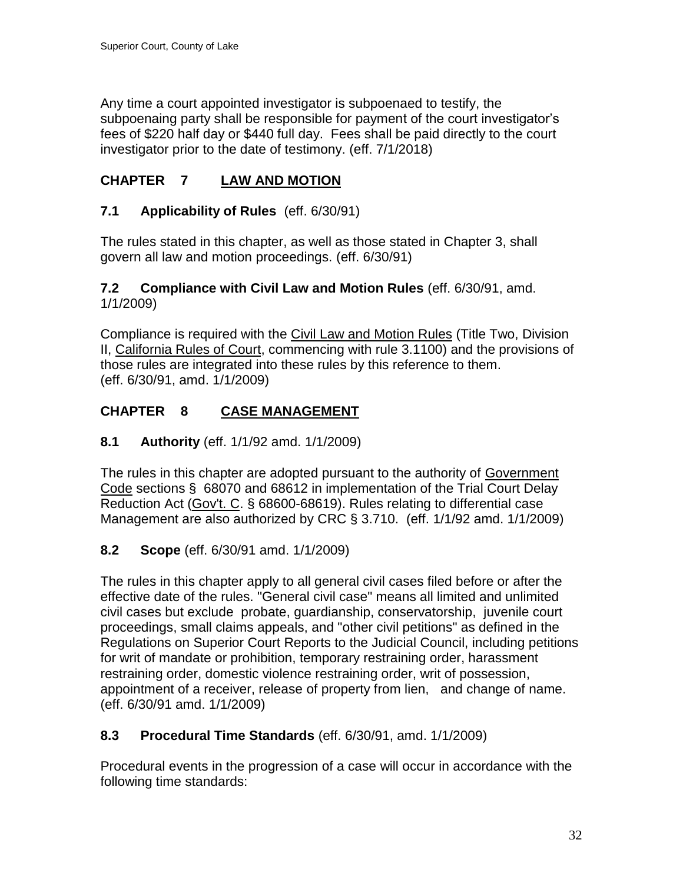Any time a court appointed investigator is subpoenaed to testify, the subpoenaing party shall be responsible for payment of the court investigator's fees of $220 half day or $440 full day. Fees shall be paid directly to the court investigator prior to the date of testimony. (eff. 7/1/2018)

## CHAPTER 7 LAW AND MOTION

### 7.1 Applicability of Rules (eff. 6/30/91)

The rules stated in this chapter, as well as those stated in Chapter 3, shall govern all law and motion proceedings. (eff. 6/30/91)

### 7.2 Compliance with Civil Law and Motion Rules (eff. 6/30/91, amd. 1/1/2009)

Compliance is required with the Civil Law and Motion Rules (Title Two, Division II, California Rules of Court, commencing with rule 3.1100) and the provisions of those rules are integrated into these rules by this reference to them. (eff. 6/30/91, amd. 1/1/2009)

## CHAPTER 8 CASE MANAGEMENT

### 8.1 Authority (eff. 1/1/92 amd. 1/1/2009)

The rules in this chapter are adopted pursuant to the authority of Government Code sections § 68070 and 68612 in implementation of the Trial Court Delay Reduction Act (Gov't. C. § 68600-68619). Rules relating to differential case Management are also authorized by CRC § 3.710. (eff. 1/1/92 amd. 1/1/2009)

### 8.2 Scope (eff. 6/30/91 amd. 1/1/2009)

The rules in this chapter apply to all general civil cases filed before or after the effective date of the rules. "General civil case" means all limited and unlimited civil cases but exclude probate, guardianship, conservatorship, juvenile court proceedings, small claims appeals, and "other civil petitions" as defined in the Regulations on Superior Court Reports to the Judicial Council, including petitions for writ of mandate or prohibition, temporary restraining order, harassment restraining order, domestic violence restraining order, writ of possession, appointment of a receiver, release of property from lien, and change of name. (eff. 6/30/91 amd. 1/1/2009)

### 8.3 Procedural Time Standards (eff. 6/30/91, amd. 1/1/2009)

Procedural events in the progression of a case will occur in accordance with the following time standards: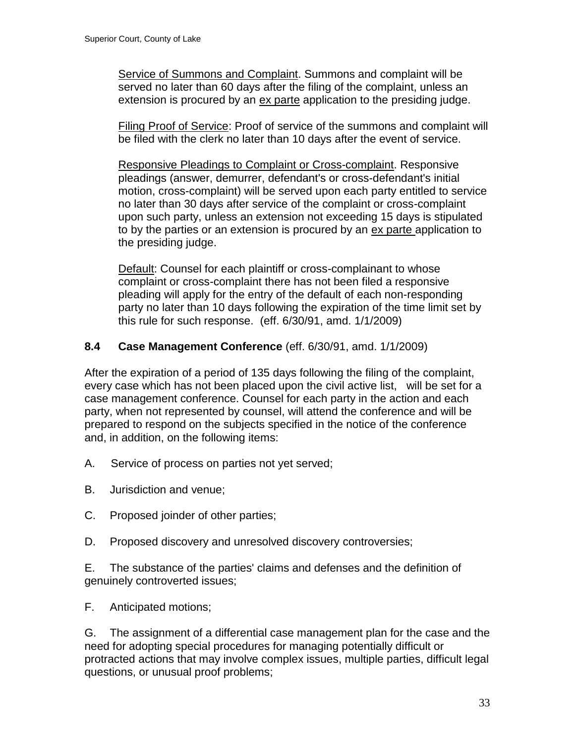Service of Summons and Complaint. Summons and complaint will be served no later than 60 days after the filing of the complaint, unless an extension is procured by an ex parte application to the presiding judge.

Filing Proof of Service: Proof of service of the summons and complaint will be filed with the clerk no later than 10 days after the event of service.

Responsive Pleadings to Complaint or Cross-complaint. Responsive pleadings (answer, demurrer, defendant's or cross-defendant's initial motion, cross-complaint) will be served upon each party entitled to service no later than 30 days after service of the complaint or cross-complaint upon such party, unless an extension not exceeding 15 days is stipulated to by the parties or an extension is procured by an ex parte application to the presiding judge.

Default: Counsel for each plaintiff or cross-complainant to whose complaint or cross-complaint there has not been filed a responsive pleading will apply for the entry of the default of each non-responding party no later than 10 days following the expiration of the time limit set by this rule for such response. (eff. 6/30/91, amd. 1/1/2009)

### 8.4 Case Management Conference (eff. 6/30/91, amd. 1/1/2009)

After the expiration of a period of 135 days following the filing of the complaint, every case which has not been placed upon the civil active list, will be set for a case management conference. Counsel for each party in the action and each party, when not represented by counsel, will attend the conference and will be prepared to respond on the subjects specified in the notice of the conference and, in addition, on the following items:

A. Service of process on parties not yet served;

B. Jurisdiction and venue;

C. Proposed joinder of other parties;

D. Proposed discovery and unresolved discovery controversies;

E. The substance of the parties' claims and defenses and the definition of genuinely controverted issues;

F. Anticipated motions;

G. The assignment of a differential case management plan for the case and the need for adopting special procedures for managing potentially difficult or protracted actions that may involve complex issues, multiple parties, difficult legal questions, or unusual proof problems;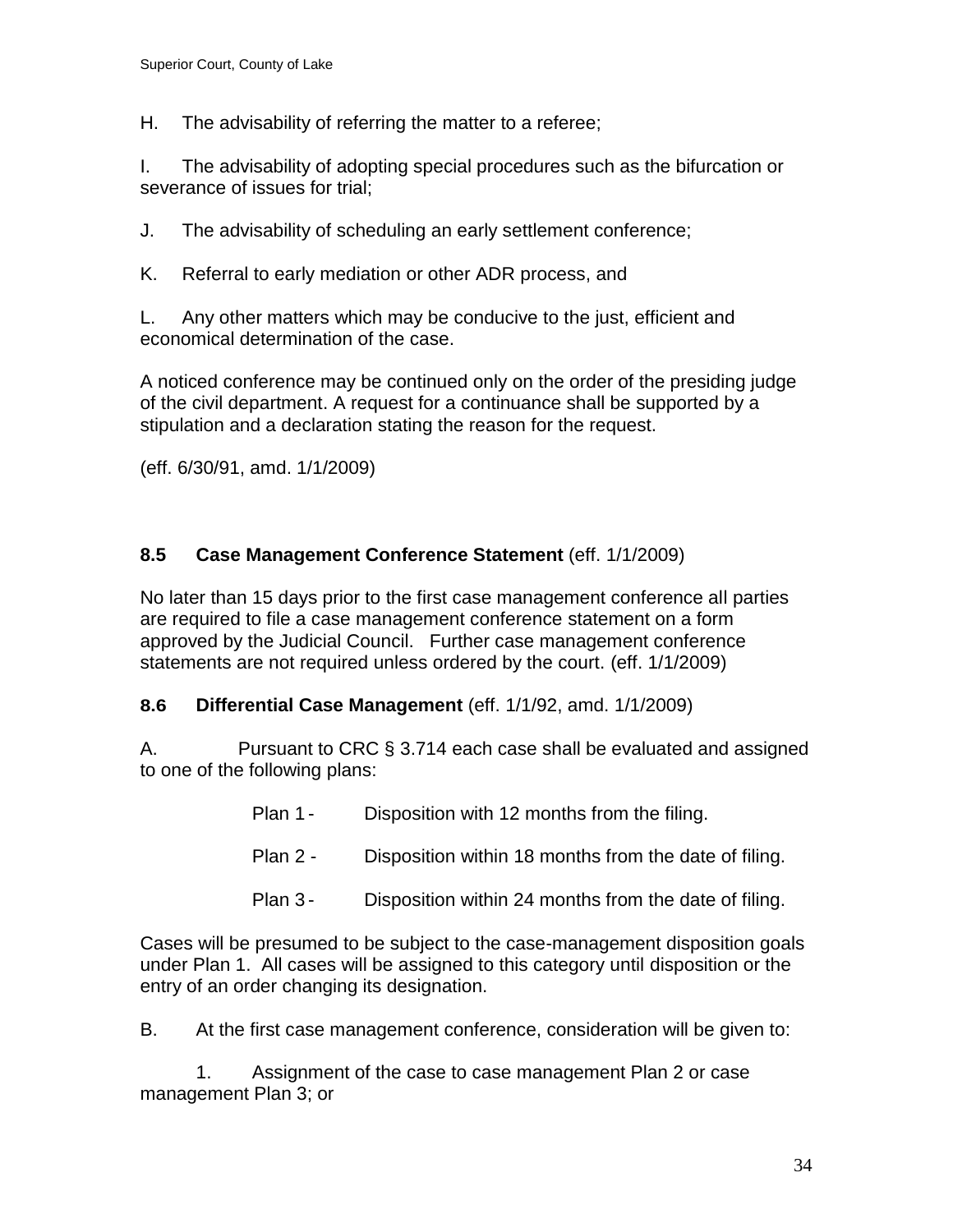H. The advisability of referring the matter to a referee;

I. The advisability of adopting special procedures such as the bifurcation or severance of issues for trial;

J. The advisability of scheduling an early settlement conference;

K. Referral to early mediation or other ADR process, and

L. Any other matters which may be conducive to the just, efficient and economical determination of the case.

A noticed conference may be continued only on the order of the presiding judge of the civil department. A request for a continuance shall be supported by a stipulation and a declaration stating the reason for the request.

(eff. 6/30/91, amd. 1/1/2009)

**8.5 Case Management Conference Statement** (eff. 1/1/2009)

No later than 15 days prior to the first case management conference all parties are required to file a case management conference statement on a form approved by the Judicial Council. Further case management conference statements are not required unless ordered by the court. (eff. 1/1/2009)

**8.6 Differential Case Management** (eff. 1/1/92, amd. 1/1/2009)

A. Pursuant to CRC § 3.714 each case shall be evaluated and assigned to one of the following plans:

Plan 1 - Disposition with 12 months from the filing.

Plan 2 - Disposition within 18 months from the date of filing.

Plan 3 - Disposition within 24 months from the date of filing.

Cases will be presumed to be subject to the case-management disposition goals under Plan 1. All cases will be assigned to this category until disposition or the entry of an order changing its designation.

B. At the first case management conference, consideration will be given to:

1. Assignment of the case to case management Plan 2 or case management Plan 3; or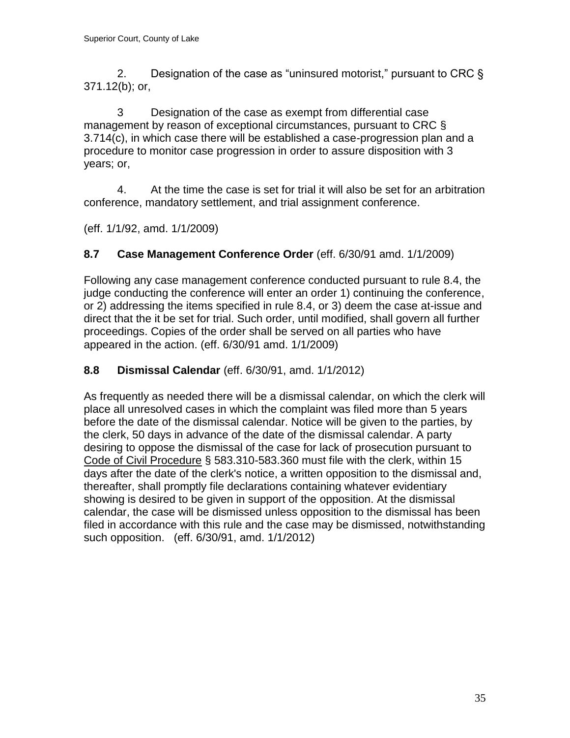2. Designation of the case as "uninsured motorist," pursuant to CRC § 371.12(b); or,

3 Designation of the case as exempt from differential case management by reason of exceptional circumstances, pursuant to CRC § 3.714(c), in which case there will be established a case-progression plan and a procedure to monitor case progression in order to assure disposition with 3 years; or,

4. At the time the case is set for trial it will also be set for an arbitration conference, mandatory settlement, and trial assignment conference.

(eff. 1/1/92, amd. 1/1/2009)

### 8.7 Case Management Conference Order (eff. 6/30/91 amd. 1/1/2009)

Following any case management conference conducted pursuant to rule 8.4, the judge conducting the conference will enter an order 1) continuing the conference, or 2) addressing the items specified in rule 8.4, or 3) deem the case at-issue and direct that the it be set for trial. Such order, until modified, shall govern all further proceedings. Copies of the order shall be served on all parties who have appeared in the action. (eff. 6/30/91 amd. 1/1/2009)

### 8.8 Dismissal Calendar (eff. 6/30/91, amd. 1/1/2012)

As frequently as needed there will be a dismissal calendar, on which the clerk will place all unresolved cases in which the complaint was filed more than 5 years before the date of the dismissal calendar. Notice will be given to the parties, by the clerk, 50 days in advance of the date of the dismissal calendar. A party desiring to oppose the dismissal of the case for lack of prosecution pursuant to Code of Civil Procedure § 583.310-583.360 must file with the clerk, within 15 days after the date of the clerk's notice, a written opposition to the dismissal and, thereafter, shall promptly file declarations containing whatever evidentiary showing is desired to be given in support of the opposition. At the dismissal calendar, the case will be dismissed unless opposition to the dismissal has been filed in accordance with this rule and the case may be dismissed, notwithstanding such opposition. (eff. 6/30/91, amd. 1/1/2012)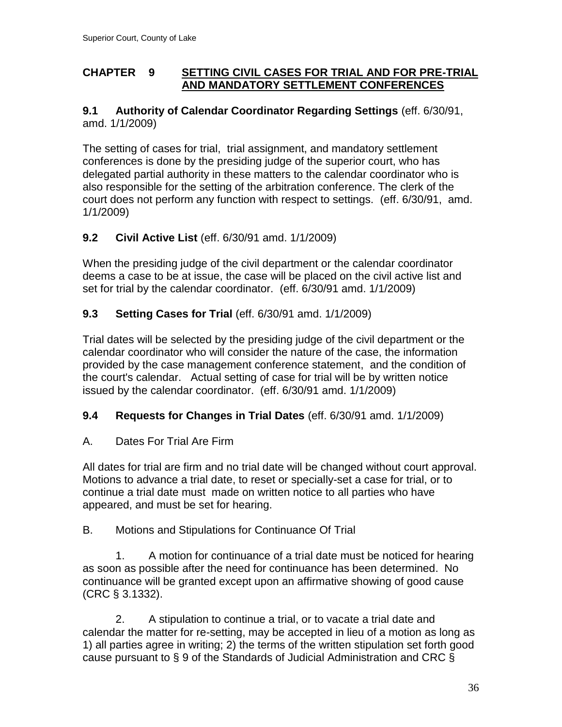# CHAPTER 9 SETTING CIVIL CASES FOR TRIAL AND FOR PRE-TRIAL AND MANDATORY SETTLEMENT CONFERENCES

## 9.1 Authority of Calendar Coordinator Regarding Settings (eff. 6/30/91, amd. 1/1/2009)

The setting of cases for trial, trial assignment, and mandatory settlement conferences is done by the presiding judge of the superior court, who has delegated partial authority in these matters to the calendar coordinator who is also responsible for the setting of the arbitration conference. The clerk of the court does not perform any function with respect to settings. (eff. 6/30/91, amd. 1/1/2009)

## 9.2 Civil Active List (eff. 6/30/91 amd. 1/1/2009)

When the presiding judge of the civil department or the calendar coordinator deems a case to be at issue, the case will be placed on the civil active list and set for trial by the calendar coordinator. (eff. 6/30/91 amd. 1/1/2009)

## 9.3 Setting Cases for Trial (eff. 6/30/91 amd. 1/1/2009)

Trial dates will be selected by the presiding judge of the civil department or the calendar coordinator who will consider the nature of the case, the information provided by the case management conference statement, and the condition of the court's calendar. Actual setting of case for trial will be by written notice issued by the calendar coordinator. (eff. 6/30/91 amd. 1/1/2009)

## 9.4 Requests for Changes in Trial Dates (eff. 6/30/91 amd. 1/1/2009)

A. Dates For Trial Are Firm

All dates for trial are firm and no trial date will be changed without court approval. Motions to advance a trial date, to reset or specially-set a case for trial, or to continue a trial date must made on written notice to all parties who have appeared, and must be set for hearing.

B. Motions and Stipulations for Continuance Of Trial

1. A motion for continuance of a trial date must be noticed for hearing as soon as possible after the need for continuance has been determined. No continuance will be granted except upon an affirmative showing of good cause (CRC § 3.1332).

2. A stipulation to continue a trial, or to vacate a trial date and calendar the matter for re-setting, may be accepted in lieu of a motion as long as 1) all parties agree in writing; 2) the terms of the written stipulation set forth good cause pursuant to § 9 of the Standards of Judicial Administration and CRC §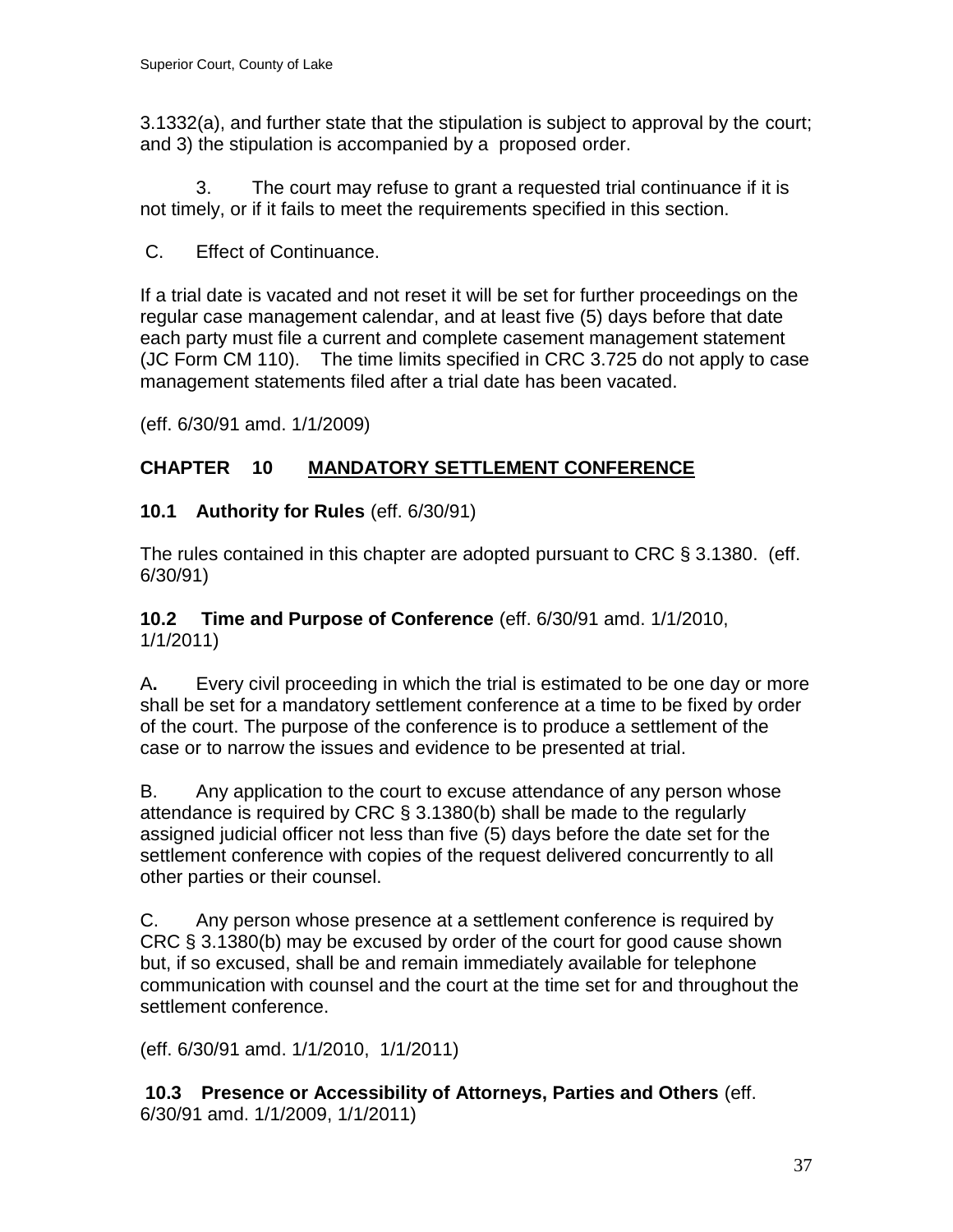3.1332(a), and further state that the stipulation is subject to approval by the court; and 3) the stipulation is accompanied by a proposed order.

3. The court may refuse to grant a requested trial continuance if it is not timely, or if it fails to meet the requirements specified in this section.

C. Effect of Continuance.

If a trial date is vacated and not reset it will be set for further proceedings on the regular case management calendar, and at least five (5) days before that date each party must file a current and complete casement management statement (JC Form CM 110). The time limits specified in CRC 3.725 do not apply to case management statements filed after a trial date has been vacated.

(eff. 6/30/91 amd. 1/1/2009)

## CHAPTER 10 MANDATORY SETTLEMENT CONFERENCE

### 10.1 Authority for Rules (eff. 6/30/91)

The rules contained in this chapter are adopted pursuant to CRC § 3.1380. (eff. 6/30/91)

### 10.2 Time and Purpose of Conference (eff. 6/30/91 amd. 1/1/2010, 1/1/2011)

A**.** Every civil proceeding in which the trial is estimated to be one day or more shall be set for a mandatory settlement conference at a time to be fixed by order of the court. The purpose of the conference is to produce a settlement of the case or to narrow the issues and evidence to be presented at trial.

B. Any application to the court to excuse attendance of any person whose attendance is required by CRC § 3.1380(b) shall be made to the regularly assigned judicial officer not less than five (5) days before the date set for the settlement conference with copies of the request delivered concurrently to all other parties or their counsel.

C. Any person whose presence at a settlement conference is required by CRC § 3.1380(b) may be excused by order of the court for good cause shown but, if so excused, shall be and remain immediately available for telephone communication with counsel and the court at the time set for and throughout the settlement conference.

(eff. 6/30/91 amd. 1/1/2010, 1/1/2011)

### 10.3 Presence or Accessibility of Attorneys, Parties and Others (eff. 6/30/91 amd. 1/1/2009, 1/1/2011)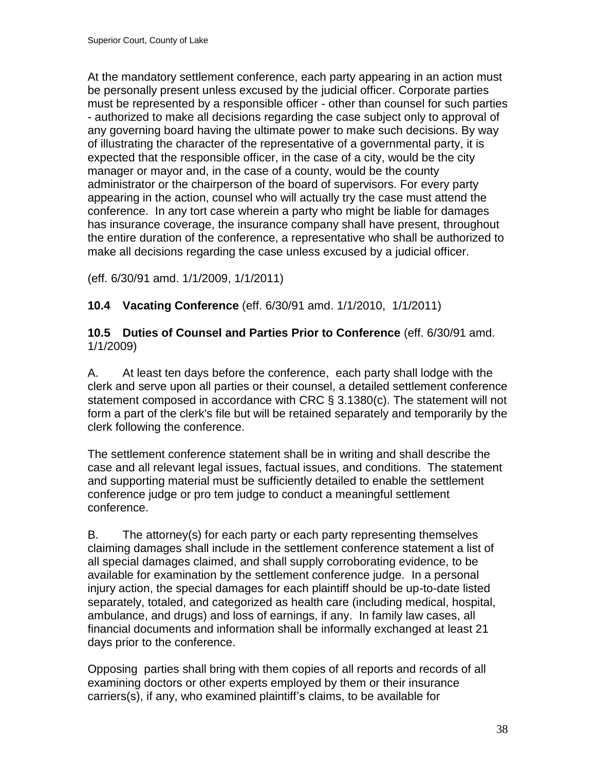At the mandatory settlement conference, each party appearing in an action must be personally present unless excused by the judicial officer. Corporate parties must be represented by a responsible officer - other than counsel for such parties - authorized to make all decisions regarding the case subject only to approval of any governing board having the ultimate power to make such decisions. By way of illustrating the character of the representative of a governmental party, it is expected that the responsible officer, in the case of a city, would be the city manager or mayor and, in the case of a county, would be the county administrator or the chairperson of the board of supervisors. For every party appearing in the action, counsel who will actually try the case must attend the conference. In any tort case wherein a party who might be liable for damages has insurance coverage, the insurance company shall have present, throughout the entire duration of the conference, a representative who shall be authorized to make all decisions regarding the case unless excused by a judicial officer.

(eff. 6/30/91 amd. 1/1/2009, 1/1/2011)

**10.4 Vacating Conference** (eff. 6/30/91 amd. 1/1/2010, 1/1/2011)

**10.5 Duties of Counsel and Parties Prior to Conference** (eff. 6/30/91 amd. 1/1/2009)

A. At least ten days before the conference, each party shall lodge with the clerk and serve upon all parties or their counsel, a detailed settlement conference statement composed in accordance with CRC § 3.1380(c). The statement will not form a part of the clerk's file but will be retained separately and temporarily by the clerk following the conference.

The settlement conference statement shall be in writing and shall describe the case and all relevant legal issues, factual issues, and conditions. The statement and supporting material must be sufficiently detailed to enable the settlement conference judge or pro tem judge to conduct a meaningful settlement conference.

B. The attorney(s) for each party or each party representing themselves claiming damages shall include in the settlement conference statement a list of all special damages claimed, and shall supply corroborating evidence, to be available for examination by the settlement conference judge. In a personal injury action, the special damages for each plaintiff should be up-to-date listed separately, totaled, and categorized as health care (including medical, hospital, ambulance, and drugs) and loss of earnings, if any. In family law cases, all financial documents and information shall be informally exchanged at least 21 days prior to the conference.

Opposing parties shall bring with them copies of all reports and records of all examining doctors or other experts employed by them or their insurance carriers(s), if any, who examined plaintiff's claims, to be available for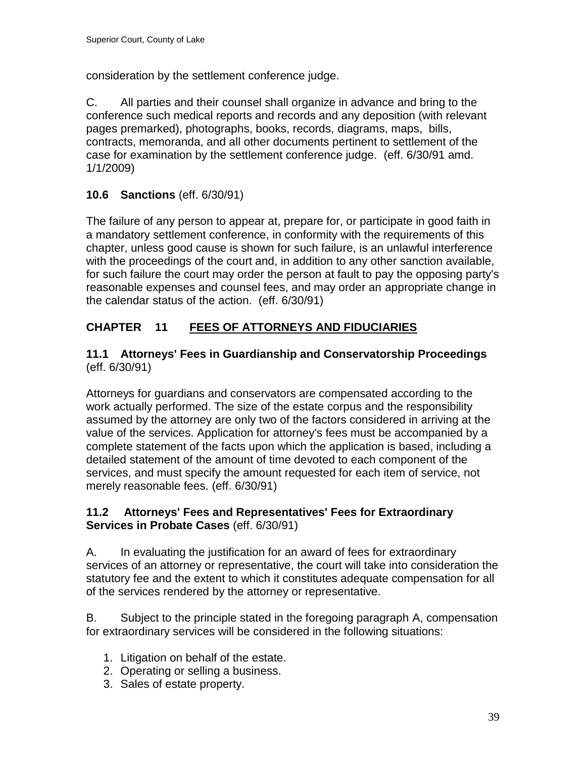consideration by the settlement conference judge.

C. All parties and their counsel shall organize in advance and bring to the conference such medical reports and records and any deposition (with relevant pages premarked), photographs, books, records, diagrams, maps, bills, contracts, memoranda, and all other documents pertinent to settlement of the case for examination by the settlement conference judge. (eff. 6/30/91 amd. 1/1/2009)

### 10.6 Sanctions (eff. 6/30/91)

The failure of any person to appear at, prepare for, or participate in good faith in a mandatory settlement conference, in conformity with the requirements of this chapter, unless good cause is shown for such failure, is an unlawful interference with the proceedings of the court and, in addition to any other sanction available, for such failure the court may order the person at fault to pay the opposing party's reasonable expenses and counsel fees, and may order an appropriate change in the calendar status of the action. (eff. 6/30/91)

## CHAPTER 11 FEES OF ATTORNEYS AND FIDUCIARIES

### 11.1 Attorneys' Fees in Guardianship and Conservatorship Proceedings (eff. 6/30/91)

Attorneys for guardians and conservators are compensated according to the work actually performed. The size of the estate corpus and the responsibility assumed by the attorney are only two of the factors considered in arriving at the value of the services. Application for attorney's fees must be accompanied by a complete statement of the facts upon which the application is based, including a detailed statement of the amount of time devoted to each component of the services, and must specify the amount requested for each item of service, not merely reasonable fees. (eff. 6/30/91)

### 11.2 Attorneys' Fees and Representatives' Fees for Extraordinary Services in Probate Cases (eff. 6/30/91)

A. In evaluating the justification for an award of fees for extraordinary services of an attorney or representative, the court will take into consideration the statutory fee and the extent to which it constitutes adequate compensation for all of the services rendered by the attorney or representative.

B. Subject to the principle stated in the foregoing paragraph A, compensation for extraordinary services will be considered in the following situations:

1. Litigation on behalf of the estate.
2. Operating or selling a business.
3. Sales of estate property.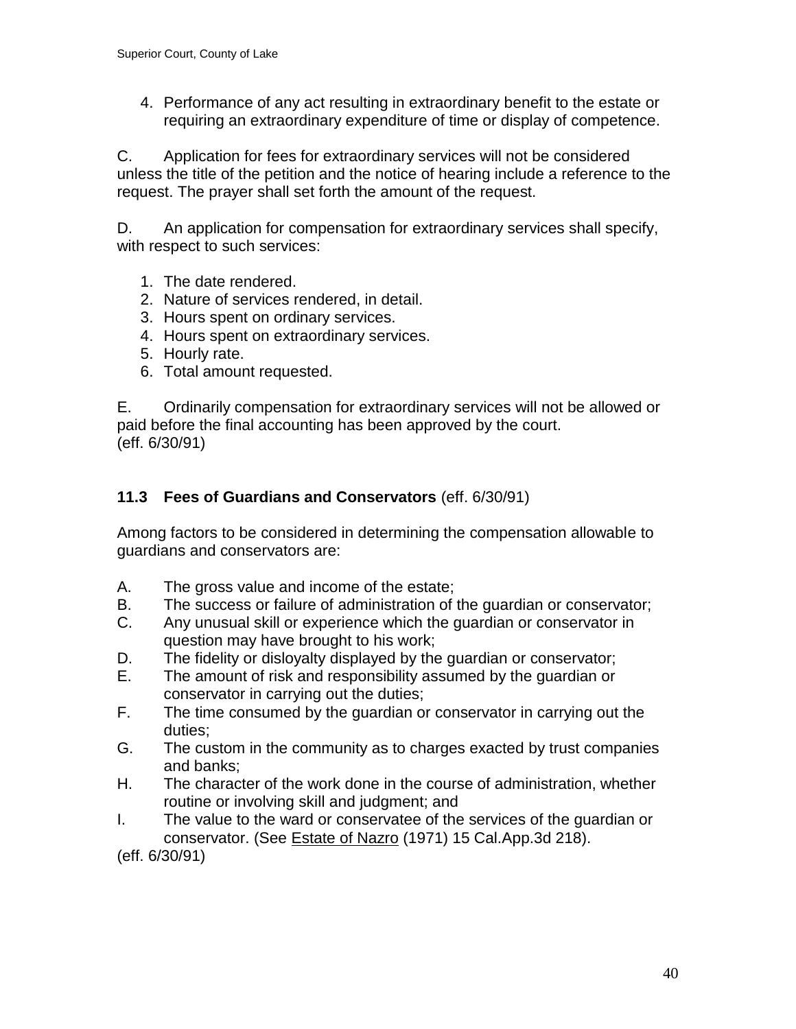4. Performance of any act resulting in extraordinary benefit to the estate or requiring an extraordinary expenditure of time or display of competence.

C. Application for fees for extraordinary services will not be considered unless the title of the petition and the notice of hearing include a reference to the request. The prayer shall set forth the amount of the request.

D. An application for compensation for extraordinary services shall specify, with respect to such services:

1. The date rendered.
2. Nature of services rendered, in detail.
3. Hours spent on ordinary services.
4. Hours spent on extraordinary services.
5. Hourly rate.
6. Total amount requested.

E. Ordinarily compensation for extraordinary services will not be allowed or paid before the final accounting has been approved by the court.
(eff. 6/30/91)

### 11.3 Fees of Guardians and Conservators (eff. 6/30/91)

Among factors to be considered in determining the compensation allowable to guardians and conservators are:

A. The gross value and income of the estate;
B. The success or failure of administration of the guardian or conservator;
C. Any unusual skill or experience which the guardian or conservator in question may have brought to his work;
D. The fidelity or disloyalty displayed by the guardian or conservator;
E. The amount of risk and responsibility assumed by the guardian or conservator in carrying out the duties;
F. The time consumed by the guardian or conservator in carrying out the duties;
G. The custom in the community as to charges exacted by trust companies and banks;
H. The character of the work done in the course of administration, whether routine or involving skill and judgment; and
I. The value to the ward or conservatee of the services of the guardian or conservator. (See Estate of Nazro (1971) 15 Cal.App.3d 218).

(eff. 6/30/91)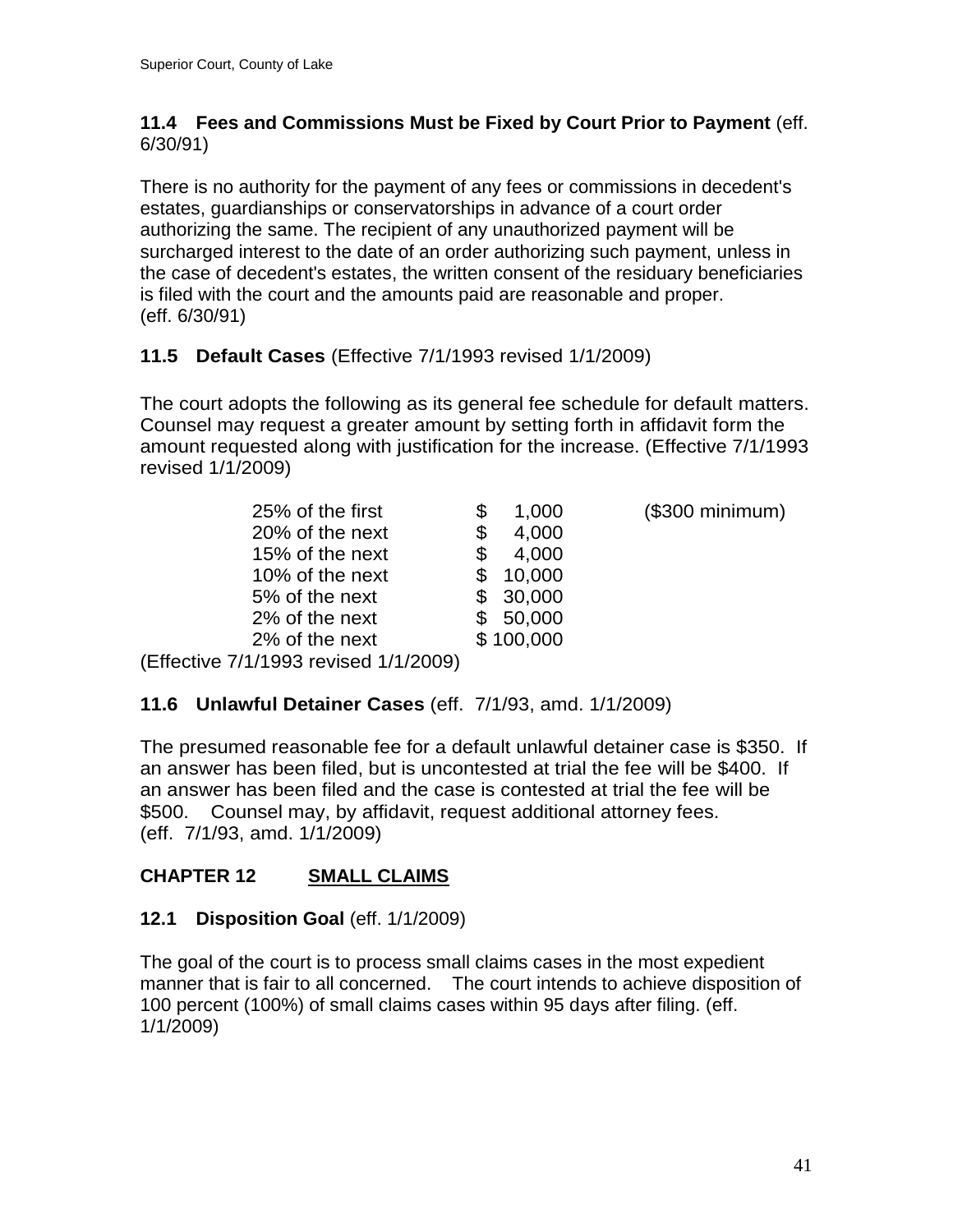**11.4 Fees and Commissions Must be Fixed by Court Prior to Payment** (eff. 6/30/91)

There is no authority for the payment of any fees or commissions in decedent's estates, guardianships or conservatorships in advance of a court order authorizing the same. The recipient of any unauthorized payment will be surcharged interest to the date of an order authorizing such payment, unless in the case of decedent's estates, the written consent of the residuary beneficiaries is filed with the court and the amounts paid are reasonable and proper. (eff. 6/30/91)

**11.5 Default Cases** (Effective 7/1/1993 revised 1/1/2009)

The court adopts the following as its general fee schedule for default matters. Counsel may request a greater amount by setting forth in affidavit form the amount requested along with justification for the increase. (Effective 7/1/1993 revised 1/1/2009)

| | | |
|---|---|---|
| 25% of the first | $ 1,000 | ($300 minimum) |
| 20% of the next | $ 4,000 | |
| 15% of the next | $ 4,000 | |
| 10% of the next | $ 10,000 | |
| 5% of the next | $ 30,000 | |
| 2% of the next | $ 50,000 | |
| 2% of the next | $ 100,000 | |

(Effective 7/1/1993 revised 1/1/2009)

**11.6 Unlawful Detainer Cases** (eff. 7/1/93, amd. 1/1/2009)

The presumed reasonable fee for a default unlawful detainer case is $350. If an answer has been filed, but is uncontested at trial the fee will be $400. If an answer has been filed and the case is contested at trial the fee will be $500. Counsel may, by affidavit, request additional attorney fees. (eff. 7/1/93, amd. 1/1/2009)

## CHAPTER 12 SMALL CLAIMS

**12.1 Disposition Goal** (eff. 1/1/2009)

The goal of the court is to process small claims cases in the most expedient manner that is fair to all concerned. The court intends to achieve disposition of 100 percent (100%) of small claims cases within 95 days after filing. (eff. 1/1/2009)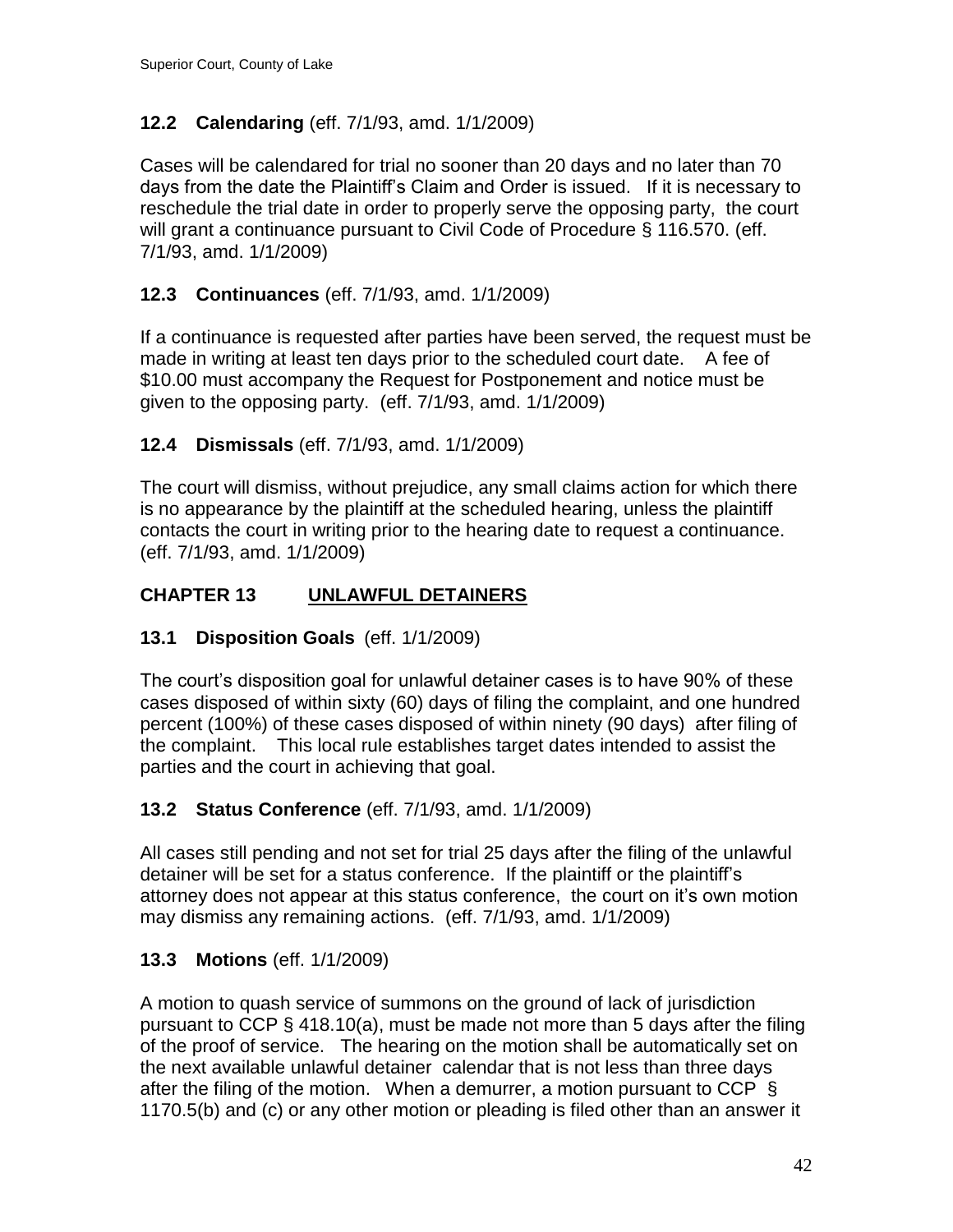### 12.2 Calendaring (eff. 7/1/93, amd. 1/1/2009)

Cases will be calendared for trial no sooner than 20 days and no later than 70 days from the date the Plaintiff's Claim and Order is issued. If it is necessary to reschedule the trial date in order to properly serve the opposing party, the court will grant a continuance pursuant to Civil Code of Procedure § 116.570. (eff. 7/1/93, amd. 1/1/2009)

### 12.3 Continuances (eff. 7/1/93, amd. 1/1/2009)

If a continuance is requested after parties have been served, the request must be made in writing at least ten days prior to the scheduled court date. A fee of $10.00 must accompany the Request for Postponement and notice must be given to the opposing party. (eff. 7/1/93, amd. 1/1/2009)

### 12.4 Dismissals (eff. 7/1/93, amd. 1/1/2009)

The court will dismiss, without prejudice, any small claims action for which there is no appearance by the plaintiff at the scheduled hearing, unless the plaintiff contacts the court in writing prior to the hearing date to request a continuance. (eff. 7/1/93, amd. 1/1/2009)

## CHAPTER 13 UNLAWFUL DETAINERS

### 13.1 Disposition Goals (eff. 1/1/2009)

The court's disposition goal for unlawful detainer cases is to have 90% of these cases disposed of within sixty (60) days of filing the complaint, and one hundred percent (100%) of these cases disposed of within ninety (90 days) after filing of the complaint. This local rule establishes target dates intended to assist the parties and the court in achieving that goal.

### 13.2 Status Conference (eff. 7/1/93, amd. 1/1/2009)

All cases still pending and not set for trial 25 days after the filing of the unlawful detainer will be set for a status conference. If the plaintiff or the plaintiff's attorney does not appear at this status conference, the court on it's own motion may dismiss any remaining actions. (eff. 7/1/93, amd. 1/1/2009)

### 13.3 Motions (eff. 1/1/2009)

A motion to quash service of summons on the ground of lack of jurisdiction pursuant to CCP § 418.10(a), must be made not more than 5 days after the filing of the proof of service. The hearing on the motion shall be automatically set on the next available unlawful detainer calendar that is not less than three days after the filing of the motion. When a demurrer, a motion pursuant to CCP § 1170.5(b) and (c) or any other motion or pleading is filed other than an answer it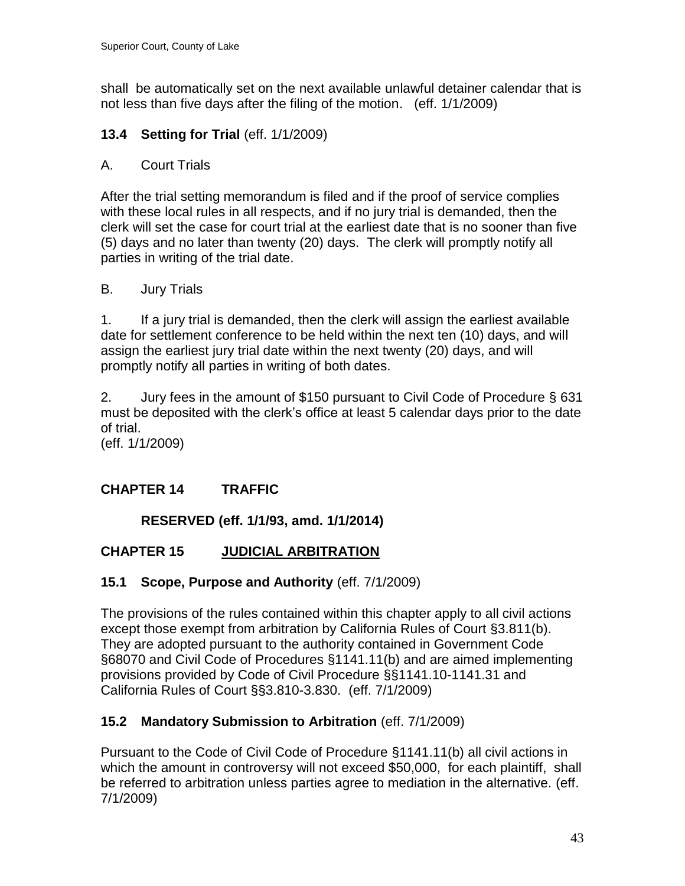shall  be automatically set on the next available unlawful detainer calendar that is not less than five days after the filing of the motion.   (eff. 1/1/2009)

### 13.4 Setting for Trial (eff. 1/1/2009)

A. Court Trials

After the trial setting memorandum is filed and if the proof of service complies with these local rules in all respects, and if no jury trial is demanded, then the clerk will set the case for court trial at the earliest date that is no sooner than five (5) days and no later than twenty (20) days.  The clerk will promptly notify all parties in writing of the trial date.

B. Jury Trials

1. If a jury trial is demanded, then the clerk will assign the earliest available date for settlement conference to be held within the next ten (10) days, and will assign the earliest jury trial date within the next twenty (20) days, and will promptly notify all parties in writing of both dates.

2. Jury fees in the amount of $150 pursuant to Civil Code of Procedure § 631 must be deposited with the clerk's office at least 5 calendar days prior to the date of trial.
(eff. 1/1/2009)

## CHAPTER 14 TRAFFIC

**RESERVED (eff. 1/1/93, amd. 1/1/2014)**

## CHAPTER 15 JUDICIAL ARBITRATION

### 15.1 Scope, Purpose and Authority (eff. 7/1/2009)

The provisions of the rules contained within this chapter apply to all civil actions except those exempt from arbitration by California Rules of Court §3.811(b). They are adopted pursuant to the authority contained in Government Code §68070 and Civil Code of Procedures §1141.11(b) and are aimed implementing provisions provided by Code of Civil Procedure §§1141.10-1141.31 and California Rules of Court §§3.810-3.830.  (eff. 7/1/2009)

### 15.2 Mandatory Submission to Arbitration (eff. 7/1/2009)

Pursuant to the Code of Civil Code of Procedure §1141.11(b) all civil actions in which the amount in controversy will not exceed $50,000,  for each plaintiff,  shall be referred to arbitration unless parties agree to mediation in the alternative. (eff. 7/1/2009)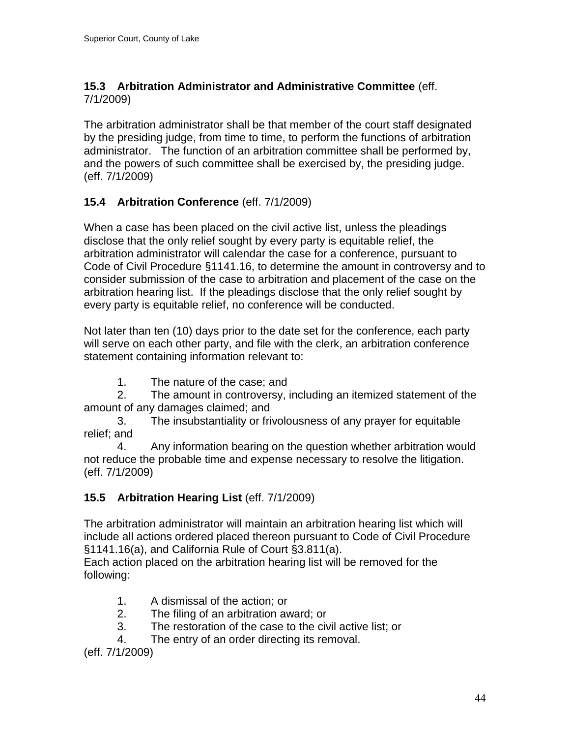### 15.3 Arbitration Administrator and Administrative Committee (eff. 7/1/2009)

The arbitration administrator shall be that member of the court staff designated by the presiding judge, from time to time, to perform the functions of arbitration administrator. The function of an arbitration committee shall be performed by, and the powers of such committee shall be exercised by, the presiding judge. (eff. 7/1/2009)

### 15.4 Arbitration Conference (eff. 7/1/2009)

When a case has been placed on the civil active list, unless the pleadings disclose that the only relief sought by every party is equitable relief, the arbitration administrator will calendar the case for a conference, pursuant to Code of Civil Procedure §1141.16, to determine the amount in controversy and to consider submission of the case to arbitration and placement of the case on the arbitration hearing list. If the pleadings disclose that the only relief sought by every party is equitable relief, no conference will be conducted.

Not later than ten (10) days prior to the date set for the conference, each party will serve on each other party, and file with the clerk, an arbitration conference statement containing information relevant to:

1. The nature of the case; and
2. The amount in controversy, including an itemized statement of the amount of any damages claimed; and
3. The insubstantiality or frivolousness of any prayer for equitable relief; and
4. Any information bearing on the question whether arbitration would not reduce the probable time and expense necessary to resolve the litigation. (eff. 7/1/2009)

### 15.5 Arbitration Hearing List (eff. 7/1/2009)

The arbitration administrator will maintain an arbitration hearing list which will include all actions ordered placed thereon pursuant to Code of Civil Procedure §1141.16(a), and California Rule of Court §3.811(a).
Each action placed on the arbitration hearing list will be removed for the following:

1. A dismissal of the action; or
2. The filing of an arbitration award; or
3. The restoration of the case to the civil active list; or
4. The entry of an order directing its removal.

(eff. 7/1/2009)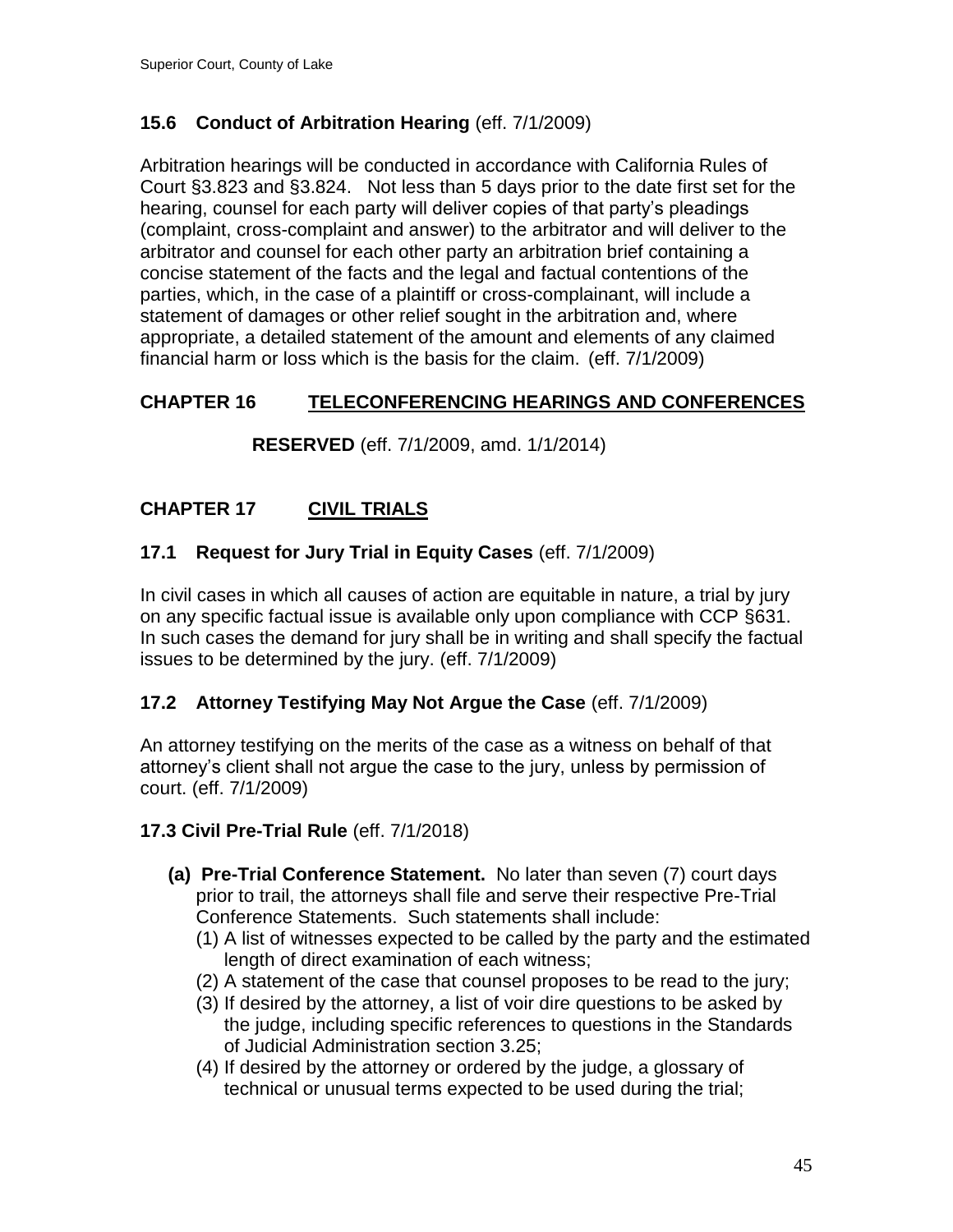### 15.6 Conduct of Arbitration Hearing (eff. 7/1/2009)

Arbitration hearings will be conducted in accordance with California Rules of Court §3.823 and §3.824. Not less than 5 days prior to the date first set for the hearing, counsel for each party will deliver copies of that party's pleadings (complaint, cross-complaint and answer) to the arbitrator and will deliver to the arbitrator and counsel for each other party an arbitration brief containing a concise statement of the facts and the legal and factual contentions of the parties, which, in the case of a plaintiff or cross-complainant, will include a statement of damages or other relief sought in the arbitration and, where appropriate, a detailed statement of the amount and elements of any claimed financial harm or loss which is the basis for the claim. (eff. 7/1/2009)

## CHAPTER 16 TELECONFERENCING HEARINGS AND CONFERENCES

**RESERVED** (eff. 7/1/2009, amd. 1/1/2014)

## CHAPTER 17 CIVIL TRIALS

### 17.1 Request for Jury Trial in Equity Cases (eff. 7/1/2009)

In civil cases in which all causes of action are equitable in nature, a trial by jury on any specific factual issue is available only upon compliance with CCP §631. In such cases the demand for jury shall be in writing and shall specify the factual issues to be determined by the jury. (eff. 7/1/2009)

### 17.2 Attorney Testifying May Not Argue the Case (eff. 7/1/2009)

An attorney testifying on the merits of the case as a witness on behalf of that attorney's client shall not argue the case to the jury, unless by permission of court. (eff. 7/1/2009)

### 17.3 Civil Pre-Trial Rule (eff. 7/1/2018)

**(a) Pre-Trial Conference Statement.** No later than seven (7) court days prior to trail, the attorneys shall file and serve their respective Pre-Trial Conference Statements. Such statements shall include:

(1) A list of witnesses expected to be called by the party and the estimated length of direct examination of each witness;

(2) A statement of the case that counsel proposes to be read to the jury;

(3) If desired by the attorney, a list of voir dire questions to be asked by the judge, including specific references to questions in the Standards of Judicial Administration section 3.25;

(4) If desired by the attorney or ordered by the judge, a glossary of technical or unusual terms expected to be used during the trial;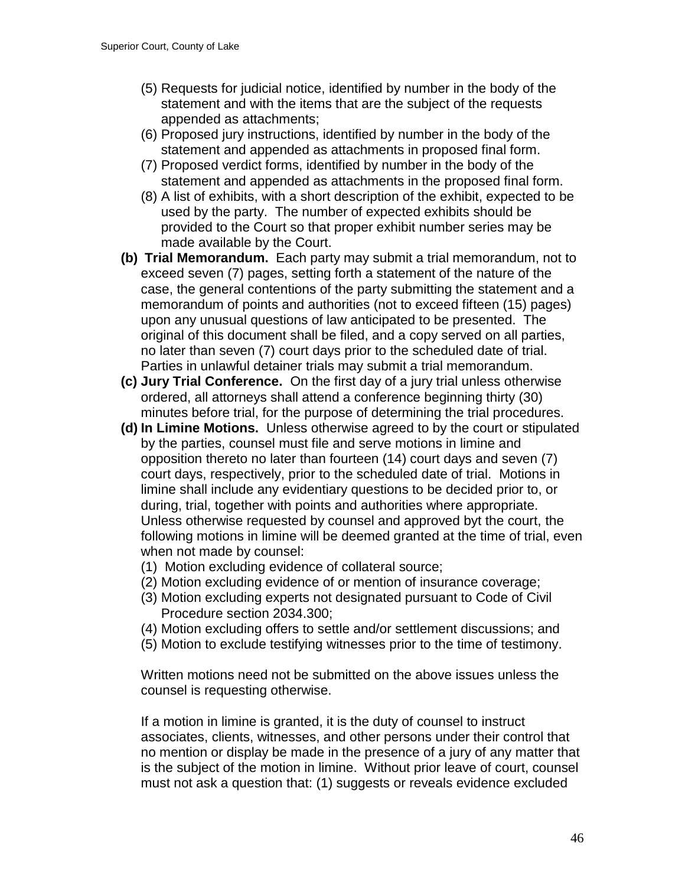(5) Requests for judicial notice, identified by number in the body of the statement and with the items that are the subject of the requests appended as attachments;

(6) Proposed jury instructions, identified by number in the body of the statement and appended as attachments in proposed final form.

(7) Proposed verdict forms, identified by number in the body of the statement and appended as attachments in the proposed final form.

(8) A list of exhibits, with a short description of the exhibit, expected to be used by the party. The number of expected exhibits should be provided to the Court so that proper exhibit number series may be made available by the Court.

**(b) Trial Memorandum.** Each party may submit a trial memorandum, not to exceed seven (7) pages, setting forth a statement of the nature of the case, the general contentions of the party submitting the statement and a memorandum of points and authorities (not to exceed fifteen (15) pages) upon any unusual questions of law anticipated to be presented. The original of this document shall be filed, and a copy served on all parties, no later than seven (7) court days prior to the scheduled date of trial. Parties in unlawful detainer trials may submit a trial memorandum.

**(c) Jury Trial Conference.** On the first day of a jury trial unless otherwise ordered, all attorneys shall attend a conference beginning thirty (30) minutes before trial, for the purpose of determining the trial procedures.

**(d) In Limine Motions.** Unless otherwise agreed to by the court or stipulated by the parties, counsel must file and serve motions in limine and opposition thereto no later than fourteen (14) court days and seven (7) court days, respectively, prior to the scheduled date of trial. Motions in limine shall include any evidentiary questions to be decided prior to, or during, trial, together with points and authorities where appropriate. Unless otherwise requested by counsel and approved byt the court, the following motions in limine will be deemed granted at the time of trial, even when not made by counsel:

(1) Motion excluding evidence of collateral source;

(2) Motion excluding evidence of or mention of insurance coverage;

(3) Motion excluding experts not designated pursuant to Code of Civil Procedure section 2034.300;

(4) Motion excluding offers to settle and/or settlement discussions; and

(5) Motion to exclude testifying witnesses prior to the time of testimony.

Written motions need not be submitted on the above issues unless the counsel is requesting otherwise.

If a motion in limine is granted, it is the duty of counsel to instruct associates, clients, witnesses, and other persons under their control that no mention or display be made in the presence of a jury of any matter that is the subject of the motion in limine. Without prior leave of court, counsel must not ask a question that: (1) suggests or reveals evidence excluded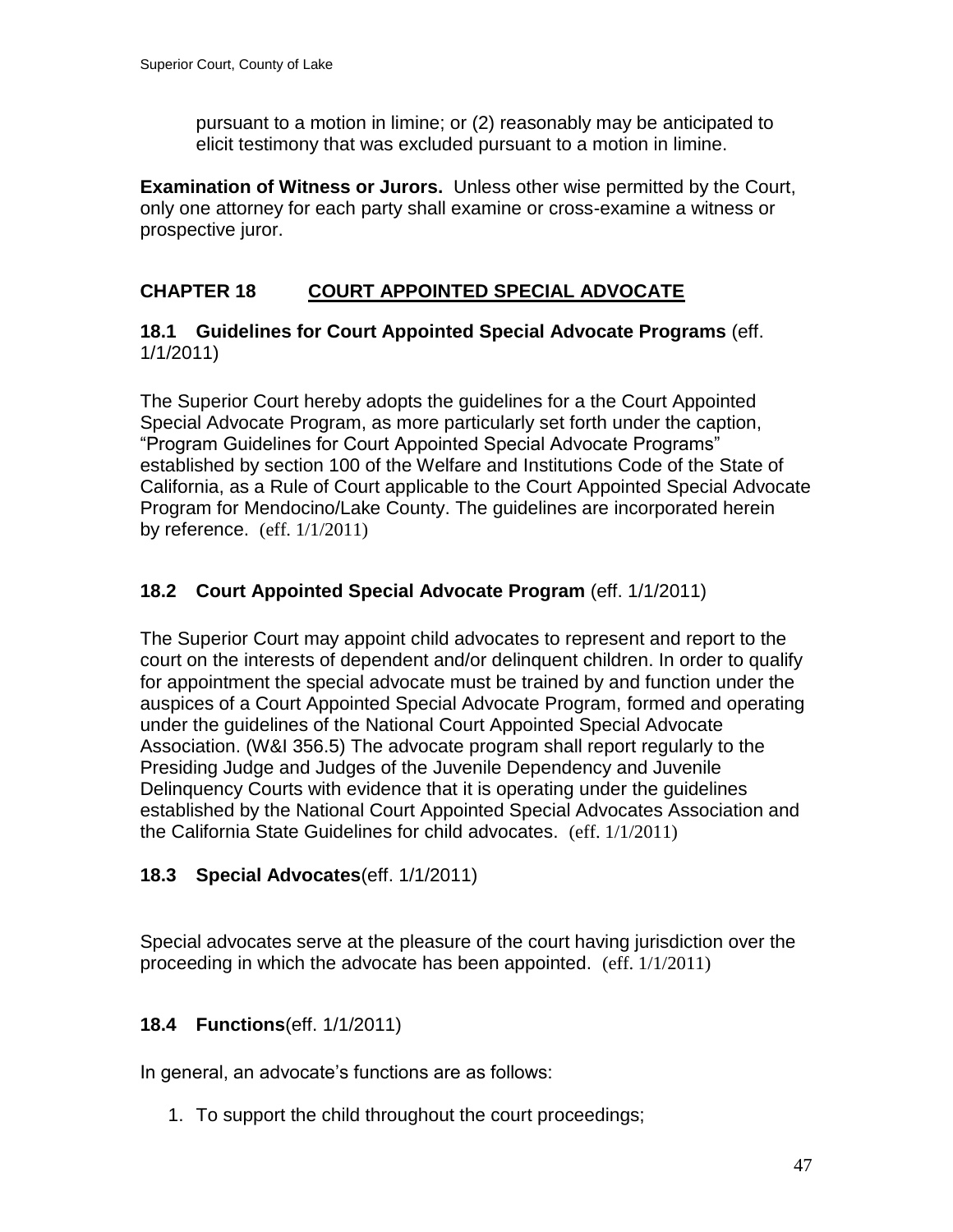pursuant to a motion in limine; or (2) reasonably may be anticipated to elicit testimony that was excluded pursuant to a motion in limine.

**Examination of Witness or Jurors.** Unless other wise permitted by the Court, only one attorney for each party shall examine or cross-examine a witness or prospective juror.

## CHAPTER 18 COURT APPOINTED SPECIAL ADVOCATE

### 18.1 Guidelines for Court Appointed Special Advocate Programs (eff. 1/1/2011)

The Superior Court hereby adopts the guidelines for a the Court Appointed Special Advocate Program, as more particularly set forth under the caption, "Program Guidelines for Court Appointed Special Advocate Programs" established by section 100 of the Welfare and Institutions Code of the State of California, as a Rule of Court applicable to the Court Appointed Special Advocate Program for Mendocino/Lake County. The guidelines are incorporated herein by reference. (eff. 1/1/2011)

### 18.2 Court Appointed Special Advocate Program (eff. 1/1/2011)

The Superior Court may appoint child advocates to represent and report to the court on the interests of dependent and/or delinquent children. In order to qualify for appointment the special advocate must be trained by and function under the auspices of a Court Appointed Special Advocate Program, formed and operating under the guidelines of the National Court Appointed Special Advocate Association. (W&I 356.5) The advocate program shall report regularly to the Presiding Judge and Judges of the Juvenile Dependency and Juvenile Delinquency Courts with evidence that it is operating under the guidelines established by the National Court Appointed Special Advocates Association and the California State Guidelines for child advocates. (eff. 1/1/2011)

### 18.3 Special Advocates(eff. 1/1/2011)

Special advocates serve at the pleasure of the court having jurisdiction over the proceeding in which the advocate has been appointed. (eff. 1/1/2011)

### 18.4 Functions(eff. 1/1/2011)

In general, an advocate's functions are as follows:

1. To support the child throughout the court proceedings;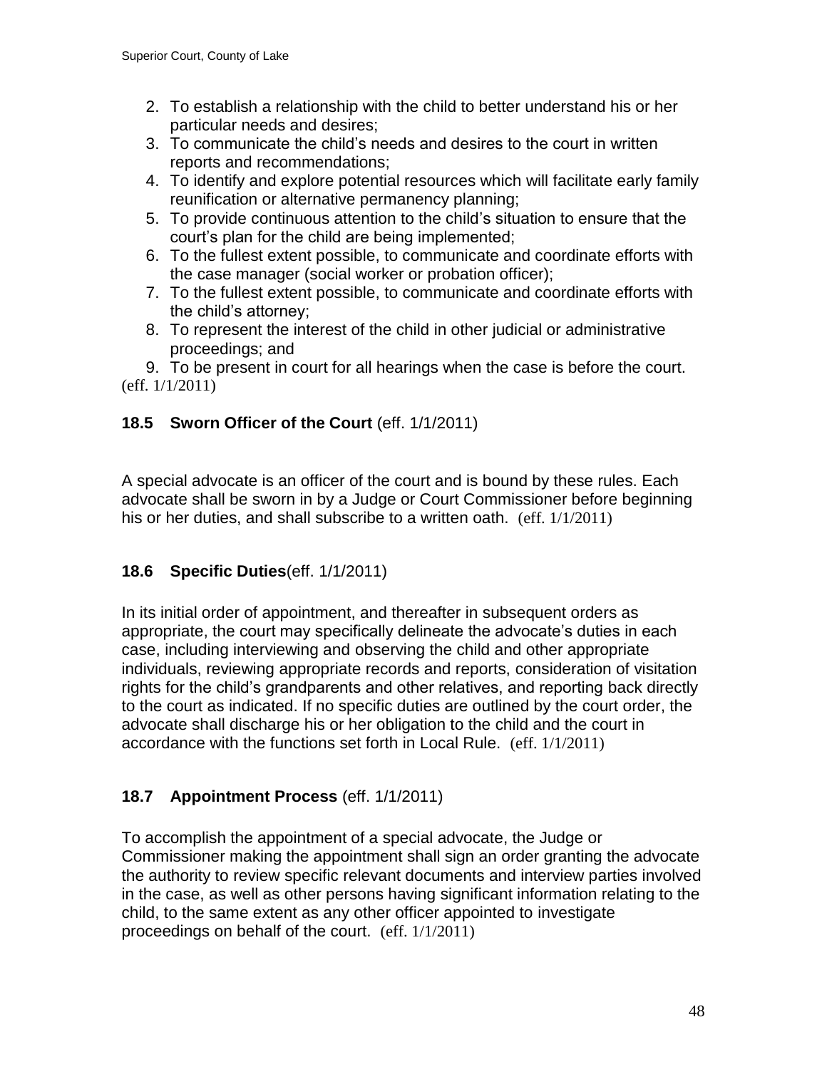2. To establish a relationship with the child to better understand his or her particular needs and desires;
3. To communicate the child's needs and desires to the court in written reports and recommendations;
4. To identify and explore potential resources which will facilitate early family reunification or alternative permanency planning;
5. To provide continuous attention to the child's situation to ensure that the court's plan for the child are being implemented;
6. To the fullest extent possible, to communicate and coordinate efforts with the case manager (social worker or probation officer);
7. To the fullest extent possible, to communicate and coordinate efforts with the child's attorney;
8. To represent the interest of the child in other judicial or administrative proceedings; and
9. To be present in court for all hearings when the case is before the court.

(eff. 1/1/2011)

### 18.5 Sworn Officer of the Court (eff. 1/1/2011)

A special advocate is an officer of the court and is bound by these rules. Each advocate shall be sworn in by a Judge or Court Commissioner before beginning his or her duties, and shall subscribe to a written oath. (eff. 1/1/2011)

### 18.6 Specific Duties(eff. 1/1/2011)

In its initial order of appointment, and thereafter in subsequent orders as appropriate, the court may specifically delineate the advocate's duties in each case, including interviewing and observing the child and other appropriate individuals, reviewing appropriate records and reports, consideration of visitation rights for the child's grandparents and other relatives, and reporting back directly to the court as indicated. If no specific duties are outlined by the court order, the advocate shall discharge his or her obligation to the child and the court in accordance with the functions set forth in Local Rule. (eff. 1/1/2011)

### 18.7 Appointment Process (eff. 1/1/2011)

To accomplish the appointment of a special advocate, the Judge or Commissioner making the appointment shall sign an order granting the advocate the authority to review specific relevant documents and interview parties involved in the case, as well as other persons having significant information relating to the child, to the same extent as any other officer appointed to investigate proceedings on behalf of the court. (eff. 1/1/2011)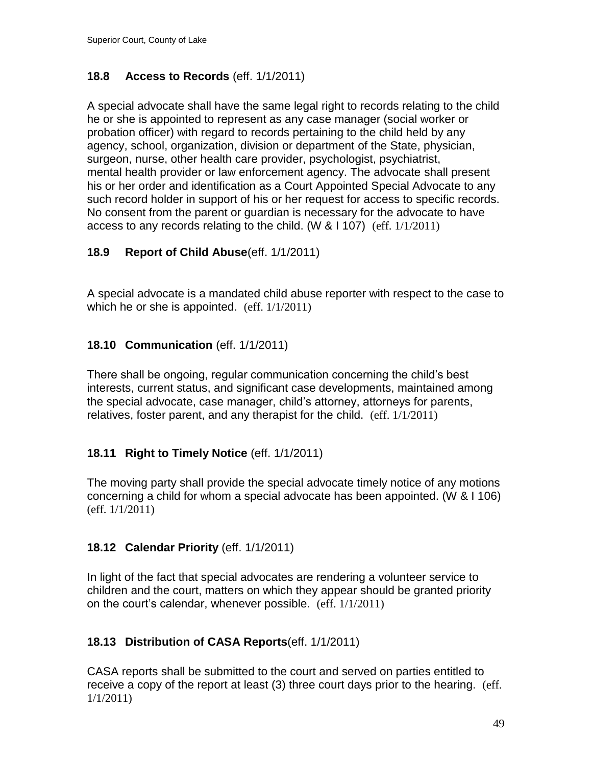## 18.8 Access to Records (eff. 1/1/2011)

A special advocate shall have the same legal right to records relating to the child he or she is appointed to represent as any case manager (social worker or probation officer) with regard to records pertaining to the child held by any agency, school, organization, division or department of the State, physician, surgeon, nurse, other health care provider, psychologist, psychiatrist, mental health provider or law enforcement agency. The advocate shall present his or her order and identification as a Court Appointed Special Advocate to any such record holder in support of his or her request for access to specific records. No consent from the parent or guardian is necessary for the advocate to have access to any records relating to the child. (W & I 107) (eff. 1/1/2011)

## 18.9 Report of Child Abuse (eff. 1/1/2011)

A special advocate is a mandated child abuse reporter with respect to the case to which he or she is appointed. (eff. 1/1/2011)

## 18.10 Communication (eff. 1/1/2011)

There shall be ongoing, regular communication concerning the child's best interests, current status, and significant case developments, maintained among the special advocate, case manager, child's attorney, attorneys for parents, relatives, foster parent, and any therapist for the child. (eff. 1/1/2011)

## 18.11 Right to Timely Notice (eff. 1/1/2011)

The moving party shall provide the special advocate timely notice of any motions concerning a child for whom a special advocate has been appointed. (W & I 106) (eff. 1/1/2011)

## 18.12 Calendar Priority (eff. 1/1/2011)

In light of the fact that special advocates are rendering a volunteer service to children and the court, matters on which they appear should be granted priority on the court's calendar, whenever possible. (eff. 1/1/2011)

## 18.13 Distribution of CASA Reports (eff. 1/1/2011)

CASA reports shall be submitted to the court and served on parties entitled to receive a copy of the report at least (3) three court days prior to the hearing. (eff. 1/1/2011)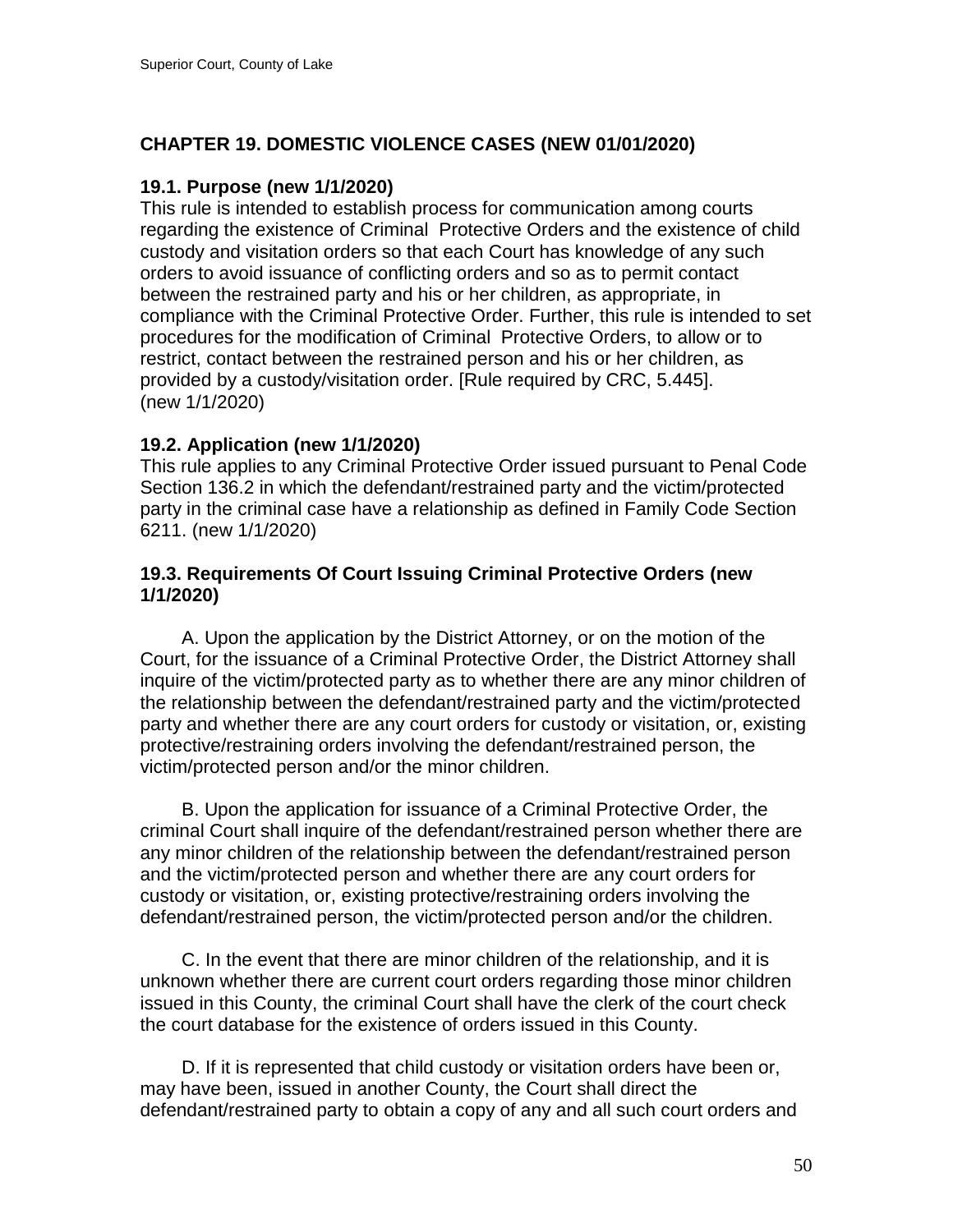## CHAPTER 19. DOMESTIC VIOLENCE CASES (NEW 01/01/2020)

### 19.1. Purpose (new 1/1/2020)

This rule is intended to establish process for communication among courts regarding the existence of Criminal Protective Orders and the existence of child custody and visitation orders so that each Court has knowledge of any such orders to avoid issuance of conflicting orders and so as to permit contact between the restrained party and his or her children, as appropriate, in compliance with the Criminal Protective Order. Further, this rule is intended to set procedures for the modification of Criminal Protective Orders, to allow or to restrict, contact between the restrained person and his or her children, as provided by a custody/visitation order. [Rule required by CRC, 5.445]. (new 1/1/2020)

### 19.2. Application (new 1/1/2020)

This rule applies to any Criminal Protective Order issued pursuant to Penal Code Section 136.2 in which the defendant/restrained party and the victim/protected party in the criminal case have a relationship as defined in Family Code Section 6211. (new 1/1/2020)

### 19.3. Requirements Of Court Issuing Criminal Protective Orders (new 1/1/2020)

A. Upon the application by the District Attorney, or on the motion of the Court, for the issuance of a Criminal Protective Order, the District Attorney shall inquire of the victim/protected party as to whether there are any minor children of the relationship between the defendant/restrained party and the victim/protected party and whether there are any court orders for custody or visitation, or, existing protective/restraining orders involving the defendant/restrained person, the victim/protected person and/or the minor children.

B. Upon the application for issuance of a Criminal Protective Order, the criminal Court shall inquire of the defendant/restrained person whether there are any minor children of the relationship between the defendant/restrained person and the victim/protected person and whether there are any court orders for custody or visitation, or, existing protective/restraining orders involving the defendant/restrained person, the victim/protected person and/or the children.

C. In the event that there are minor children of the relationship, and it is unknown whether there are current court orders regarding those minor children issued in this County, the criminal Court shall have the clerk of the court check the court database for the existence of orders issued in this County.

D. If it is represented that child custody or visitation orders have been or, may have been, issued in another County, the Court shall direct the defendant/restrained party to obtain a copy of any and all such court orders and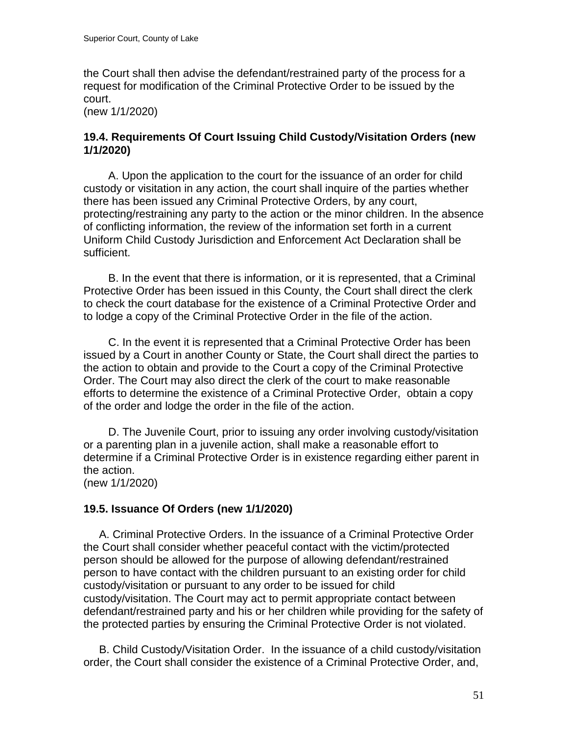the Court shall then advise the defendant/restrained party of the process for a request for modification of the Criminal Protective Order to be issued by the court.
(new 1/1/2020)

### 19.4. Requirements Of Court Issuing Child Custody/Visitation Orders (new 1/1/2020)

A. Upon the application to the court for the issuance of an order for child custody or visitation in any action, the court shall inquire of the parties whether there has been issued any Criminal Protective Orders, by any court, protecting/restraining any party to the action or the minor children. In the absence of conflicting information, the review of the information set forth in a current Uniform Child Custody Jurisdiction and Enforcement Act Declaration shall be sufficient.

B. In the event that there is information, or it is represented, that a Criminal Protective Order has been issued in this County, the Court shall direct the clerk to check the court database for the existence of a Criminal Protective Order and to lodge a copy of the Criminal Protective Order in the file of the action.

C. In the event it is represented that a Criminal Protective Order has been issued by a Court in another County or State, the Court shall direct the parties to the action to obtain and provide to the Court a copy of the Criminal Protective Order. The Court may also direct the clerk of the court to make reasonable efforts to determine the existence of a Criminal Protective Order, obtain a copy of the order and lodge the order in the file of the action.

D. The Juvenile Court, prior to issuing any order involving custody/visitation or a parenting plan in a juvenile action, shall make a reasonable effort to determine if a Criminal Protective Order is in existence regarding either parent in the action.
(new 1/1/2020)

### 19.5. Issuance Of Orders (new 1/1/2020)

A. Criminal Protective Orders. In the issuance of a Criminal Protective Order the Court shall consider whether peaceful contact with the victim/protected person should be allowed for the purpose of allowing defendant/restrained person to have contact with the children pursuant to an existing order for child custody/visitation or pursuant to any order to be issued for child custody/visitation. The Court may act to permit appropriate contact between defendant/restrained party and his or her children while providing for the safety of the protected parties by ensuring the Criminal Protective Order is not violated.

B. Child Custody/Visitation Order. In the issuance of a child custody/visitation order, the Court shall consider the existence of a Criminal Protective Order, and,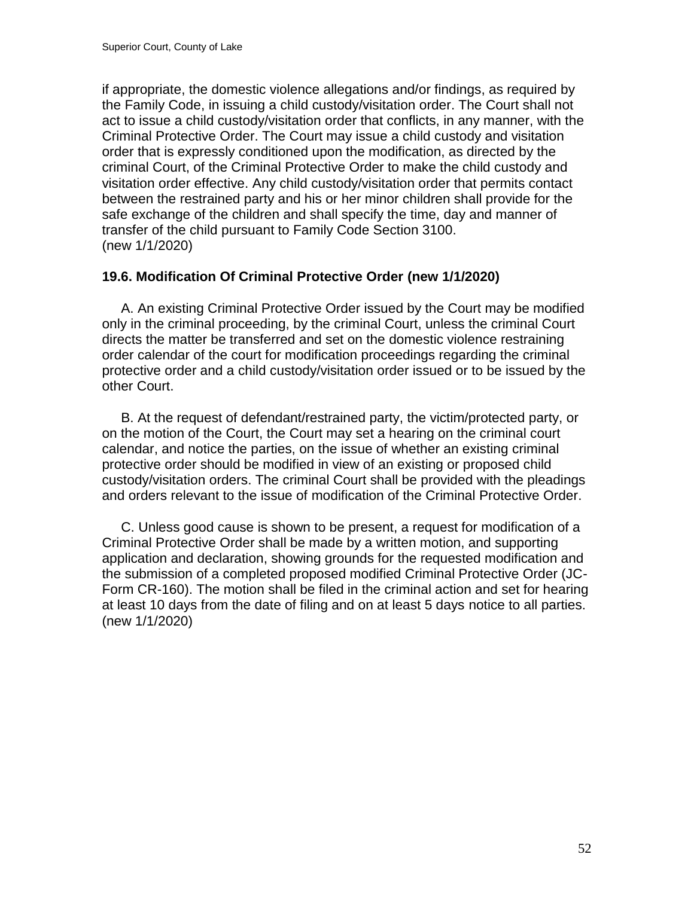if appropriate, the domestic violence allegations and/or findings, as required by the Family Code, in issuing a child custody/visitation order. The Court shall not act to issue a child custody/visitation order that conflicts, in any manner, with the Criminal Protective Order. The Court may issue a child custody and visitation order that is expressly conditioned upon the modification, as directed by the criminal Court, of the Criminal Protective Order to make the child custody and visitation order effective. Any child custody/visitation order that permits contact between the restrained party and his or her minor children shall provide for the safe exchange of the children and shall specify the time, day and manner of transfer of the child pursuant to Family Code Section 3100.
(new 1/1/2020)

### 19.6. Modification Of Criminal Protective Order (new 1/1/2020)

A. An existing Criminal Protective Order issued by the Court may be modified only in the criminal proceeding, by the criminal Court, unless the criminal Court directs the matter be transferred and set on the domestic violence restraining order calendar of the court for modification proceedings regarding the criminal protective order and a child custody/visitation order issued or to be issued by the other Court.

B. At the request of defendant/restrained party, the victim/protected party, or on the motion of the Court, the Court may set a hearing on the criminal court calendar, and notice the parties, on the issue of whether an existing criminal protective order should be modified in view of an existing or proposed child custody/visitation orders. The criminal Court shall be provided with the pleadings and orders relevant to the issue of modification of the Criminal Protective Order.

C. Unless good cause is shown to be present, a request for modification of a Criminal Protective Order shall be made by a written motion, and supporting application and declaration, showing grounds for the requested modification and the submission of a completed proposed modified Criminal Protective Order (JC-Form CR-160). The motion shall be filed in the criminal action and set for hearing at least 10 days from the date of filing and on at least 5 days notice to all parties.
(new 1/1/2020)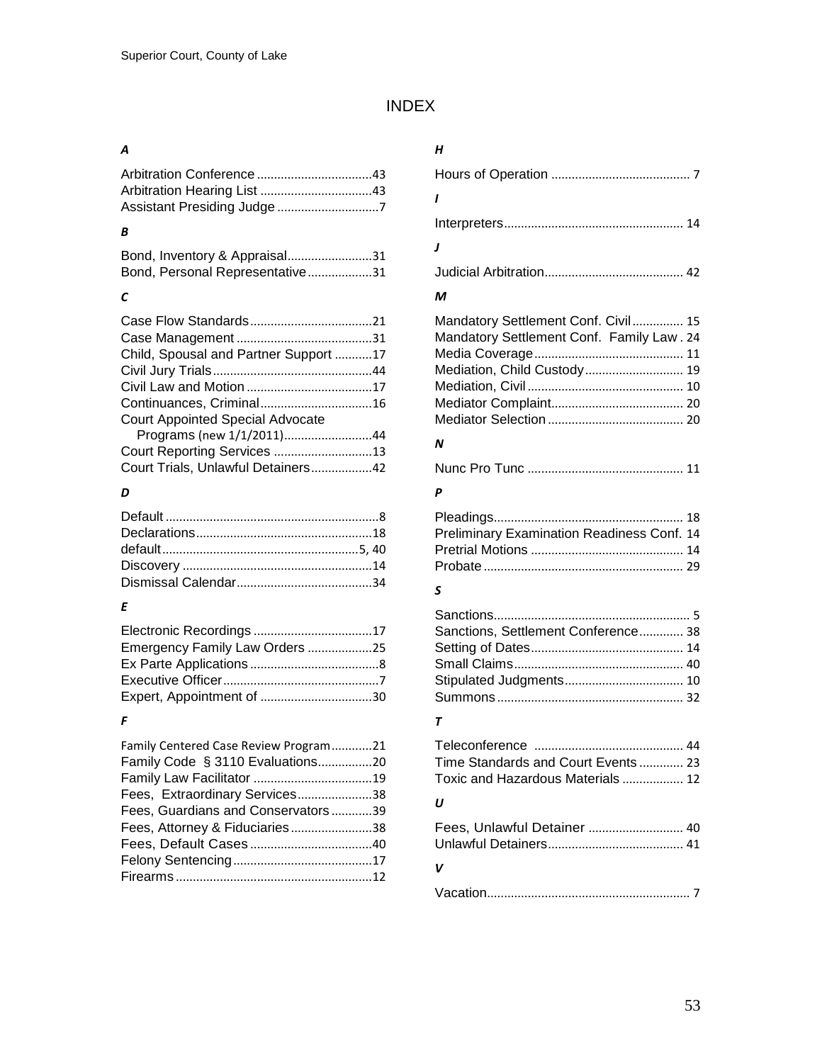# INDEX

### *A*

Arbitration Conference ..................................43
Arbitration Hearing List .................................43
Assistant Presiding Judge .............................7

### *B*

Bond, Inventory & Appraisal.........................31
Bond, Personal Representative...................31

### *C*

Case Flow Standards....................................21
Case Management ........................................31
Child, Spousal and Partner Support ...........17
Civil Jury Trials...............................................44
Civil Law and Motion .....................................17
Continuances, Criminal.................................16
Court Appointed Special Advocate
  Programs (new 1/1/2011)..........................44
Court Reporting Services .............................13
Court Trials, Unlawful Detainers..................42

### *D*

Default ...............................................................8
Declarations....................................................18
default..........................................................5, 40
Discovery ........................................................14
Dismissal Calendar........................................34

### *E*

Electronic Recordings ...................................17
Emergency Family Law Orders ...................25
Ex Parte Applications ......................................8
Executive Officer..............................................7
Expert, Appointment of .................................30

### *F*

Family Centered Case Review Program............21
Family Code § 3110 Evaluations................20
Family Law Facilitator ...................................19
Fees, Extraordinary Services......................38
Fees, Guardians and Conservators ............39
Fees, Attorney & Fiduciaries........................38
Fees, Default Cases ....................................40
Felony Sentencing.........................................17
Firearms ..........................................................12

### *H*

Hours of Operation ......................................... 7

### *I*

Interpreters..................................................... 14

### *J*

Judicial Arbitration......................................... 42

### *M*

Mandatory Settlement Conf. Civil ............... 15
Mandatory Settlement Conf. Family Law . 24
Media Coverage ............................................ 11
Mediation, Child Custody............................. 19
Mediation, Civil .............................................. 10
Mediator Complaint....................................... 20
Mediator Selection ........................................ 20

### *N*

Nunc Pro Tunc .............................................. 11

### *P*

Pleadings........................................................ 18
Preliminary Examination Readiness Conf. 14
Pretrial Motions ............................................. 14
Probate ........................................................... 29

### *S*

Sanctions.......................................................... 5
Sanctions, Settlement Conference............. 38
Setting of Dates............................................. 14
Small Claims.................................................. 40
Stipulated Judgments................................... 10
Summons....................................................... 32

### *T*

Teleconference ............................................ 44
Time Standards and Court Events ............. 23
Toxic and Hazardous Materials .................. 12

### *U*

Fees, Unlawful Detainer ............................ 40
Unlawful Detainers........................................ 41

### *V*

Vacation............................................................ 7